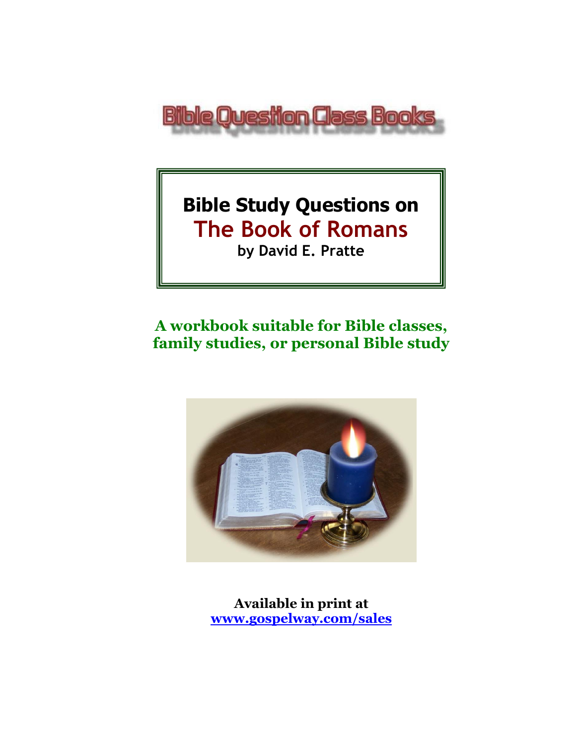Bible Question Class Books

# Bible Study Questions on
# The Book of Romans

**by David E. Pratte**

**A workbook suitable for Bible classes, family studies, or personal Bible study**

**Available in print at**
**[www.gospelway.com/sales](www.gospelway.com/sales)**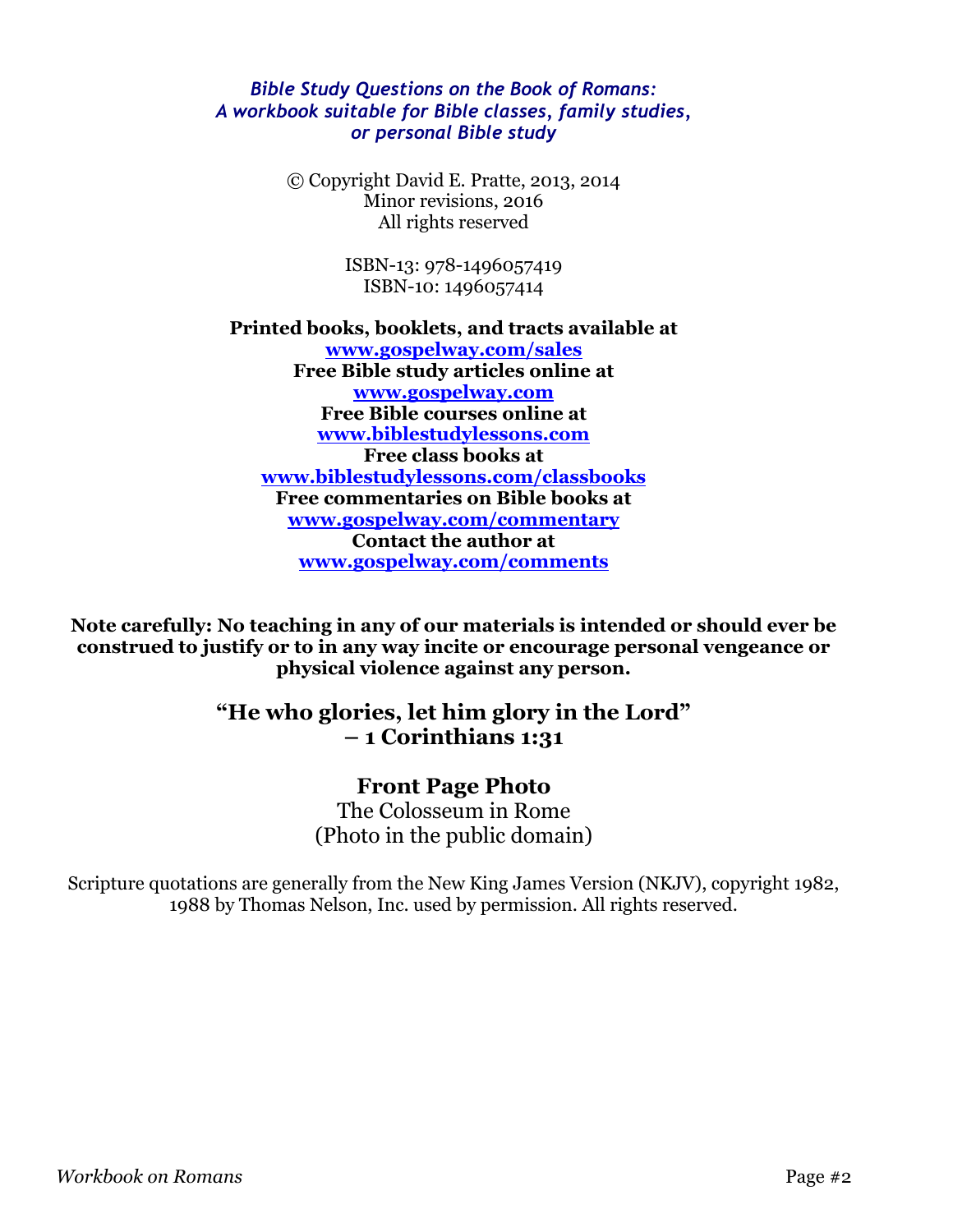*Bible Study Questions on the Book of Romans:*
*A workbook suitable for Bible classes, family studies, or personal Bible study*

© Copyright David E. Pratte, 2013, 2014
Minor revisions, 2016
All rights reserved

ISBN-13: 978-1496057419
ISBN-10: 1496057414

**Printed books, booklets, and tracts available at**
**www.gospelway.com/sales**
**Free Bible study articles online at**
**www.gospelway.com**
**Free Bible courses online at**
**www.biblestudylessons.com**
**Free class books at**
**www.biblestudylessons.com/classbooks**
**Free commentaries on Bible books at**
**www.gospelway.com/commentary**
**Contact the author at**
**www.gospelway.com/comments**

**Note carefully: No teaching in any of our materials is intended or should ever be construed to justify or to in any way incite or encourage personal vengeance or physical violence against any person.**

## "He who glories, let him glory in the Lord" – 1 Corinthians 1:31

## Front Page Photo

The Colosseum in Rome
(Photo in the public domain)

Scripture quotations are generally from the New King James Version (NKJV), copyright 1982, 1988 by Thomas Nelson, Inc. used by permission. All rights reserved.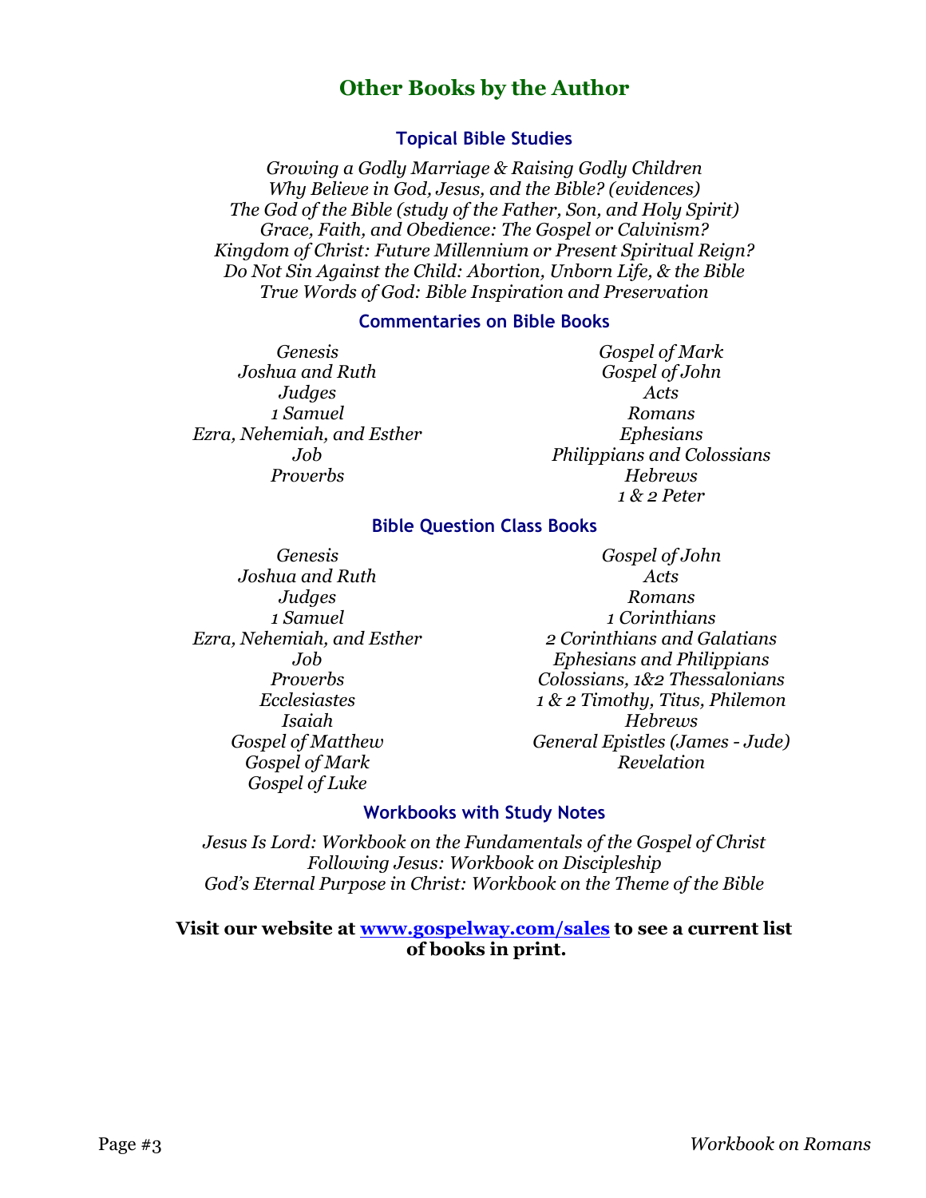## Other Books by the Author

### Topical Bible Studies

*Growing a Godly Marriage & Raising Godly Children*
*Why Believe in God, Jesus, and the Bible? (evidences)*
*The God of the Bible (study of the Father, Son, and Holy Spirit)*
*Grace, Faith, and Obedience: The Gospel or Calvinism?*
*Kingdom of Christ: Future Millennium or Present Spiritual Reign?*
*Do Not Sin Against the Child: Abortion, Unborn Life, & the Bible*
*True Words of God: Bible Inspiration and Preservation*

### Commentaries on Bible Books

*Genesis*
*Joshua and Ruth*
*Judges*
*1 Samuel*
*Ezra, Nehemiah, and Esther*
*Job*
*Proverbs*
*Gospel of Mark*
*Gospel of John*
*Acts*
*Romans*
*Ephesians*
*Philippians and Colossians*
*Hebrews*
*1 & 2 Peter*

### Bible Question Class Books

*Genesis*
*Joshua and Ruth*
*Judges*
*1 Samuel*
*Ezra, Nehemiah, and Esther*
*Job*
*Proverbs*
*Ecclesiastes*
*Isaiah*
*Gospel of Matthew*
*Gospel of Mark*
*Gospel of Luke*
*Gospel of John*
*Acts*
*Romans*
*1 Corinthians*
*2 Corinthians and Galatians*
*Ephesians and Philippians*
*Colossians, 1&2 Thessalonians*
*1 & 2 Timothy, Titus, Philemon*
*Hebrews*
*General Epistles (James - Jude)*
*Revelation*

### Workbooks with Study Notes

*Jesus Is Lord: Workbook on the Fundamentals of the Gospel of Christ*
*Following Jesus: Workbook on Discipleship*
*God's Eternal Purpose in Christ: Workbook on the Theme of the Bible*

**Visit our website at [www.gospelway.com/sales](http://www.gospelway.com/sales) to see a current list of books in print.**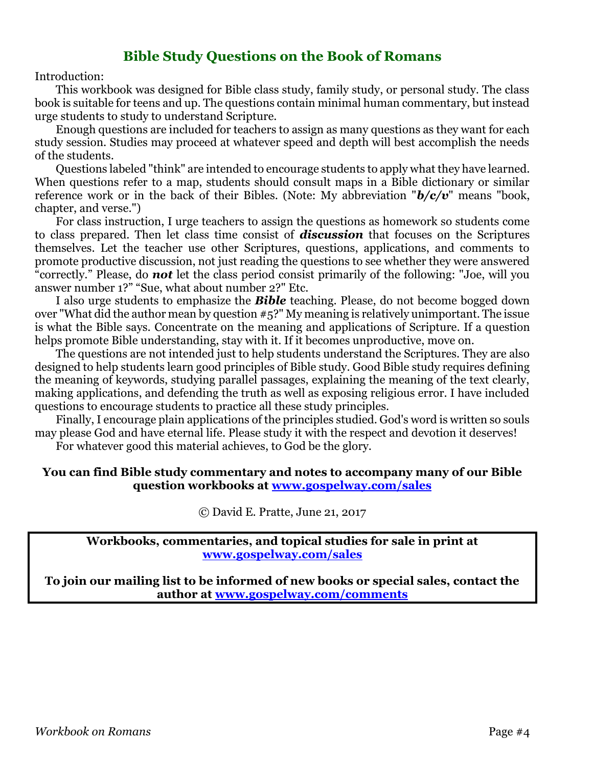## Bible Study Questions on the Book of Romans

Introduction:

This workbook was designed for Bible class study, family study, or personal study. The class book is suitable for teens and up. The questions contain minimal human commentary, but instead urge students to study to understand Scripture.

Enough questions are included for teachers to assign as many questions as they want for each study session. Studies may proceed at whatever speed and depth will best accomplish the needs of the students.

Questions labeled "think" are intended to encourage students to apply what they have learned. When questions refer to a map, students should consult maps in a Bible dictionary or similar reference work or in the back of their Bibles. (Note: My abbreviation "***b/c/v***" means "book, chapter, and verse.")

For class instruction, I urge teachers to assign the questions as homework so students come to class prepared. Then let class time consist of ***discussion*** that focuses on the Scriptures themselves. Let the teacher use other Scriptures, questions, applications, and comments to promote productive discussion, not just reading the questions to see whether they were answered "correctly." Please, do ***not*** let the class period consist primarily of the following: "Joe, will you answer number 1?" "Sue, what about number 2?" Etc.

I also urge students to emphasize the ***Bible*** teaching. Please, do not become bogged down over "What did the author mean by question #5?" My meaning is relatively unimportant. The issue is what the Bible says. Concentrate on the meaning and applications of Scripture. If a question helps promote Bible understanding, stay with it. If it becomes unproductive, move on.

The questions are not intended just to help students understand the Scriptures. They are also designed to help students learn good principles of Bible study. Good Bible study requires defining the meaning of keywords, studying parallel passages, explaining the meaning of the text clearly, making applications, and defending the truth as well as exposing religious error. I have included questions to encourage students to practice all these study principles.

Finally, I encourage plain applications of the principles studied. God's word is written so souls may please God and have eternal life. Please study it with the respect and devotion it deserves!

For whatever good this material achieves, to God be the glory.

**You can find Bible study commentary and notes to accompany many of our Bible question workbooks at [www.gospelway.com/sales](www.gospelway.com/sales)**

© David E. Pratte, June 21, 2017

**Workbooks, commentaries, and topical studies for sale in print at [www.gospelway.com/sales](www.gospelway.com/sales)**

**To join our mailing list to be informed of new books or special sales, contact the author at [www.gospelway.com/comments](www.gospelway.com/comments)**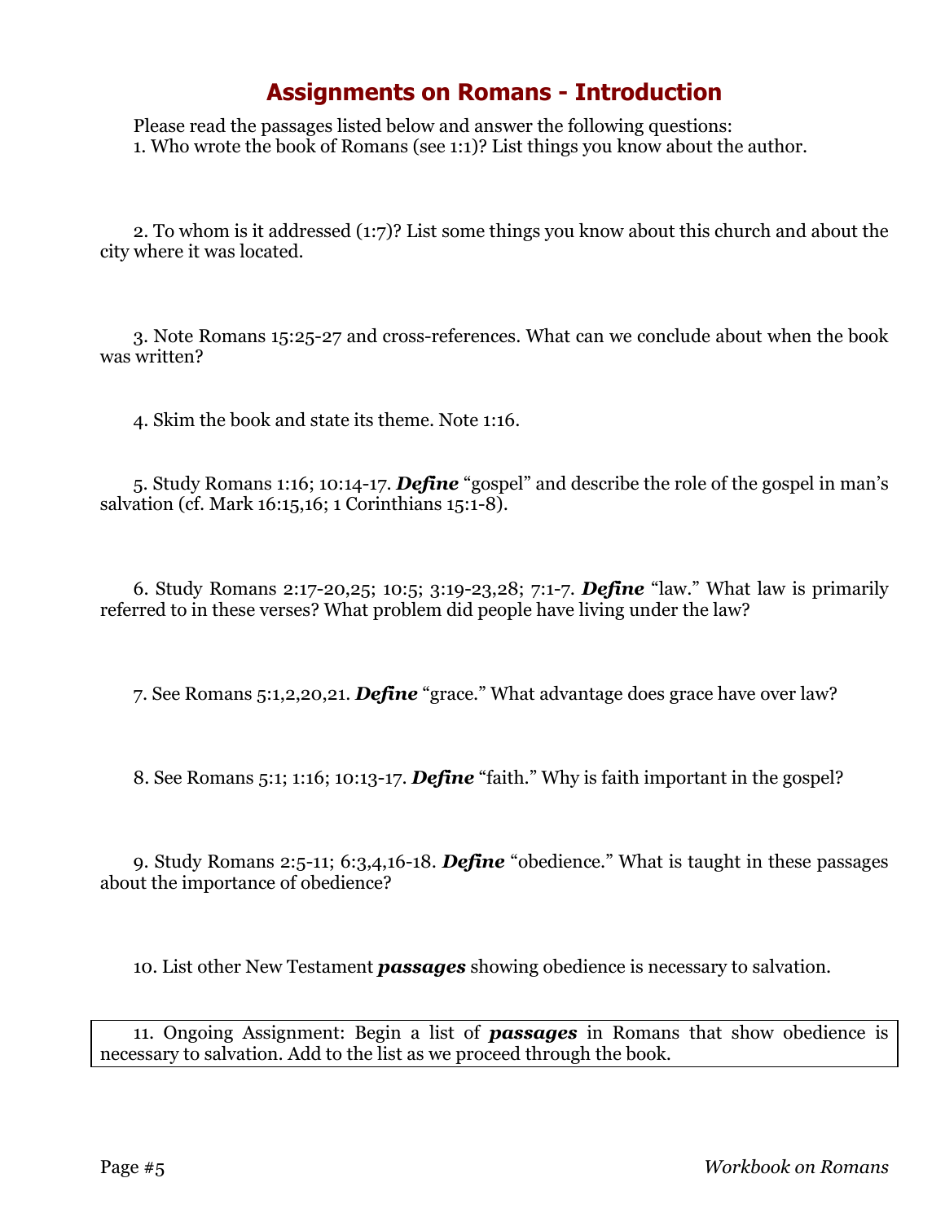# Assignments on Romans - Introduction

Please read the passages listed below and answer the following questions:

1. Who wrote the book of Romans (see 1:1)? List things you know about the author.

2. To whom is it addressed (1:7)? List some things you know about this church and about the city where it was located.

3. Note Romans 15:25-27 and cross-references. What can we conclude about when the book was written?

4. Skim the book and state its theme. Note 1:16.

5. Study Romans 1:16; 10:14-17. ***Define*** "gospel" and describe the role of the gospel in man's salvation (cf. Mark 16:15,16; 1 Corinthians 15:1-8).

6. Study Romans 2:17-20,25; 10:5; 3:19-23,28; 7:1-7. ***Define*** "law." What law is primarily referred to in these verses? What problem did people have living under the law?

7. See Romans 5:1,2,20,21. ***Define*** "grace." What advantage does grace have over law?

8. See Romans 5:1; 1:16; 10:13-17. ***Define*** "faith." Why is faith important in the gospel?

9. Study Romans 2:5-11; 6:3,4,16-18. ***Define*** "obedience." What is taught in these passages about the importance of obedience?

10. List other New Testament ***passages*** showing obedience is necessary to salvation.

11. Ongoing Assignment: Begin a list of ***passages*** in Romans that show obedience is necessary to salvation. Add to the list as we proceed through the book.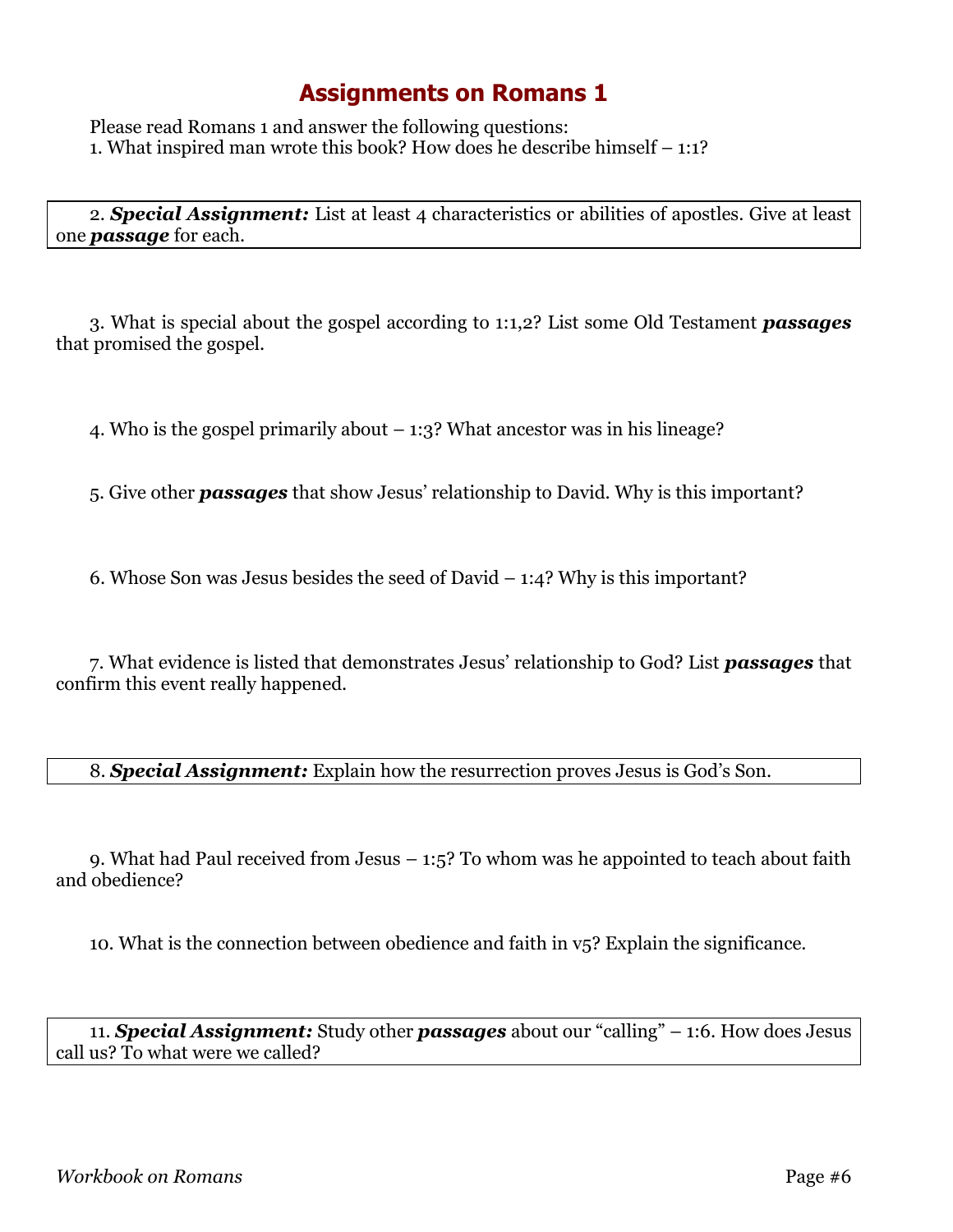# Assignments on Romans 1

Please read Romans 1 and answer the following questions:

1. What inspired man wrote this book? How does he describe himself – 1:1?

2. ***Special Assignment:*** List at least 4 characteristics or abilities of apostles. Give at least one ***passage*** for each.

3. What is special about the gospel according to 1:1,2? List some Old Testament ***passages*** that promised the gospel.

4. Who is the gospel primarily about – 1:3? What ancestor was in his lineage?

5. Give other ***passages*** that show Jesus' relationship to David. Why is this important?

6. Whose Son was Jesus besides the seed of David – 1:4? Why is this important?

7. What evidence is listed that demonstrates Jesus' relationship to God? List ***passages*** that confirm this event really happened.

8. ***Special Assignment:*** Explain how the resurrection proves Jesus is God's Son.

9. What had Paul received from Jesus – 1:5? To whom was he appointed to teach about faith and obedience?

10. What is the connection between obedience and faith in v5? Explain the significance.

11. ***Special Assignment:*** Study other ***passages*** about our "calling" – 1:6. How does Jesus call us? To what were we called?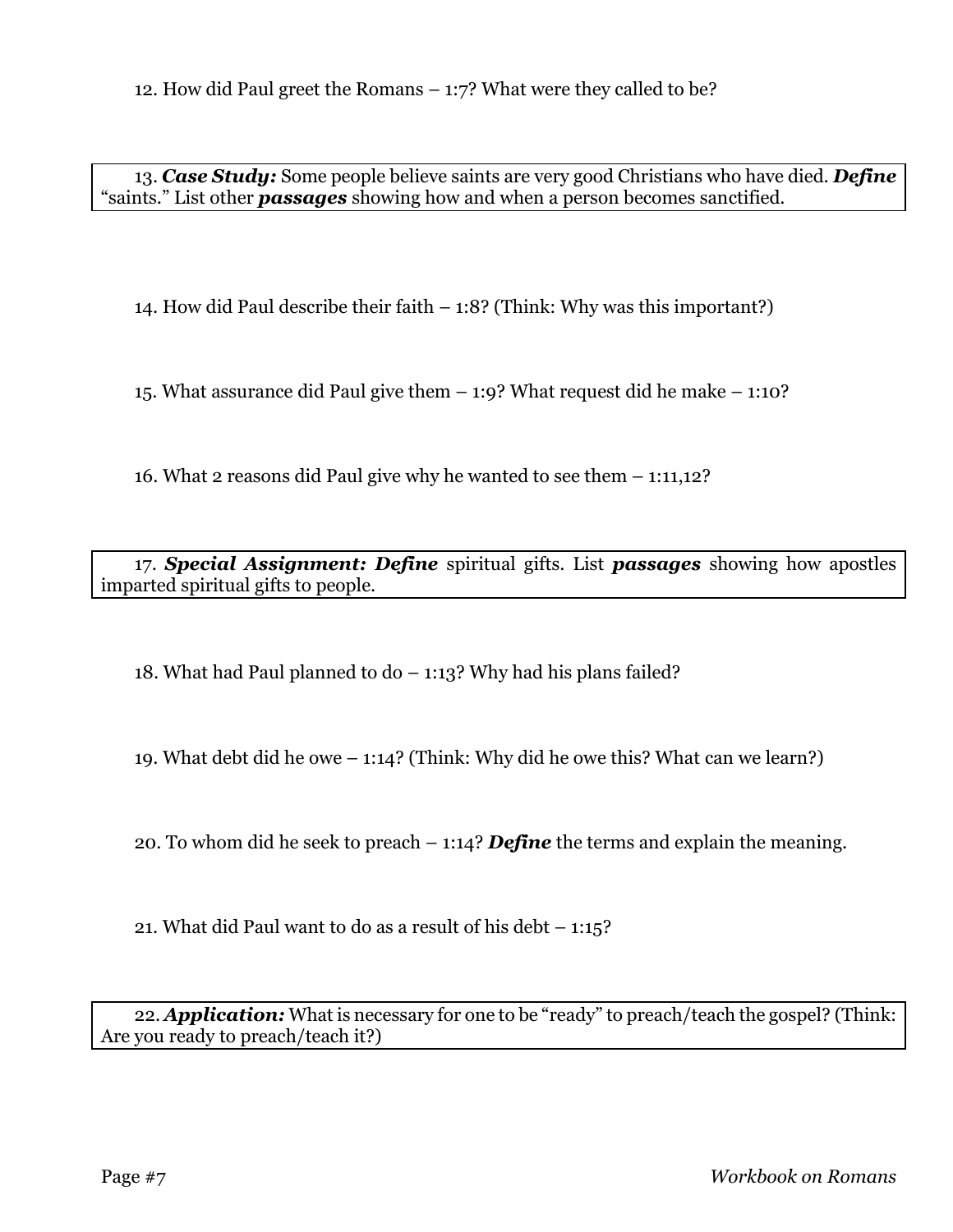12. How did Paul greet the Romans – 1:7? What were they called to be?

13. ***Case Study:*** Some people believe saints are very good Christians who have died. ***Define*** "saints." List other ***passages*** showing how and when a person becomes sanctified.

14. How did Paul describe their faith – 1:8? (Think: Why was this important?)

15. What assurance did Paul give them – 1:9? What request did he make – 1:10?

16. What 2 reasons did Paul give why he wanted to see them – 1:11,12?

17. ***Special Assignment: Define*** spiritual gifts. List ***passages*** showing how apostles imparted spiritual gifts to people.

18. What had Paul planned to do – 1:13? Why had his plans failed?

19. What debt did he owe – 1:14? (Think: Why did he owe this? What can we learn?)

20. To whom did he seek to preach – 1:14? ***Define*** the terms and explain the meaning.

21. What did Paul want to do as a result of his debt – 1:15?

22. ***Application:*** What is necessary for one to be "ready" to preach/teach the gospel? (Think: Are you ready to preach/teach it?)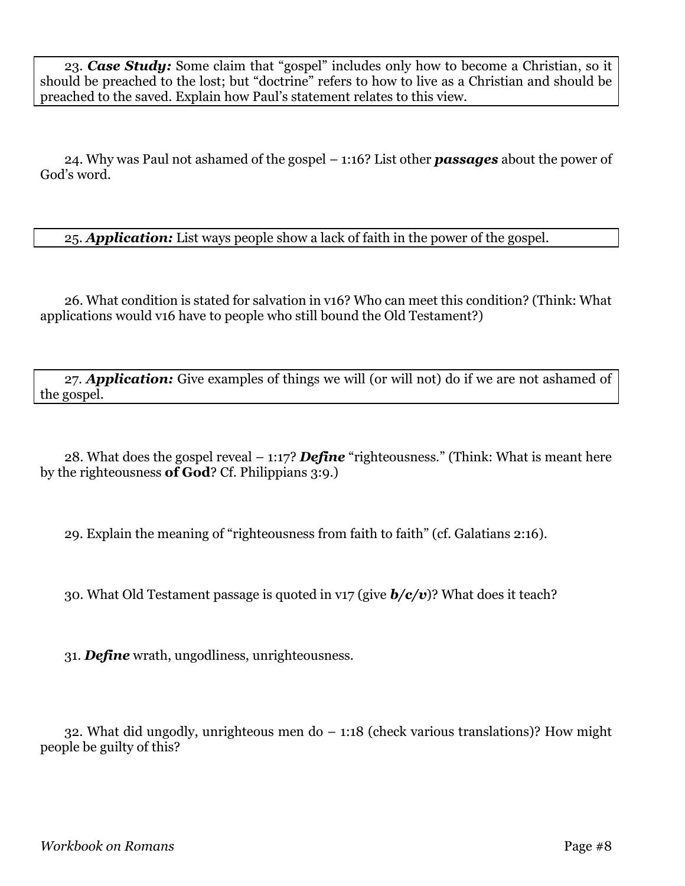23. ***Case Study:*** Some claim that "gospel" includes only how to become a Christian, so it should be preached to the lost; but "doctrine" refers to how to live as a Christian and should be preached to the saved. Explain how Paul's statement relates to this view.

24. Why was Paul not ashamed of the gospel – 1:16? List other ***passages*** about the power of God's word.

25. ***Application:*** List ways people show a lack of faith in the power of the gospel.

26. What condition is stated for salvation in v16? Who can meet this condition? (Think: What applications would v16 have to people who still bound the Old Testament?)

27. ***Application:*** Give examples of things we will (or will not) do if we are not ashamed of the gospel.

28. What does the gospel reveal – 1:17? ***Define*** "righteousness." (Think: What is meant here by the righteousness **of God**? Cf. Philippians 3:9.)

29. Explain the meaning of "righteousness from faith to faith" (cf. Galatians 2:16).

30. What Old Testament passage is quoted in v17 (give ***b/c/v***)? What does it teach?

31. ***Define*** wrath, ungodliness, unrighteousness.

32. What did ungodly, unrighteous men do – 1:18 (check various translations)? How might people be guilty of this?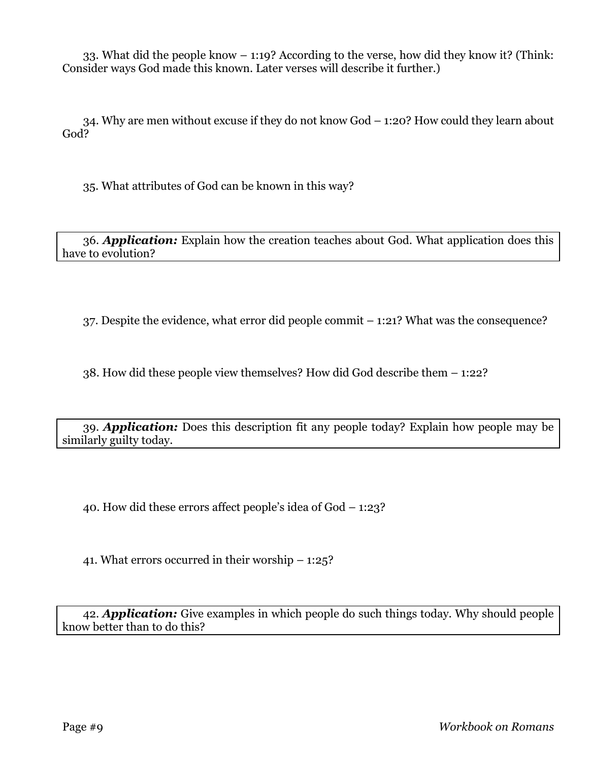33. What did the people know – 1:19? According to the verse, how did they know it? (Think: Consider ways God made this known. Later verses will describe it further.)

34. Why are men without excuse if they do not know God – 1:20? How could they learn about God?

35. What attributes of God can be known in this way?

36. ***Application:*** Explain how the creation teaches about God. What application does this have to evolution?

37. Despite the evidence, what error did people commit – 1:21? What was the consequence?

38. How did these people view themselves? How did God describe them – 1:22?

39. ***Application:*** Does this description fit any people today? Explain how people may be similarly guilty today.

40. How did these errors affect people's idea of God – 1:23?

41. What errors occurred in their worship – 1:25?

42. ***Application:*** Give examples in which people do such things today. Why should people know better than to do this?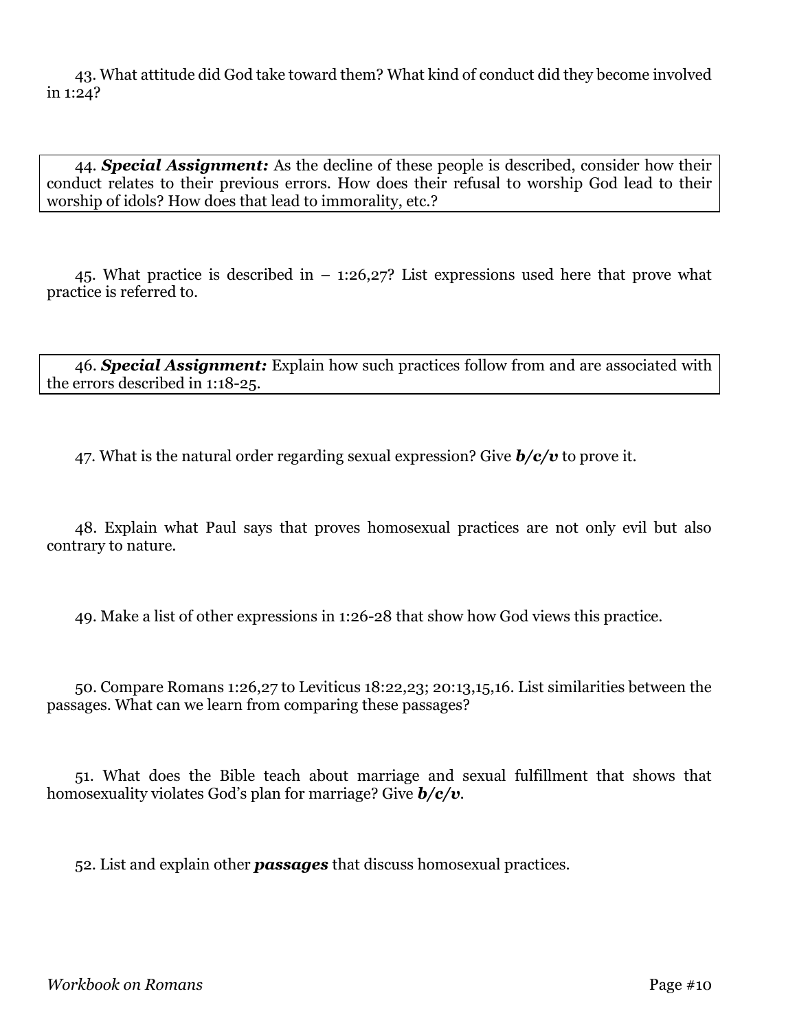43. What attitude did God take toward them? What kind of conduct did they become involved in 1:24?

44. ***Special Assignment:*** As the decline of these people is described, consider how their conduct relates to their previous errors. How does their refusal to worship God lead to their worship of idols? How does that lead to immorality, etc.?

45. What practice is described in – 1:26,27? List expressions used here that prove what practice is referred to.

46. ***Special Assignment:*** Explain how such practices follow from and are associated with the errors described in 1:18-25.

47. What is the natural order regarding sexual expression? Give ***b/c/v*** to prove it.

48. Explain what Paul says that proves homosexual practices are not only evil but also contrary to nature.

49. Make a list of other expressions in 1:26-28 that show how God views this practice.

50. Compare Romans 1:26,27 to Leviticus 18:22,23; 20:13,15,16. List similarities between the passages. What can we learn from comparing these passages?

51. What does the Bible teach about marriage and sexual fulfillment that shows that homosexuality violates God's plan for marriage? Give ***b/c/v***.

52. List and explain other ***passages*** that discuss homosexual practices.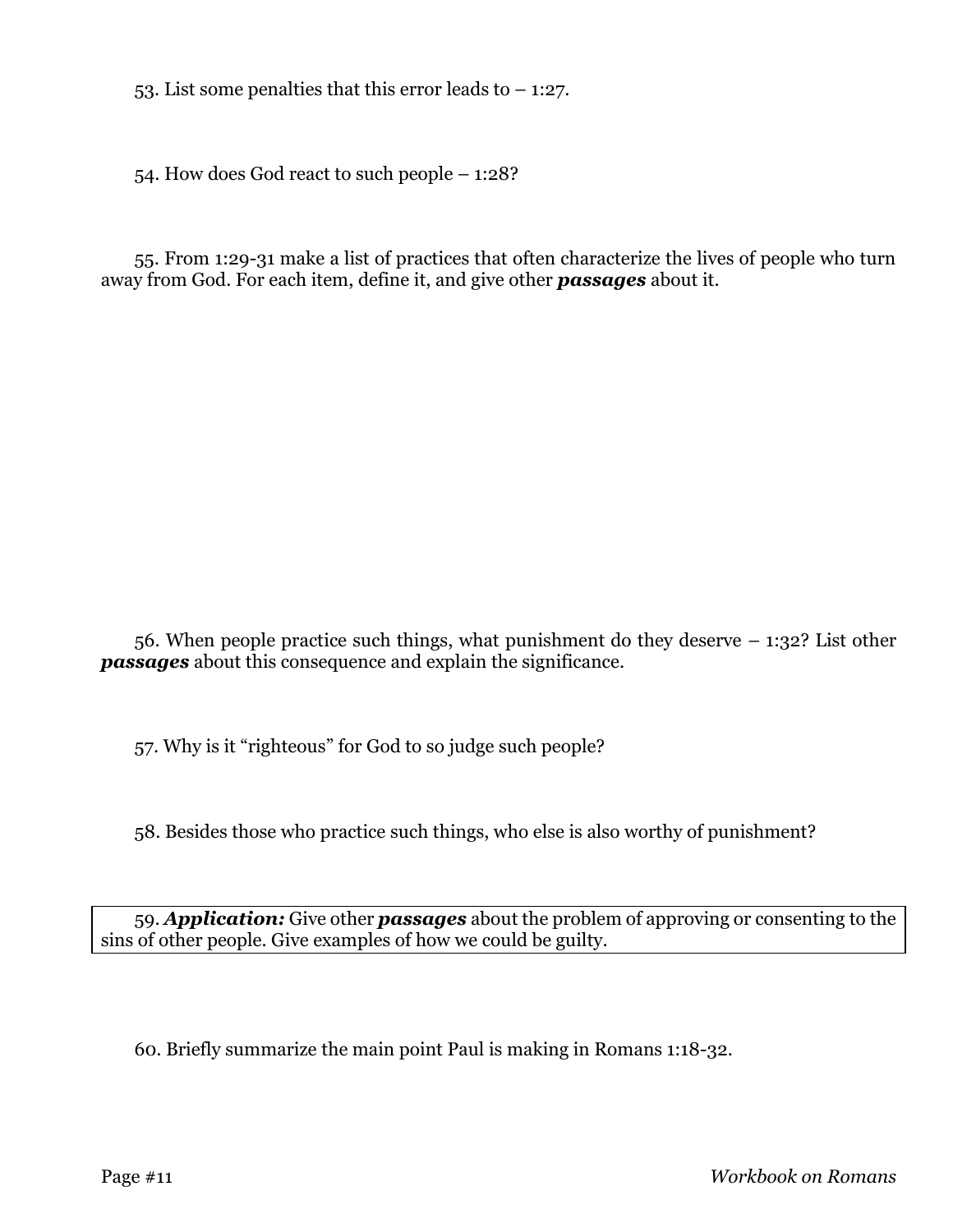53. List some penalties that this error leads to – 1:27.

54. How does God react to such people – 1:28?

55. From 1:29-31 make a list of practices that often characterize the lives of people who turn away from God. For each item, define it, and give other ***passages*** about it.

56. When people practice such things, what punishment do they deserve – 1:32? List other ***passages*** about this consequence and explain the significance.

57. Why is it "righteous" for God to so judge such people?

58. Besides those who practice such things, who else is also worthy of punishment?

59. ***Application:*** Give other ***passages*** about the problem of approving or consenting to the sins of other people. Give examples of how we could be guilty.

60. Briefly summarize the main point Paul is making in Romans 1:18-32.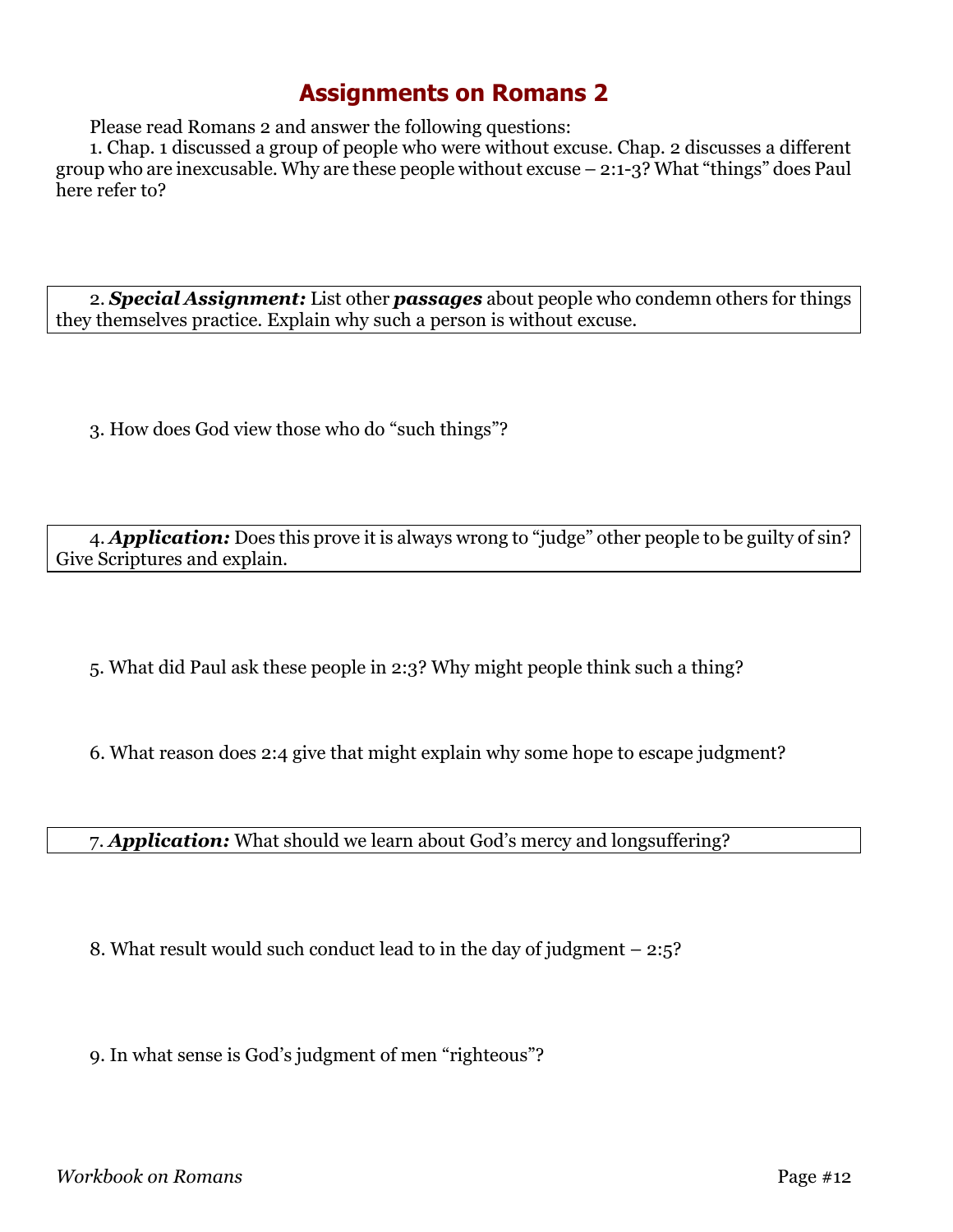# Assignments on Romans 2

Please read Romans 2 and answer the following questions:

1. Chap. 1 discussed a group of people who were without excuse. Chap. 2 discusses a different group who are inexcusable. Why are these people without excuse – 2:1-3? What "things" does Paul here refer to?

2. ***Special Assignment:*** List other ***passages*** about people who condemn others for things they themselves practice. Explain why such a person is without excuse.

3. How does God view those who do "such things"?

4. ***Application:*** Does this prove it is always wrong to "judge" other people to be guilty of sin? Give Scriptures and explain.

5. What did Paul ask these people in 2:3? Why might people think such a thing?

6. What reason does 2:4 give that might explain why some hope to escape judgment?

7. ***Application:*** What should we learn about God's mercy and longsuffering?

8. What result would such conduct lead to in the day of judgment – 2:5?

9. In what sense is God's judgment of men "righteous"?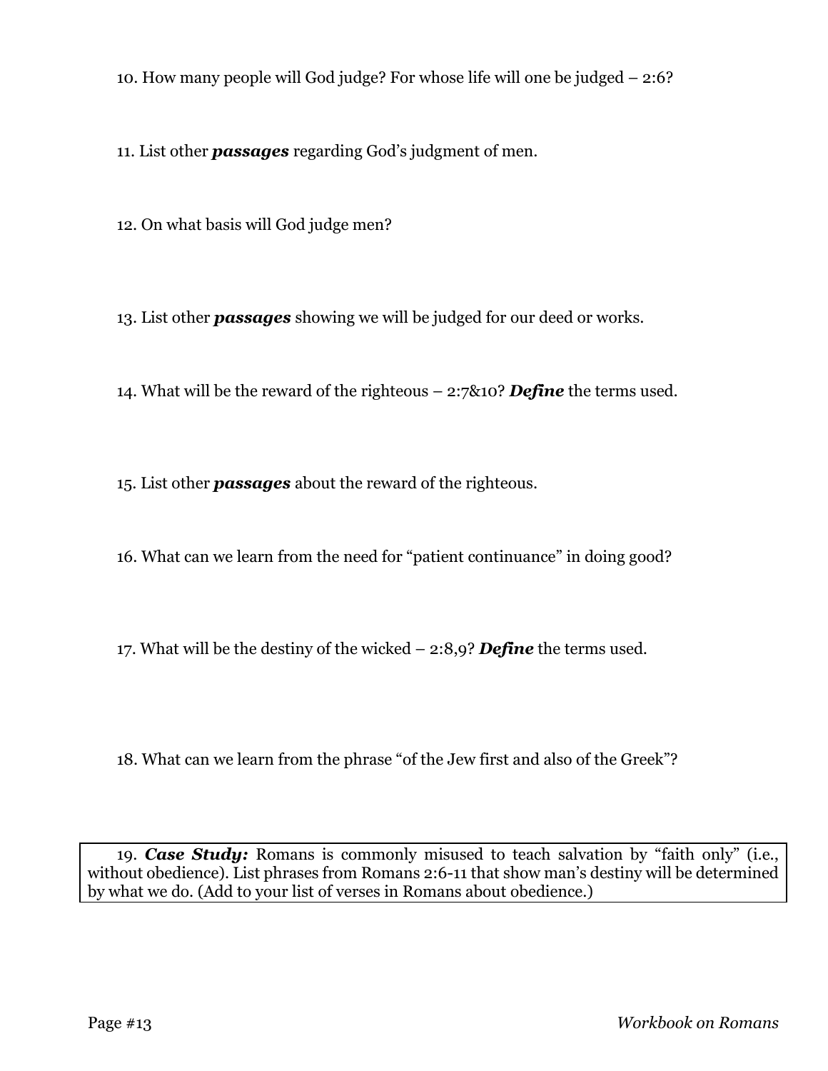10. How many people will God judge? For whose life will one be judged – 2:6?

11. List other ***passages*** regarding God's judgment of men.

12. On what basis will God judge men?

13. List other ***passages*** showing we will be judged for our deed or works.

14. What will be the reward of the righteous – 2:7&10? ***Define*** the terms used.

15. List other ***passages*** about the reward of the righteous.

16. What can we learn from the need for "patient continuance" in doing good?

17. What will be the destiny of the wicked – 2:8,9? ***Define*** the terms used.

18. What can we learn from the phrase "of the Jew first and also of the Greek"?

19. ***Case Study:*** Romans is commonly misused to teach salvation by "faith only" (i.e., without obedience). List phrases from Romans 2:6-11 that show man's destiny will be determined by what we do. (Add to your list of verses in Romans about obedience.)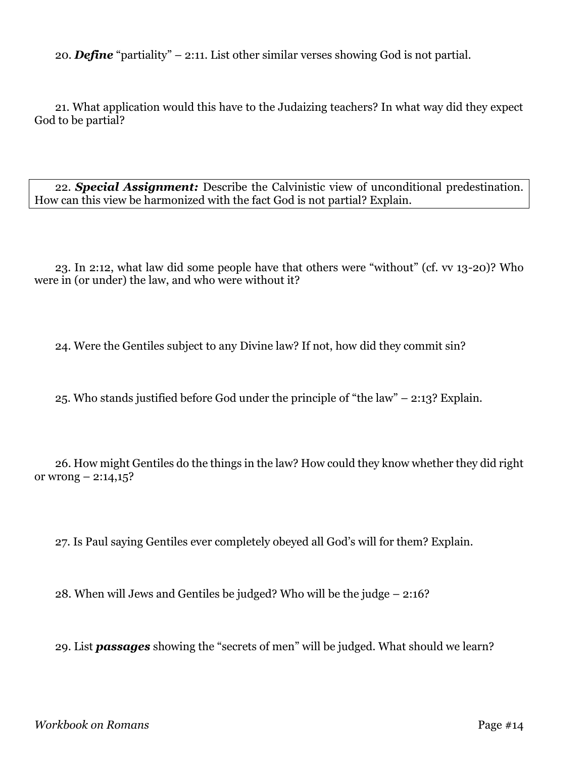20. ***Define*** "partiality" – 2:11. List other similar verses showing God is not partial.

21. What application would this have to the Judaizing teachers? In what way did they expect God to be partial?

22. ***Special Assignment:*** Describe the Calvinistic view of unconditional predestination. How can this view be harmonized with the fact God is not partial? Explain.

23. In 2:12, what law did some people have that others were "without" (cf. vv 13-20)? Who were in (or under) the law, and who were without it?

24. Were the Gentiles subject to any Divine law? If not, how did they commit sin?

25. Who stands justified before God under the principle of "the law" – 2:13? Explain.

26. How might Gentiles do the things in the law? How could they know whether they did right or wrong – 2:14,15?

27. Is Paul saying Gentiles ever completely obeyed all God's will for them? Explain.

28. When will Jews and Gentiles be judged? Who will be the judge – 2:16?

29. List ***passages*** showing the "secrets of men" will be judged. What should we learn?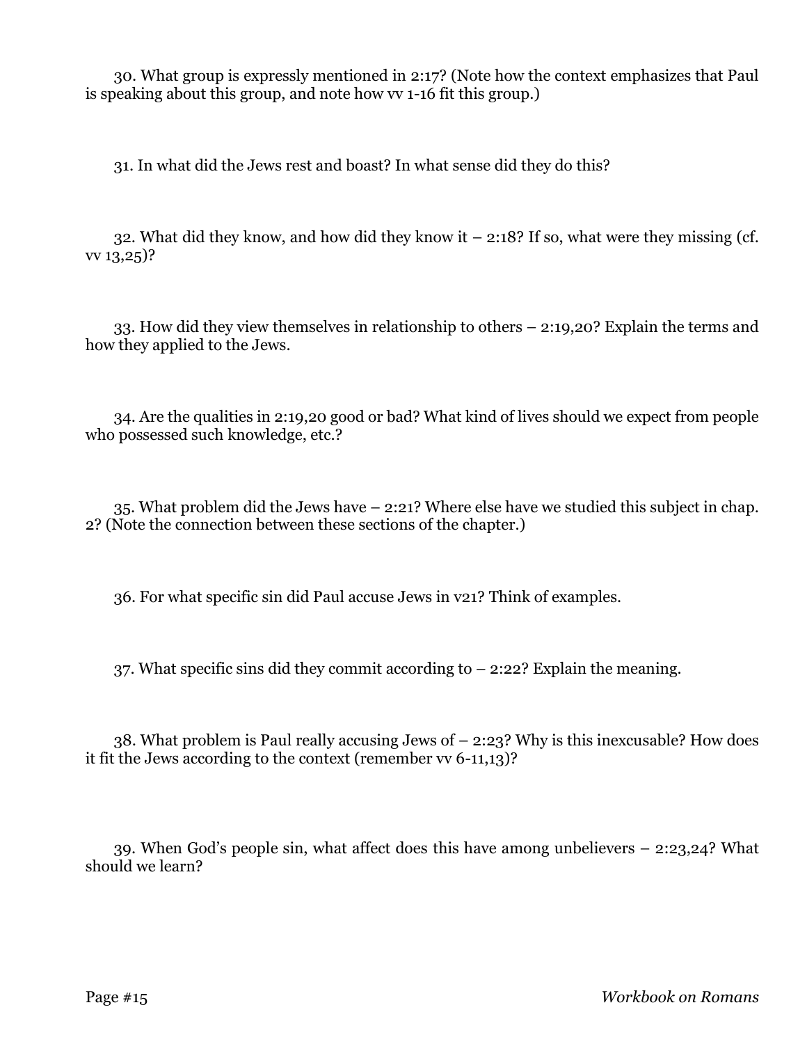30. What group is expressly mentioned in 2:17? (Note how the context emphasizes that Paul is speaking about this group, and note how vv 1-16 fit this group.)

31. In what did the Jews rest and boast? In what sense did they do this?

32. What did they know, and how did they know it – 2:18? If so, what were they missing (cf. vv 13,25)?

33. How did they view themselves in relationship to others – 2:19,20? Explain the terms and how they applied to the Jews.

34. Are the qualities in 2:19,20 good or bad? What kind of lives should we expect from people who possessed such knowledge, etc.?

35. What problem did the Jews have – 2:21? Where else have we studied this subject in chap. 2? (Note the connection between these sections of the chapter.)

36. For what specific sin did Paul accuse Jews in v21? Think of examples.

37. What specific sins did they commit according to – 2:22? Explain the meaning.

38. What problem is Paul really accusing Jews of – 2:23? Why is this inexcusable? How does it fit the Jews according to the context (remember vv 6-11,13)?

39. When God's people sin, what affect does this have among unbelievers – 2:23,24? What should we learn?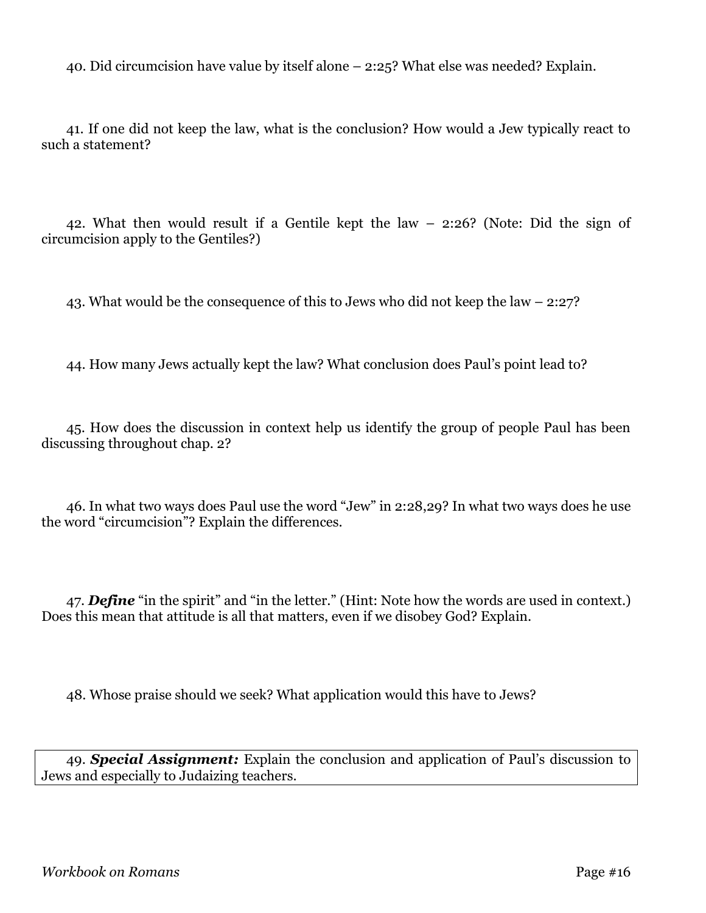40. Did circumcision have value by itself alone – 2:25? What else was needed? Explain.

41. If one did not keep the law, what is the conclusion? How would a Jew typically react to such a statement?

42. What then would result if a Gentile kept the law – 2:26? (Note: Did the sign of circumcision apply to the Gentiles?)

43. What would be the consequence of this to Jews who did not keep the law – 2:27?

44. How many Jews actually kept the law? What conclusion does Paul's point lead to?

45. How does the discussion in context help us identify the group of people Paul has been discussing throughout chap. 2?

46. In what two ways does Paul use the word "Jew" in 2:28,29? In what two ways does he use the word "circumcision"? Explain the differences.

47. ***Define*** "in the spirit" and "in the letter." (Hint: Note how the words are used in context.) Does this mean that attitude is all that matters, even if we disobey God? Explain.

48. Whose praise should we seek? What application would this have to Jews?

49. ***Special Assignment:*** Explain the conclusion and application of Paul's discussion to Jews and especially to Judaizing teachers.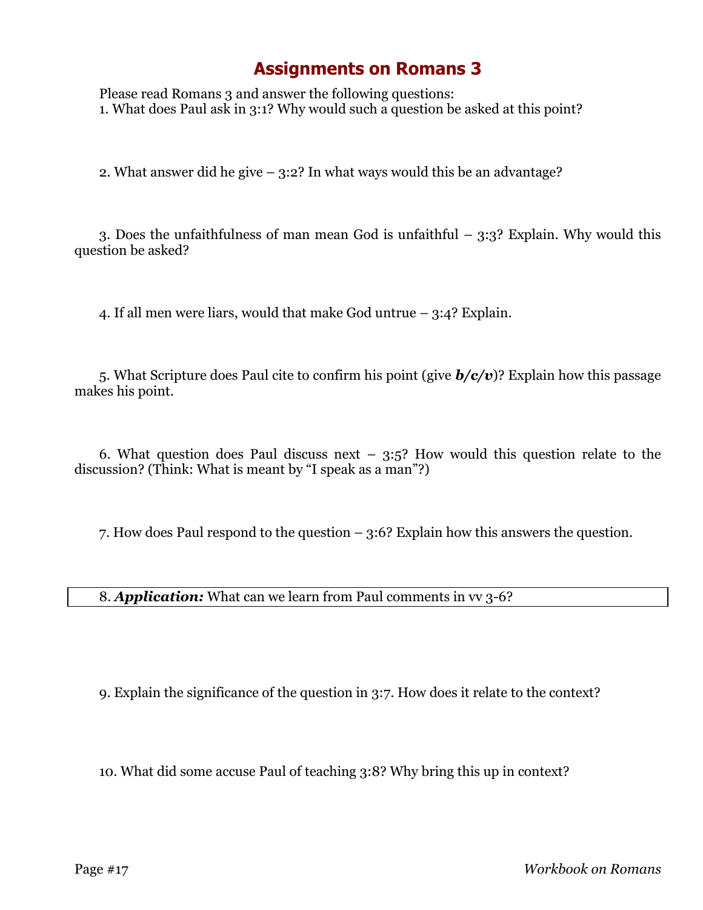# Assignments on Romans 3

Please read Romans 3 and answer the following questions:

1. What does Paul ask in 3:1? Why would such a question be asked at this point?

2. What answer did he give – 3:2? In what ways would this be an advantage?

3. Does the unfaithfulness of man mean God is unfaithful – 3:3? Explain. Why would this question be asked?

4. If all men were liars, would that make God untrue – 3:4? Explain.

5. What Scripture does Paul cite to confirm his point (give ***b/c/v***)? Explain how this passage makes his point.

6. What question does Paul discuss next – 3:5? How would this question relate to the discussion? (Think: What is meant by "I speak as a man"?)

7. How does Paul respond to the question – 3:6? Explain how this answers the question.

8. ***Application:*** What can we learn from Paul comments in vv 3-6?

9. Explain the significance of the question in 3:7. How does it relate to the context?

10. What did some accuse Paul of teaching 3:8? Why bring this up in context?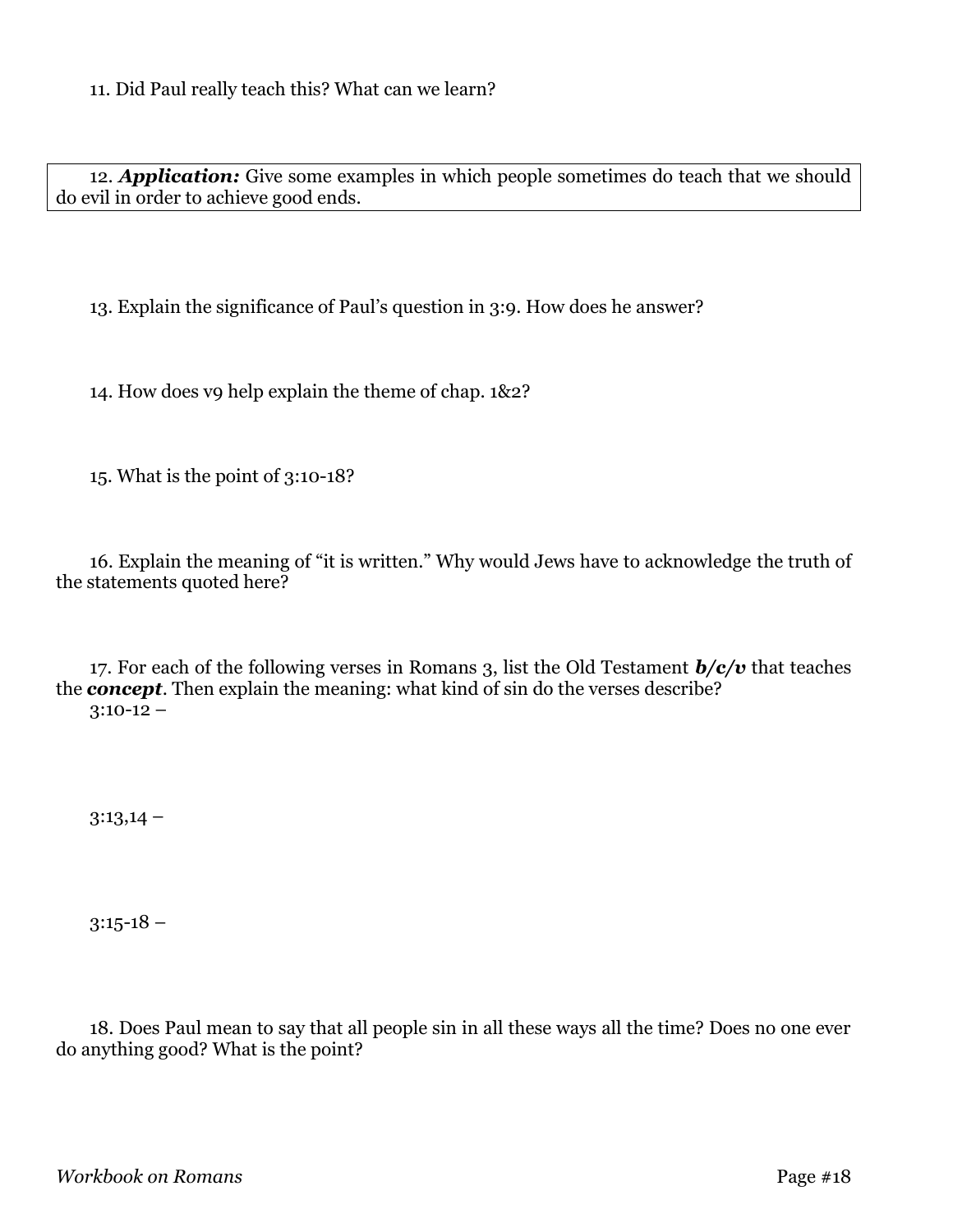11. Did Paul really teach this? What can we learn?

12. ***Application:*** Give some examples in which people sometimes do teach that we should do evil in order to achieve good ends.

13. Explain the significance of Paul's question in 3:9. How does he answer?

14. How does v9 help explain the theme of chap. 1&2?

15. What is the point of 3:10-18?

16. Explain the meaning of "it is written." Why would Jews have to acknowledge the truth of the statements quoted here?

17. For each of the following verses in Romans 3, list the Old Testament ***b/c/v*** that teaches the ***concept***. Then explain the meaning: what kind of sin do the verses describe?

3:10-12 –

3:13,14 –

3:15-18 –

18. Does Paul mean to say that all people sin in all these ways all the time? Does no one ever do anything good? What is the point?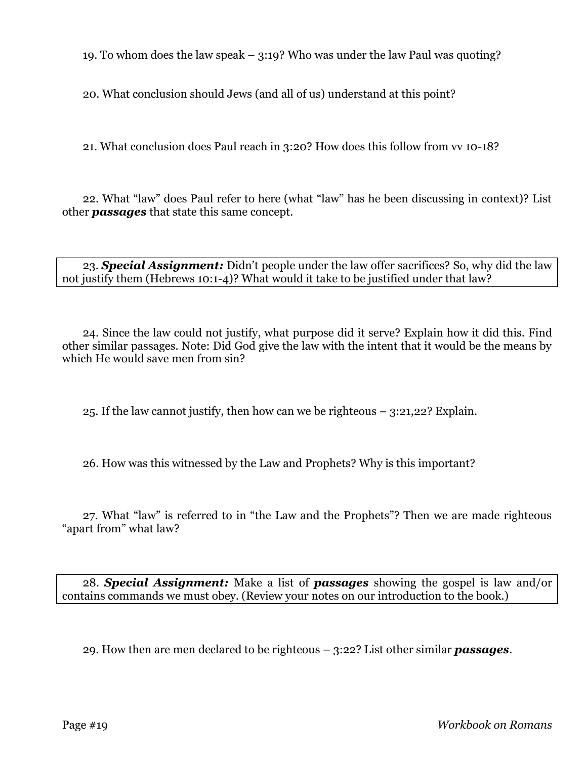19. To whom does the law speak – 3:19? Who was under the law Paul was quoting?

20. What conclusion should Jews (and all of us) understand at this point?

21. What conclusion does Paul reach in 3:20? How does this follow from vv 10-18?

22. What "law" does Paul refer to here (what "law" has he been discussing in context)? List other ***passages*** that state this same concept.

23. ***Special Assignment:*** Didn't people under the law offer sacrifices? So, why did the law not justify them (Hebrews 10:1-4)? What would it take to be justified under that law?

24. Since the law could not justify, what purpose did it serve? Explain how it did this. Find other similar passages. Note: Did God give the law with the intent that it would be the means by which He would save men from sin?

25. If the law cannot justify, then how can we be righteous – 3:21,22? Explain.

26. How was this witnessed by the Law and Prophets? Why is this important?

27. What "law" is referred to in "the Law and the Prophets"? Then we are made righteous "apart from" what law?

28. ***Special Assignment:*** Make a list of ***passages*** showing the gospel is law and/or contains commands we must obey. (Review your notes on our introduction to the book.)

29. How then are men declared to be righteous – 3:22? List other similar ***passages***.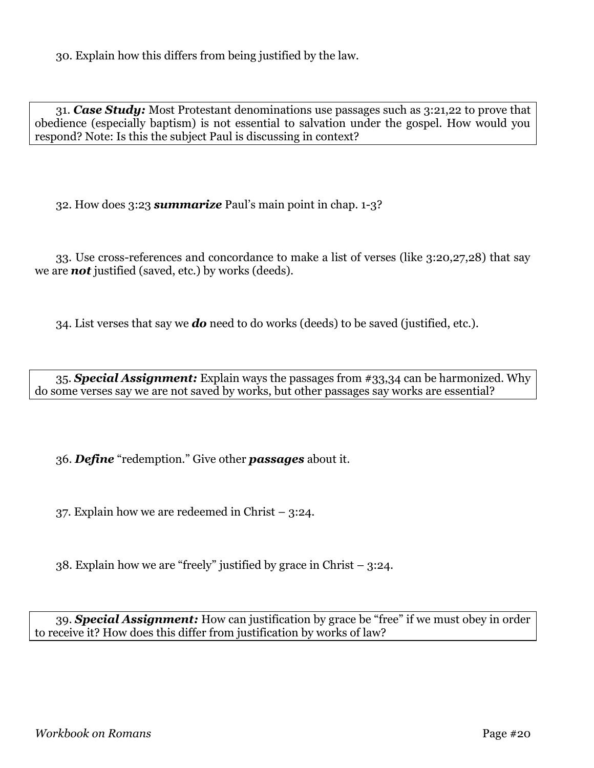30. Explain how this differs from being justified by the law.

31. ***Case Study:*** Most Protestant denominations use passages such as 3:21,22 to prove that obedience (especially baptism) is not essential to salvation under the gospel. How would you respond? Note: Is this the subject Paul is discussing in context?

32. How does 3:23 ***summarize*** Paul's main point in chap. 1-3?

33. Use cross-references and concordance to make a list of verses (like 3:20,27,28) that say we are ***not*** justified (saved, etc.) by works (deeds).

34. List verses that say we ***do*** need to do works (deeds) to be saved (justified, etc.).

35. ***Special Assignment:*** Explain ways the passages from #33,34 can be harmonized. Why do some verses say we are not saved by works, but other passages say works are essential?

36. ***Define*** "redemption." Give other ***passages*** about it.

37. Explain how we are redeemed in Christ – 3:24.

38. Explain how we are "freely" justified by grace in Christ – 3:24.

39. ***Special Assignment:*** How can justification by grace be "free" if we must obey in order to receive it? How does this differ from justification by works of law?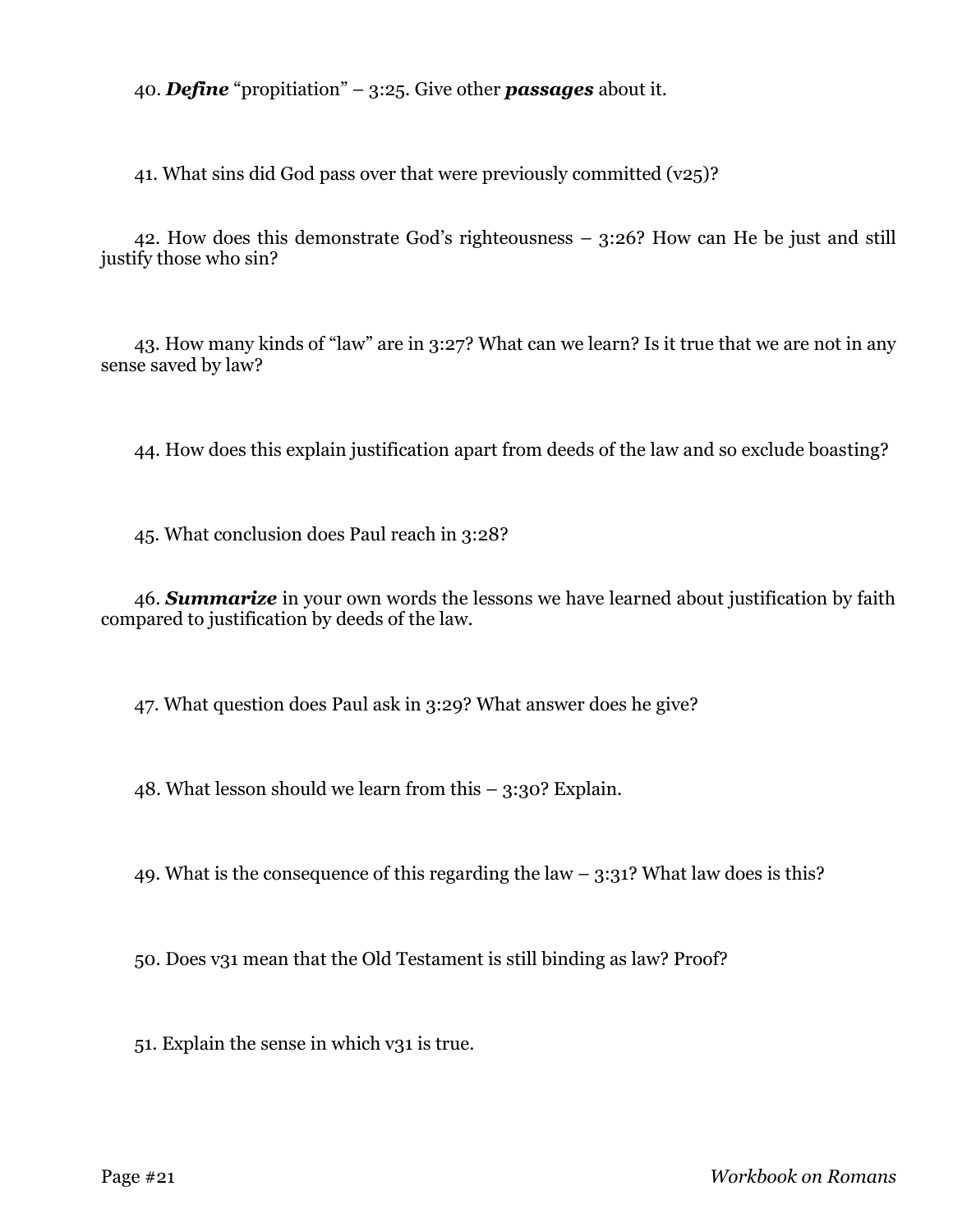40. ***Define*** "propitiation" – 3:25. Give other ***passages*** about it.

41. What sins did God pass over that were previously committed (v25)?

42. How does this demonstrate God's righteousness – 3:26? How can He be just and still justify those who sin?

43. How many kinds of "law" are in 3:27? What can we learn? Is it true that we are not in any sense saved by law?

44. How does this explain justification apart from deeds of the law and so exclude boasting?

45. What conclusion does Paul reach in 3:28?

46. ***Summarize*** in your own words the lessons we have learned about justification by faith compared to justification by deeds of the law.

47. What question does Paul ask in 3:29? What answer does he give?

48. What lesson should we learn from this – 3:30? Explain.

49. What is the consequence of this regarding the law – 3:31? What law does is this?

50. Does v31 mean that the Old Testament is still binding as law? Proof?

51. Explain the sense in which v31 is true.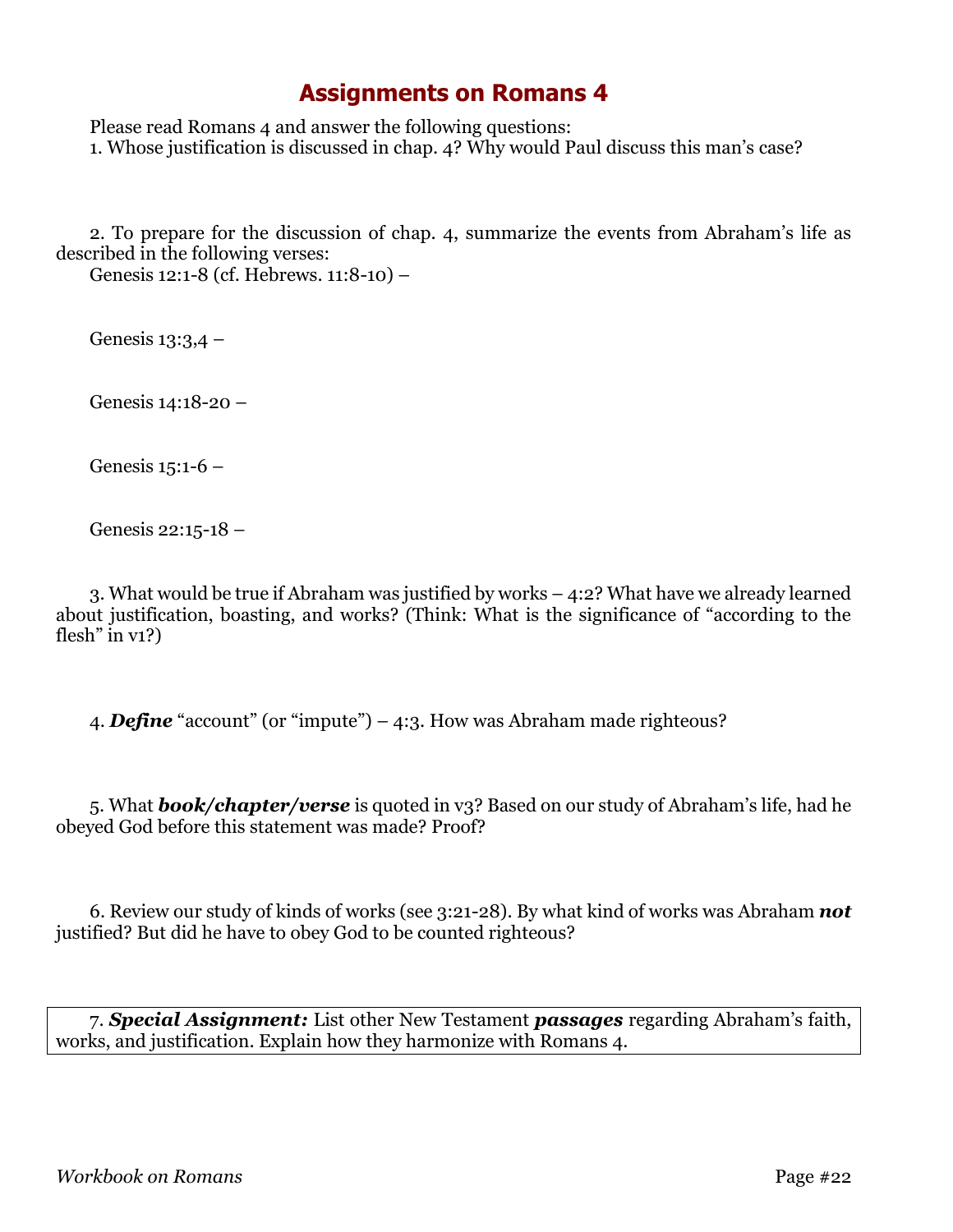# Assignments on Romans 4

Please read Romans 4 and answer the following questions:

1. Whose justification is discussed in chap. 4? Why would Paul discuss this man's case?

2. To prepare for the discussion of chap. 4, summarize the events from Abraham's life as described in the following verses:

Genesis 12:1-8 (cf. Hebrews. 11:8-10) –

Genesis 13:3,4 –

Genesis 14:18-20 –

Genesis 15:1-6 –

Genesis 22:15-18 –

3. What would be true if Abraham was justified by works – 4:2? What have we already learned about justification, boasting, and works? (Think: What is the significance of "according to the flesh" in v1?)

4. ***Define*** "account" (or "impute") – 4:3. How was Abraham made righteous?

5. What ***book/chapter/verse*** is quoted in v3? Based on our study of Abraham's life, had he obeyed God before this statement was made? Proof?

6. Review our study of kinds of works (see 3:21-28). By what kind of works was Abraham ***not*** justified? But did he have to obey God to be counted righteous?

7. ***Special Assignment:*** List other New Testament ***passages*** regarding Abraham's faith, works, and justification. Explain how they harmonize with Romans 4.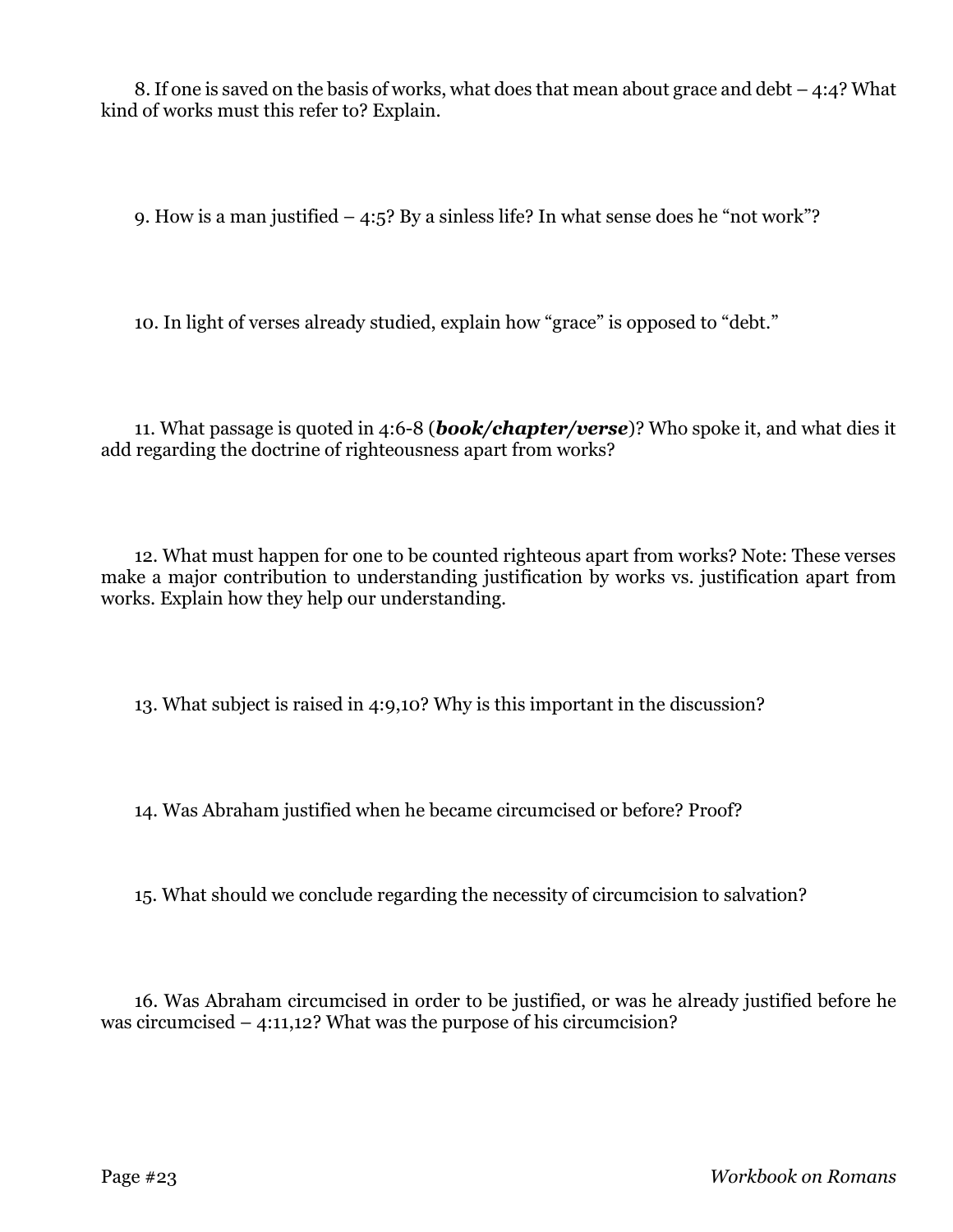8. If one is saved on the basis of works, what does that mean about grace and debt – 4:4? What kind of works must this refer to? Explain.

9. How is a man justified – 4:5? By a sinless life? In what sense does he "not work"?

10. In light of verses already studied, explain how "grace" is opposed to "debt."

11. What passage is quoted in 4:6-8 (***book/chapter/verse***)? Who spoke it, and what dies it add regarding the doctrine of righteousness apart from works?

12. What must happen for one to be counted righteous apart from works? Note: These verses make a major contribution to understanding justification by works vs. justification apart from works. Explain how they help our understanding.

13. What subject is raised in 4:9,10? Why is this important in the discussion?

14. Was Abraham justified when he became circumcised or before? Proof?

15. What should we conclude regarding the necessity of circumcision to salvation?

16. Was Abraham circumcised in order to be justified, or was he already justified before he was circumcised – 4:11,12? What was the purpose of his circumcision?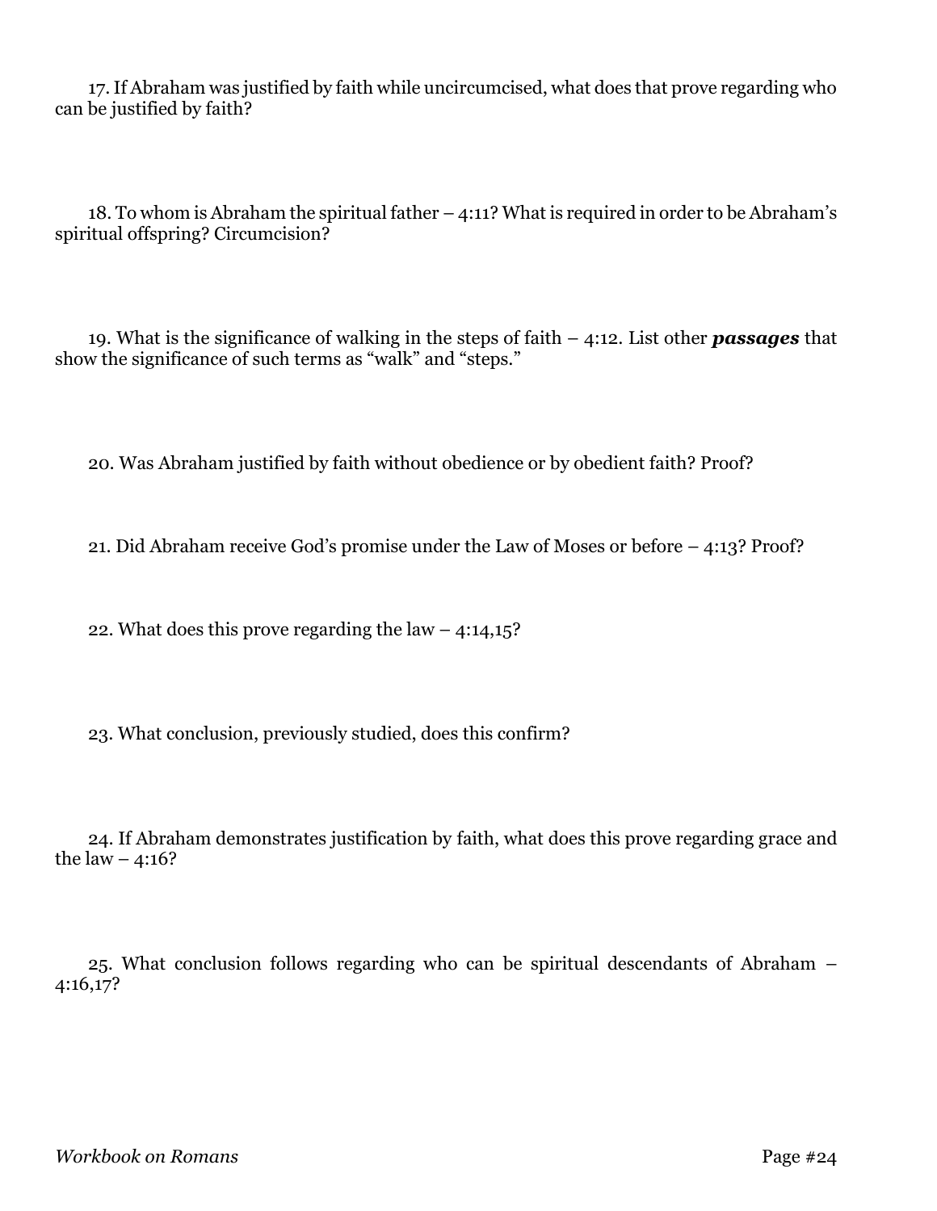17. If Abraham was justified by faith while uncircumcised, what does that prove regarding who can be justified by faith?

18. To whom is Abraham the spiritual father – 4:11? What is required in order to be Abraham's spiritual offspring? Circumcision?

19. What is the significance of walking in the steps of faith – 4:12. List other ***passages*** that show the significance of such terms as "walk" and "steps."

20. Was Abraham justified by faith without obedience or by obedient faith? Proof?

21. Did Abraham receive God's promise under the Law of Moses or before – 4:13? Proof?

22. What does this prove regarding the law – 4:14,15?

23. What conclusion, previously studied, does this confirm?

24. If Abraham demonstrates justification by faith, what does this prove regarding grace and the law – 4:16?

25. What conclusion follows regarding who can be spiritual descendants of Abraham – 4:16,17?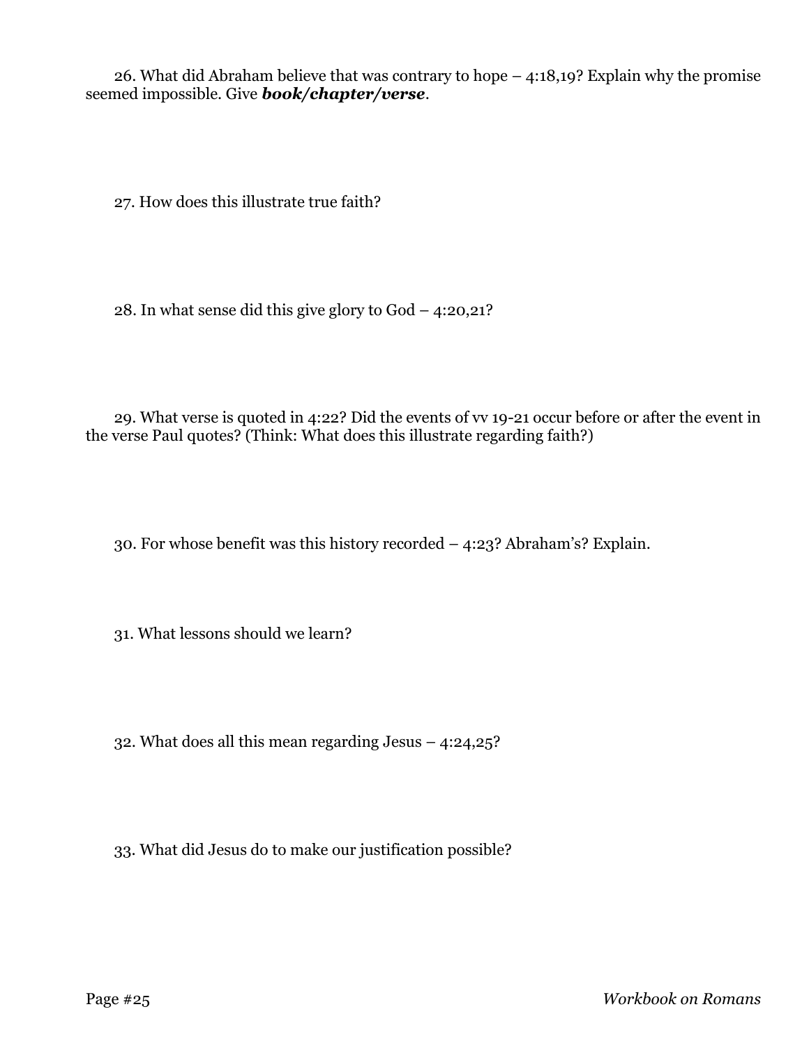26. What did Abraham believe that was contrary to hope – 4:18,19? Explain why the promise seemed impossible. Give ***book/chapter/verse***.

27. How does this illustrate true faith?

28. In what sense did this give glory to God – 4:20,21?

29. What verse is quoted in 4:22? Did the events of vv 19-21 occur before or after the event in the verse Paul quotes? (Think: What does this illustrate regarding faith?)

30. For whose benefit was this history recorded – 4:23? Abraham's? Explain.

31. What lessons should we learn?

32. What does all this mean regarding Jesus – 4:24,25?

33. What did Jesus do to make our justification possible?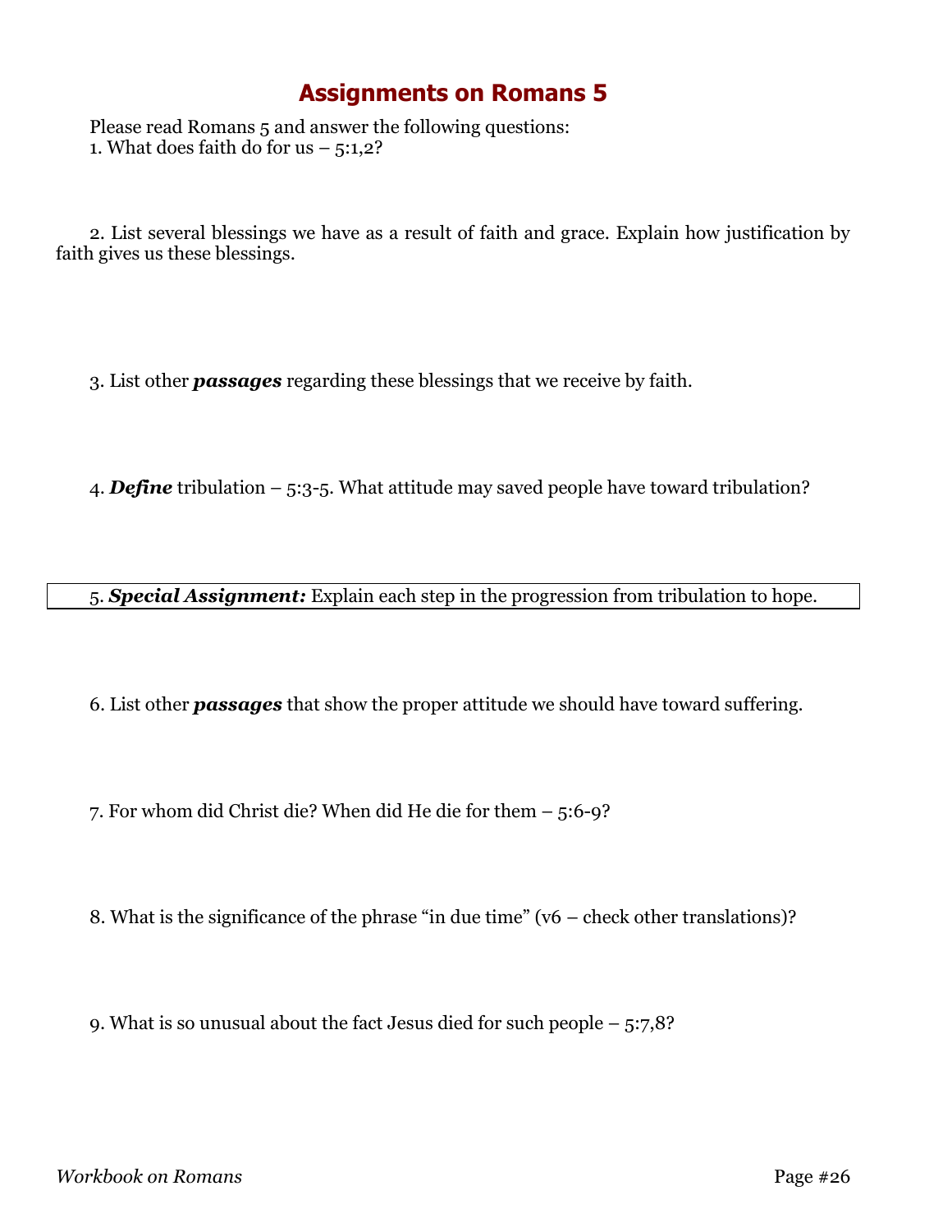# Assignments on Romans 5

Please read Romans 5 and answer the following questions:

1. What does faith do for us – 5:1,2?

2. List several blessings we have as a result of faith and grace. Explain how justification by faith gives us these blessings.

3. List other ***passages*** regarding these blessings that we receive by faith.

4. ***Define*** tribulation – 5:3-5. What attitude may saved people have toward tribulation?

5. ***Special Assignment:*** Explain each step in the progression from tribulation to hope.

6. List other ***passages*** that show the proper attitude we should have toward suffering.

7. For whom did Christ die? When did He die for them – 5:6-9?

8. What is the significance of the phrase "in due time" (v6 – check other translations)?

9. What is so unusual about the fact Jesus died for such people – 5:7,8?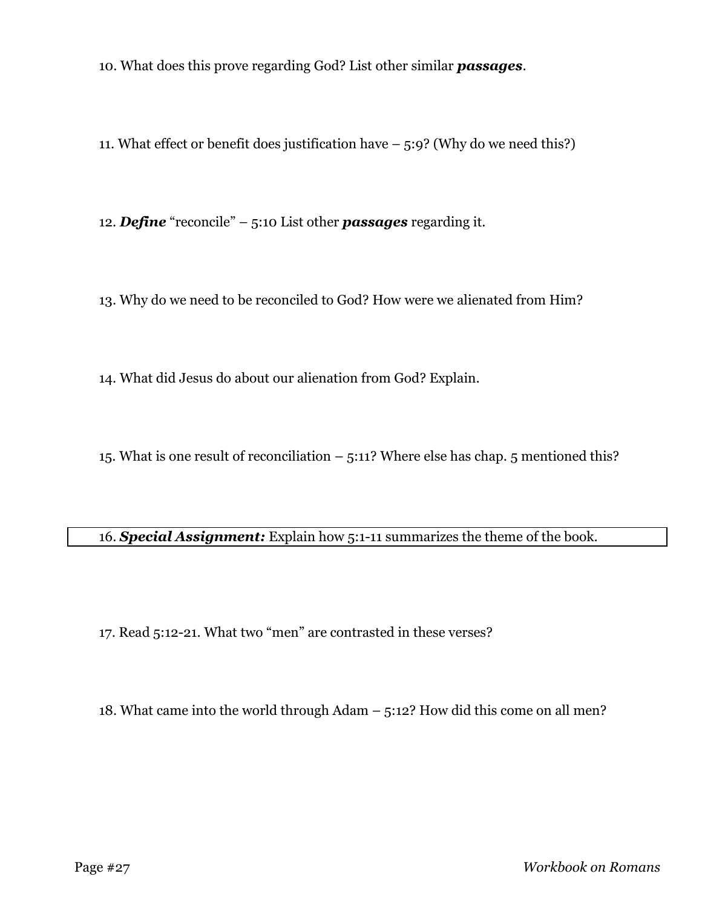10. What does this prove regarding God? List other similar ***passages***.

11. What effect or benefit does justification have – 5:9? (Why do we need this?)

12. ***Define*** "reconcile" – 5:10 List other ***passages*** regarding it.

13. Why do we need to be reconciled to God? How were we alienated from Him?

14. What did Jesus do about our alienation from God? Explain.

15. What is one result of reconciliation – 5:11? Where else has chap. 5 mentioned this?

16. ***Special Assignment:*** Explain how 5:1-11 summarizes the theme of the book.

17. Read 5:12-21. What two "men" are contrasted in these verses?

18. What came into the world through Adam – 5:12? How did this come on all men?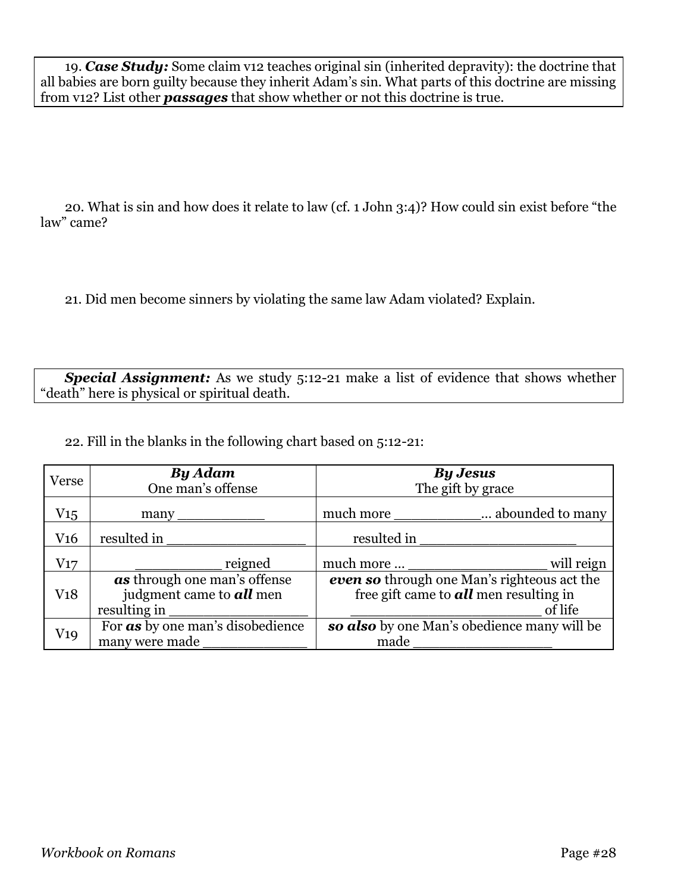19. ***Case Study:*** Some claim v12 teaches original sin (inherited depravity): the doctrine that all babies are born guilty because they inherit Adam's sin. What parts of this doctrine are missing from v12? List other ***passages*** that show whether or not this doctrine is true.

20. What is sin and how does it relate to law (cf. 1 John 3:4)? How could sin exist before "the law" came?

21. Did men become sinners by violating the same law Adam violated? Explain.

***Special Assignment:*** As we study 5:12-21 make a list of evidence that shows whether "death" here is physical or spiritual death.

22. Fill in the blanks in the following chart based on 5:12-21:

| Verse | ***By Adam*** One man's offense | ***By Jesus*** The gift by grace |
|---|---|---|
| V15 | many ___________ | much more ___________... abounded to many |
| V16 | resulted in __________________ | resulted in ____________________ |
| V17 | ___________ reigned | much more ... __________________ will reign |
| V18 | ***as*** through one man's offense judgment came to ***all*** men resulting in __________________ | ***even so*** through one Man's righteous act the free gift came to ***all*** men resulting in ________________________ of life |
| V19 | For ***as*** by one man's disobedience many were made _____________ | ***so also*** by one Man's obedience many will be made _________________ |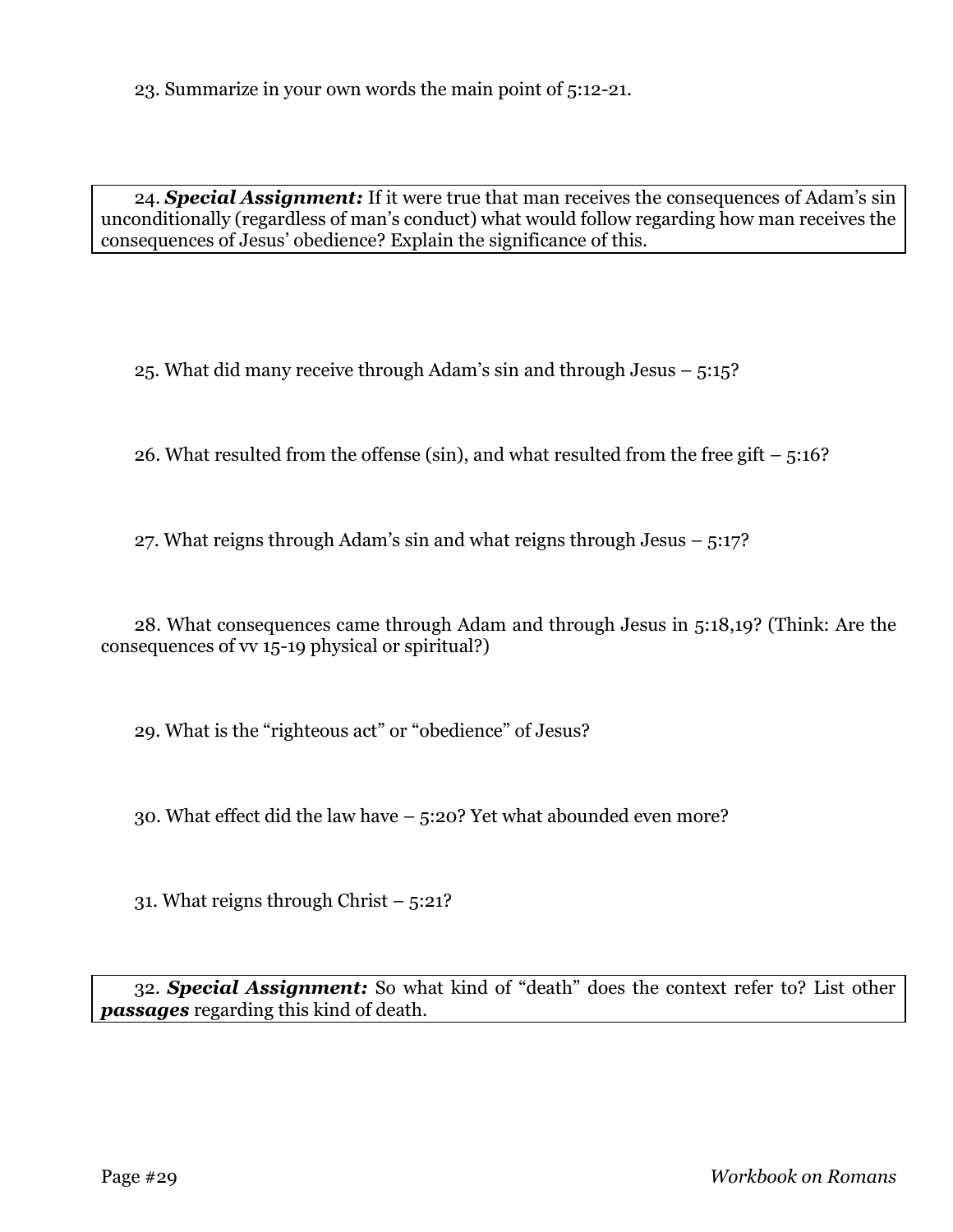23. Summarize in your own words the main point of 5:12-21.

24. ***Special Assignment:*** If it were true that man receives the consequences of Adam's sin unconditionally (regardless of man's conduct) what would follow regarding how man receives the consequences of Jesus' obedience? Explain the significance of this.

25. What did many receive through Adam's sin and through Jesus – 5:15?

26. What resulted from the offense (sin), and what resulted from the free gift – 5:16?

27. What reigns through Adam's sin and what reigns through Jesus – 5:17?

28. What consequences came through Adam and through Jesus in 5:18,19? (Think: Are the consequences of vv 15-19 physical or spiritual?)

29. What is the "righteous act" or "obedience" of Jesus?

30. What effect did the law have – 5:20? Yet what abounded even more?

31. What reigns through Christ – 5:21?

32. ***Special Assignment:*** So what kind of "death" does the context refer to? List other ***passages*** regarding this kind of death.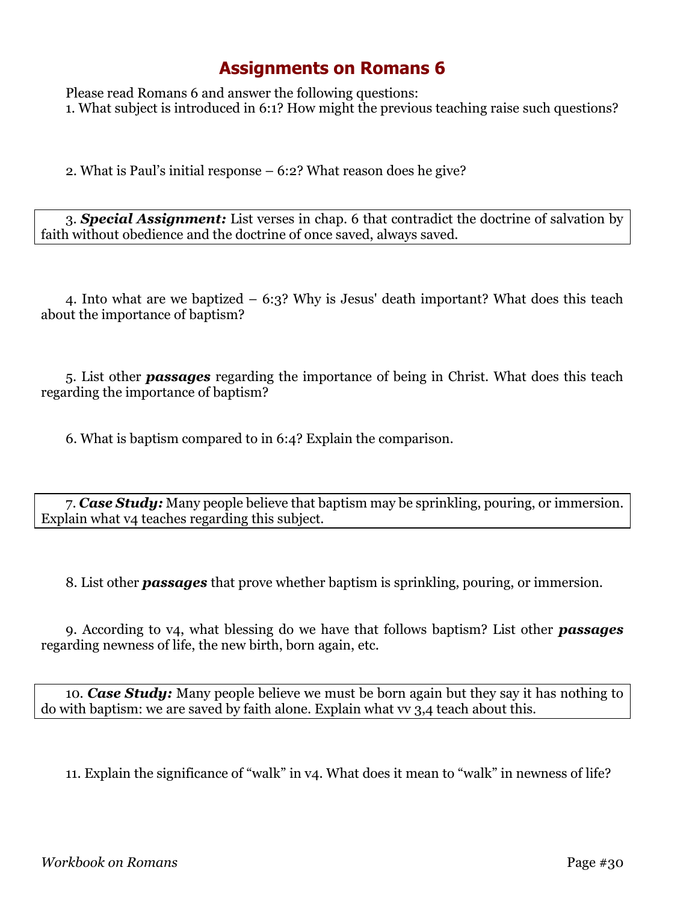# Assignments on Romans 6

Please read Romans 6 and answer the following questions:

1. What subject is introduced in 6:1? How might the previous teaching raise such questions?

2. What is Paul's initial response – 6:2? What reason does he give?

3. ***Special Assignment:*** List verses in chap. 6 that contradict the doctrine of salvation by faith without obedience and the doctrine of once saved, always saved.

4. Into what are we baptized – 6:3? Why is Jesus' death important? What does this teach about the importance of baptism?

5. List other ***passages*** regarding the importance of being in Christ. What does this teach regarding the importance of baptism?

6. What is baptism compared to in 6:4? Explain the comparison.

7. ***Case Study:*** Many people believe that baptism may be sprinkling, pouring, or immersion. Explain what v4 teaches regarding this subject.

8. List other ***passages*** that prove whether baptism is sprinkling, pouring, or immersion.

9. According to v4, what blessing do we have that follows baptism? List other ***passages*** regarding newness of life, the new birth, born again, etc.

10. ***Case Study:*** Many people believe we must be born again but they say it has nothing to do with baptism: we are saved by faith alone. Explain what vv 3,4 teach about this.

11. Explain the significance of "walk" in v4. What does it mean to "walk" in newness of life?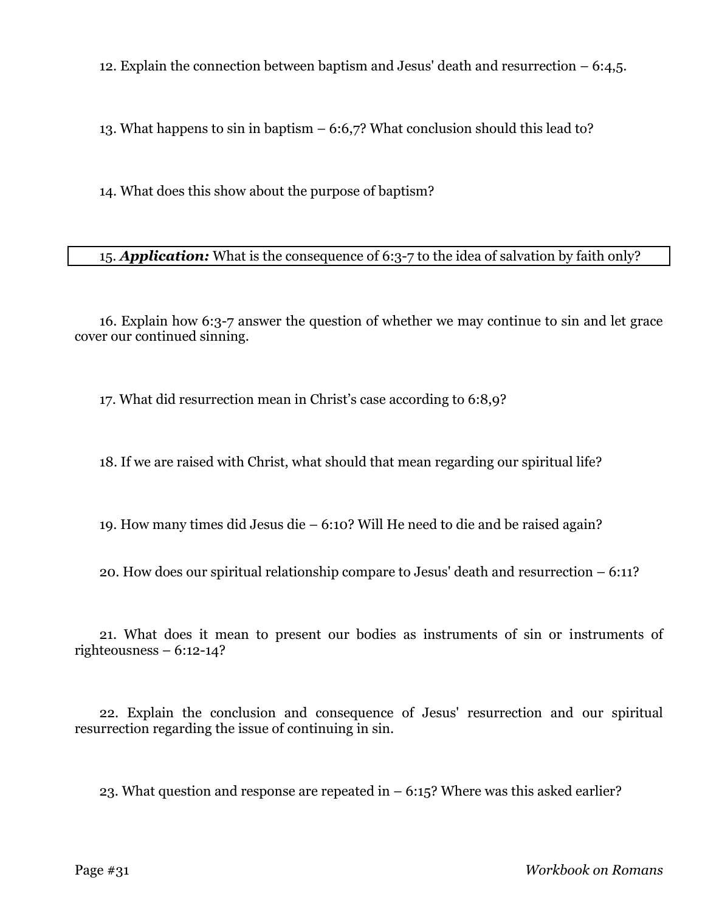12. Explain the connection between baptism and Jesus' death and resurrection – 6:4,5.

13. What happens to sin in baptism – 6:6,7? What conclusion should this lead to?

14. What does this show about the purpose of baptism?

15. ***Application:*** What is the consequence of 6:3-7 to the idea of salvation by faith only?

16. Explain how 6:3-7 answer the question of whether we may continue to sin and let grace cover our continued sinning.

17. What did resurrection mean in Christ's case according to 6:8,9?

18. If we are raised with Christ, what should that mean regarding our spiritual life?

19. How many times did Jesus die – 6:10? Will He need to die and be raised again?

20. How does our spiritual relationship compare to Jesus' death and resurrection – 6:11?

21. What does it mean to present our bodies as instruments of sin or instruments of righteousness – 6:12-14?

22. Explain the conclusion and consequence of Jesus' resurrection and our spiritual resurrection regarding the issue of continuing in sin.

23. What question and response are repeated in – 6:15? Where was this asked earlier?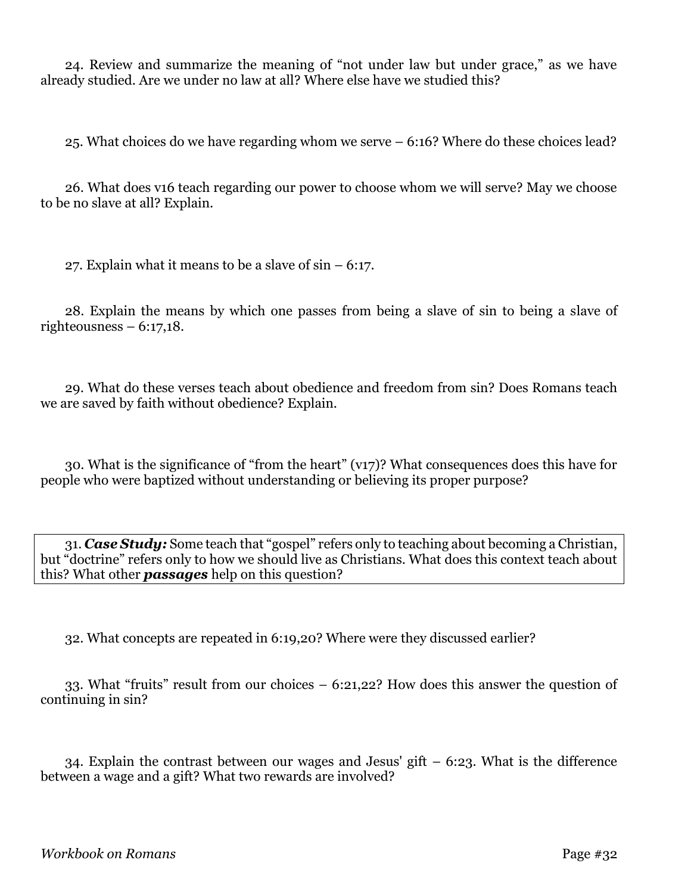24. Review and summarize the meaning of "not under law but under grace," as we have already studied. Are we under no law at all? Where else have we studied this?

25. What choices do we have regarding whom we serve – 6:16? Where do these choices lead?

26. What does v16 teach regarding our power to choose whom we will serve? May we choose to be no slave at all? Explain.

27. Explain what it means to be a slave of sin – 6:17.

28. Explain the means by which one passes from being a slave of sin to being a slave of righteousness – 6:17,18.

29. What do these verses teach about obedience and freedom from sin? Does Romans teach we are saved by faith without obedience? Explain.

30. What is the significance of "from the heart" (v17)? What consequences does this have for people who were baptized without understanding or believing its proper purpose?

31. ***Case Study:*** Some teach that "gospel" refers only to teaching about becoming a Christian, but "doctrine" refers only to how we should live as Christians. What does this context teach about this? What other ***passages*** help on this question?

32. What concepts are repeated in 6:19,20? Where were they discussed earlier?

33. What "fruits" result from our choices – 6:21,22? How does this answer the question of continuing in sin?

34. Explain the contrast between our wages and Jesus' gift – 6:23. What is the difference between a wage and a gift? What two rewards are involved?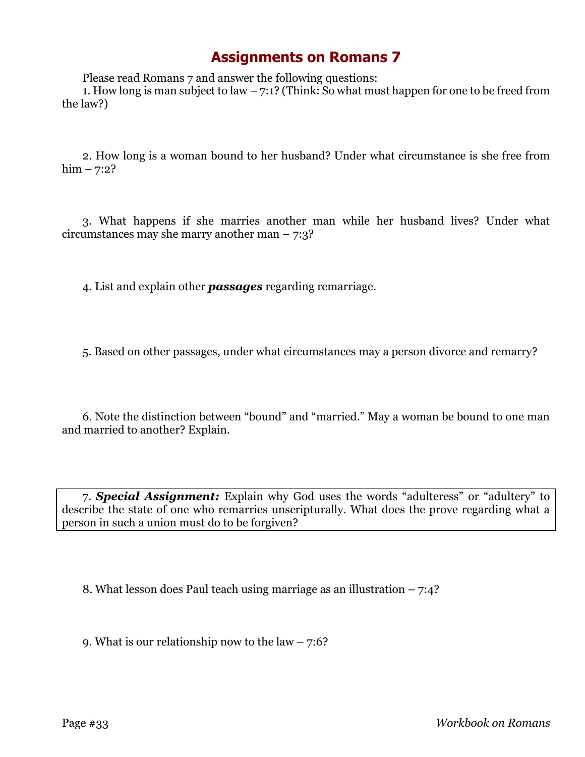# Assignments on Romans 7

Please read Romans 7 and answer the following questions:

1. How long is man subject to law – 7:1? (Think: So what must happen for one to be freed from the law?)

2. How long is a woman bound to her husband? Under what circumstance is she free from him – 7:2?

3. What happens if she marries another man while her husband lives? Under what circumstances may she marry another man – 7:3?

4. List and explain other ***passages*** regarding remarriage.

5. Based on other passages, under what circumstances may a person divorce and remarry?

6. Note the distinction between "bound" and "married." May a woman be bound to one man and married to another? Explain.

7. ***Special Assignment:*** Explain why God uses the words "adulteress" or "adultery" to describe the state of one who remarries unscripturally. What does the prove regarding what a person in such a union must do to be forgiven?

8. What lesson does Paul teach using marriage as an illustration – 7:4?

9. What is our relationship now to the law – 7:6?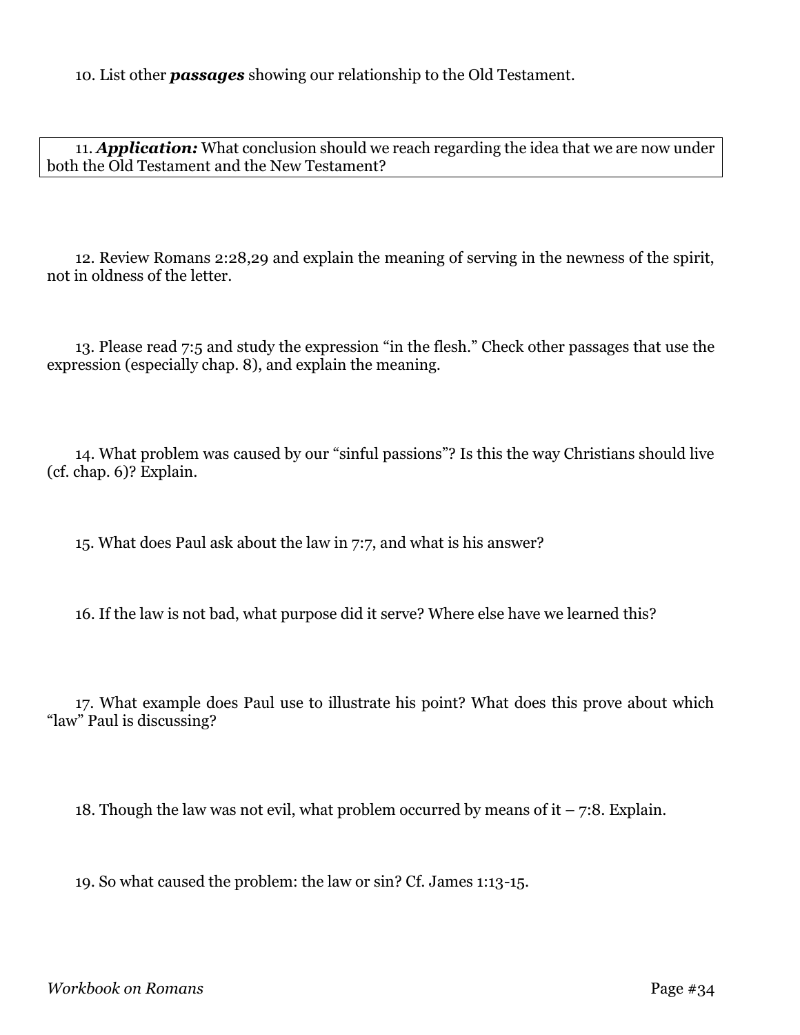10. List other ***passages*** showing our relationship to the Old Testament.

11. ***Application:*** What conclusion should we reach regarding the idea that we are now under both the Old Testament and the New Testament?

12. Review Romans 2:28,29 and explain the meaning of serving in the newness of the spirit, not in oldness of the letter.

13. Please read 7:5 and study the expression "in the flesh." Check other passages that use the expression (especially chap. 8), and explain the meaning.

14. What problem was caused by our "sinful passions"? Is this the way Christians should live (cf. chap. 6)? Explain.

15. What does Paul ask about the law in 7:7, and what is his answer?

16. If the law is not bad, what purpose did it serve? Where else have we learned this?

17. What example does Paul use to illustrate his point? What does this prove about which "law" Paul is discussing?

18. Though the law was not evil, what problem occurred by means of it – 7:8. Explain.

19. So what caused the problem: the law or sin? Cf. James 1:13-15.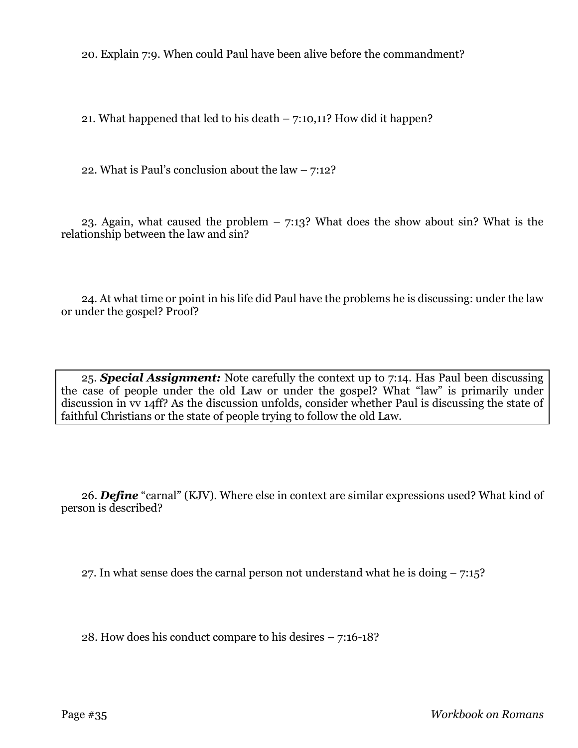20. Explain 7:9. When could Paul have been alive before the commandment?

21. What happened that led to his death – 7:10,11? How did it happen?

22. What is Paul's conclusion about the law – 7:12?

23. Again, what caused the problem – 7:13? What does the show about sin? What is the relationship between the law and sin?

24. At what time or point in his life did Paul have the problems he is discussing: under the law or under the gospel? Proof?

25. ***Special Assignment:*** Note carefully the context up to 7:14. Has Paul been discussing the case of people under the old Law or under the gospel? What "law" is primarily under discussion in vv 14ff? As the discussion unfolds, consider whether Paul is discussing the state of faithful Christians or the state of people trying to follow the old Law.

26. ***Define*** "carnal" (KJV). Where else in context are similar expressions used? What kind of person is described?

27. In what sense does the carnal person not understand what he is doing – 7:15?

28. How does his conduct compare to his desires – 7:16-18?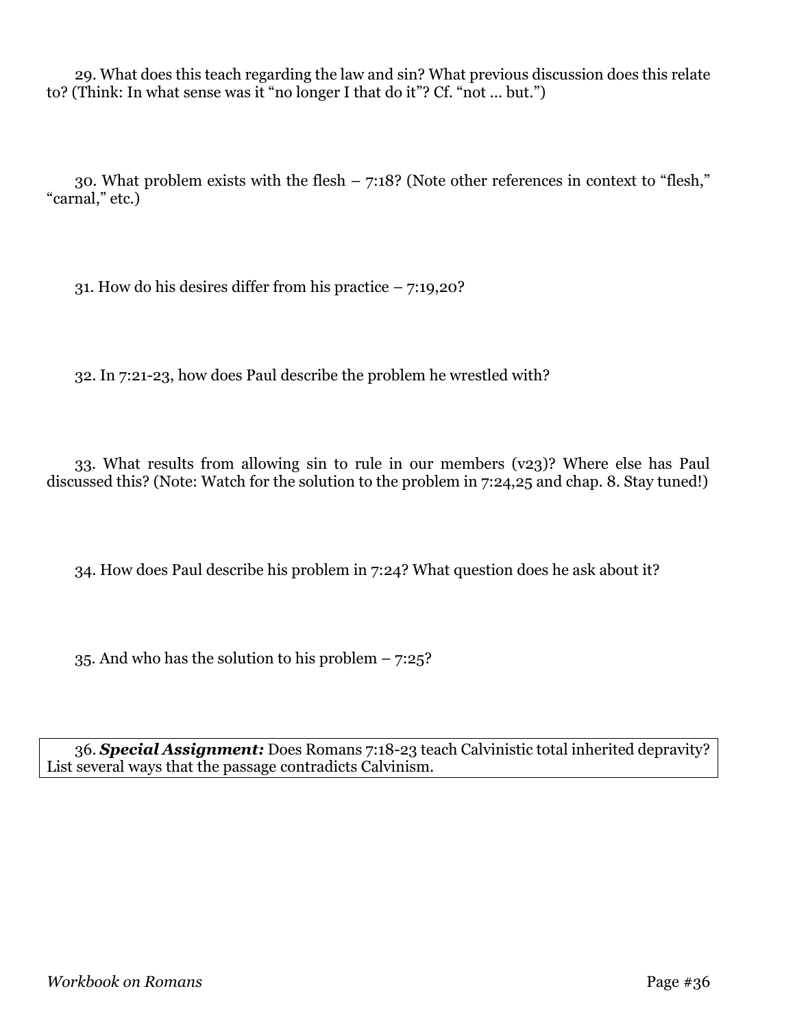29. What does this teach regarding the law and sin? What previous discussion does this relate to? (Think: In what sense was it "no longer I that do it"? Cf. "not ... but.")

30. What problem exists with the flesh – 7:18? (Note other references in context to "flesh," "carnal," etc.)

31. How do his desires differ from his practice – 7:19,20?

32. In 7:21-23, how does Paul describe the problem he wrestled with?

33. What results from allowing sin to rule in our members (v23)? Where else has Paul discussed this? (Note: Watch for the solution to the problem in 7:24,25 and chap. 8. Stay tuned!)

34. How does Paul describe his problem in 7:24? What question does he ask about it?

35. And who has the solution to his problem – 7:25?

36. ***Special Assignment:*** Does Romans 7:18-23 teach Calvinistic total inherited depravity? List several ways that the passage contradicts Calvinism.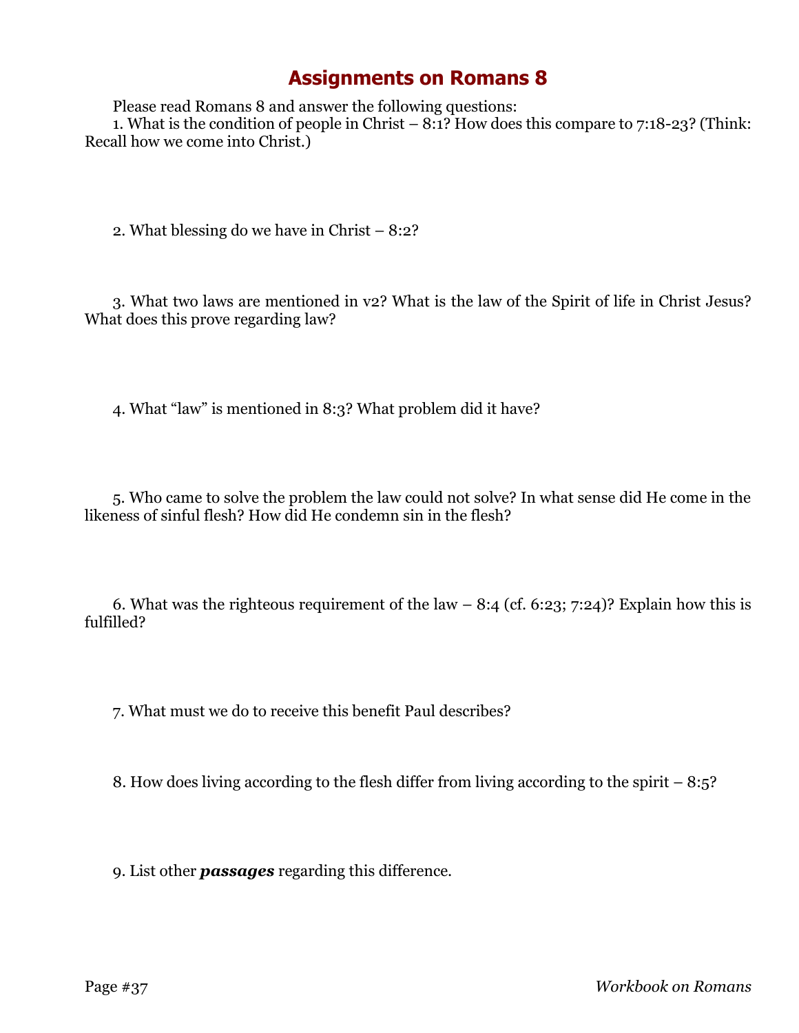# Assignments on Romans 8

Please read Romans 8 and answer the following questions:

1. What is the condition of people in Christ – 8:1? How does this compare to 7:18-23? (Think: Recall how we come into Christ.)

2. What blessing do we have in Christ – 8:2?

3. What two laws are mentioned in v2? What is the law of the Spirit of life in Christ Jesus? What does this prove regarding law?

4. What "law" is mentioned in 8:3? What problem did it have?

5. Who came to solve the problem the law could not solve? In what sense did He come in the likeness of sinful flesh? How did He condemn sin in the flesh?

6. What was the righteous requirement of the law – 8:4 (cf. 6:23; 7:24)? Explain how this is fulfilled?

7. What must we do to receive this benefit Paul describes?

8. How does living according to the flesh differ from living according to the spirit – 8:5?

9. List other ***passages*** regarding this difference.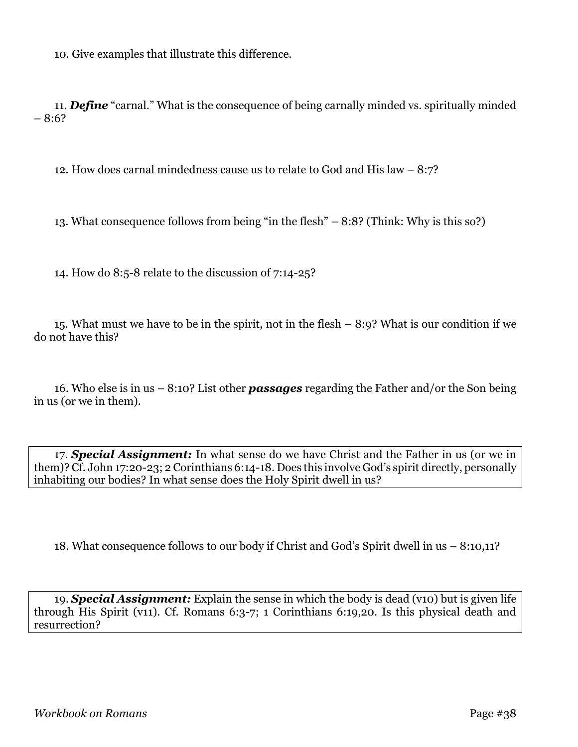10. Give examples that illustrate this difference.

11. ***Define*** "carnal." What is the consequence of being carnally minded vs. spiritually minded – 8:6?

12. How does carnal mindedness cause us to relate to God and His law – 8:7?

13. What consequence follows from being "in the flesh" – 8:8? (Think: Why is this so?)

14. How do 8:5-8 relate to the discussion of 7:14-25?

15. What must we have to be in the spirit, not in the flesh – 8:9? What is our condition if we do not have this?

16. Who else is in us – 8:10? List other ***passages*** regarding the Father and/or the Son being in us (or we in them).

17. ***Special Assignment:*** In what sense do we have Christ and the Father in us (or we in them)? Cf. John 17:20-23; 2 Corinthians 6:14-18. Does this involve God's spirit directly, personally inhabiting our bodies? In what sense does the Holy Spirit dwell in us?

18. What consequence follows to our body if Christ and God's Spirit dwell in us – 8:10,11?

19. ***Special Assignment:*** Explain the sense in which the body is dead (v10) but is given life through His Spirit (v11). Cf. Romans 6:3-7; 1 Corinthians 6:19,20. Is this physical death and resurrection?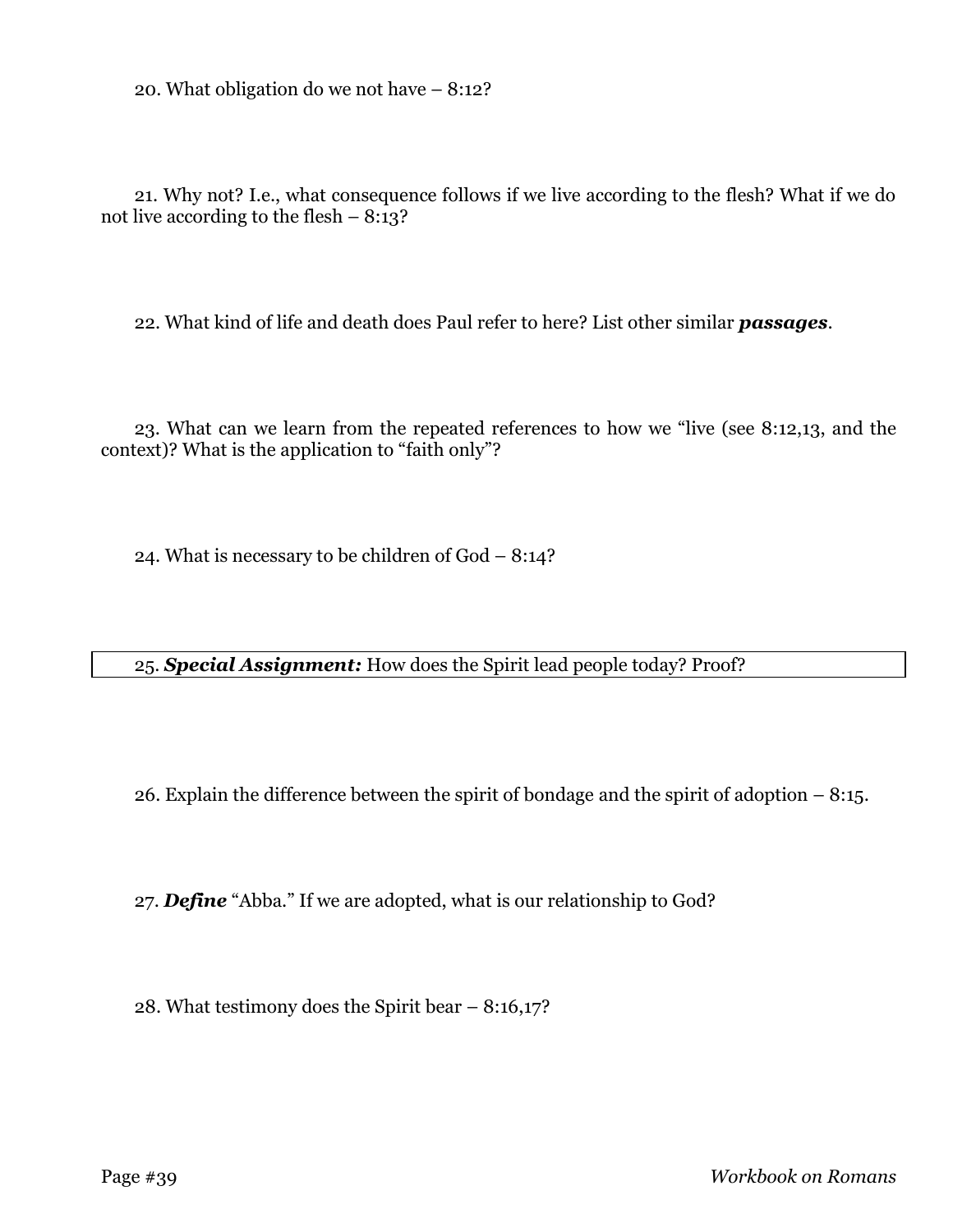20. What obligation do we not have – 8:12?

21. Why not? I.e., what consequence follows if we live according to the flesh? What if we do not live according to the flesh – 8:13?

22. What kind of life and death does Paul refer to here? List other similar ***passages***.

23. What can we learn from the repeated references to how we "live (see 8:12,13, and the context)? What is the application to "faith only"?

24. What is necessary to be children of God – 8:14?

25. ***Special Assignment:*** How does the Spirit lead people today? Proof?

26. Explain the difference between the spirit of bondage and the spirit of adoption – 8:15.

27. ***Define*** "Abba." If we are adopted, what is our relationship to God?

28. What testimony does the Spirit bear – 8:16,17?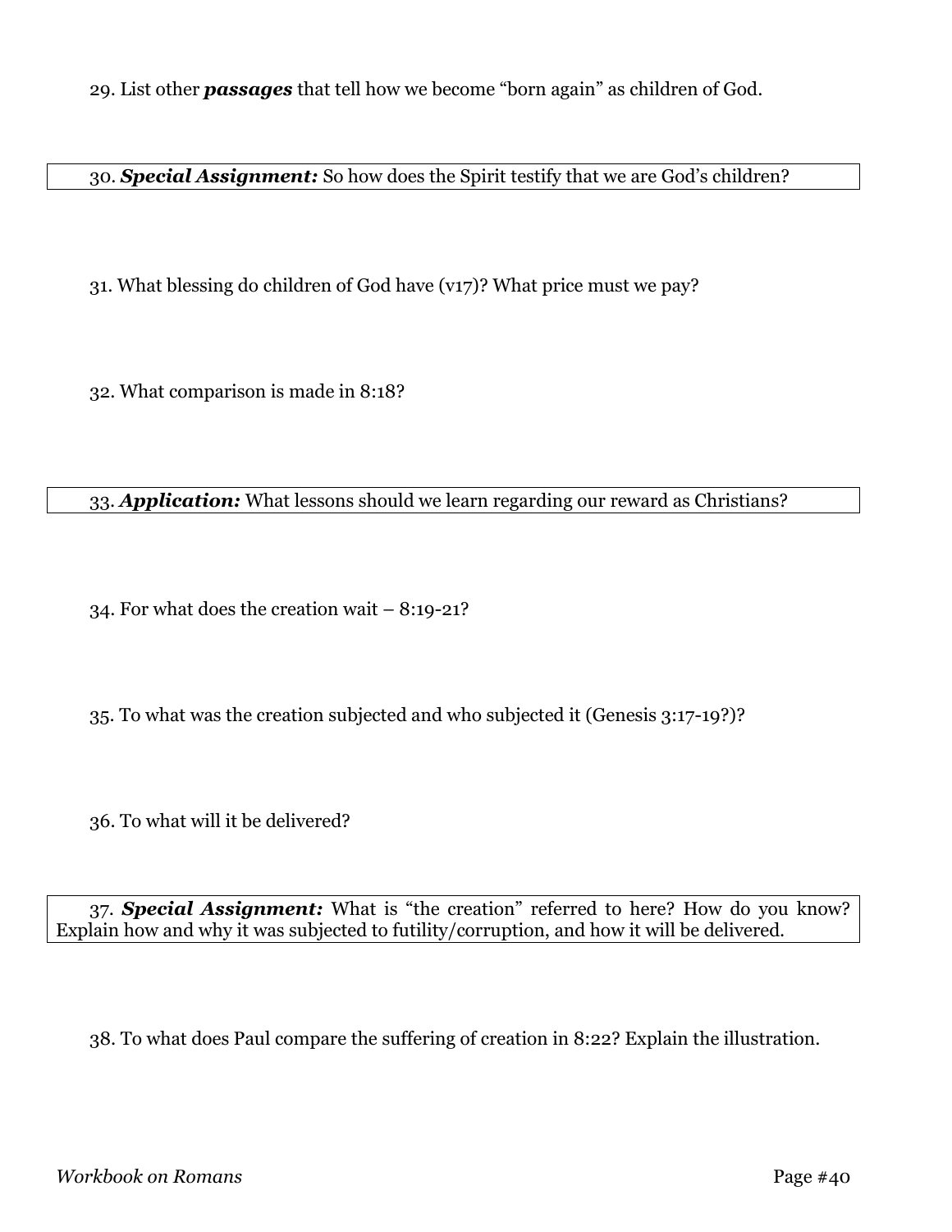29. List other ***passages*** that tell how we become "born again" as children of God.

30. ***Special Assignment:*** So how does the Spirit testify that we are God's children?

31. What blessing do children of God have (v17)? What price must we pay?

32. What comparison is made in 8:18?

33. ***Application:*** What lessons should we learn regarding our reward as Christians?

34. For what does the creation wait – 8:19-21?

35. To what was the creation subjected and who subjected it (Genesis 3:17-19?)?

36. To what will it be delivered?

37. ***Special Assignment:*** What is "the creation" referred to here? How do you know? Explain how and why it was subjected to futility/corruption, and how it will be delivered.

38. To what does Paul compare the suffering of creation in 8:22? Explain the illustration.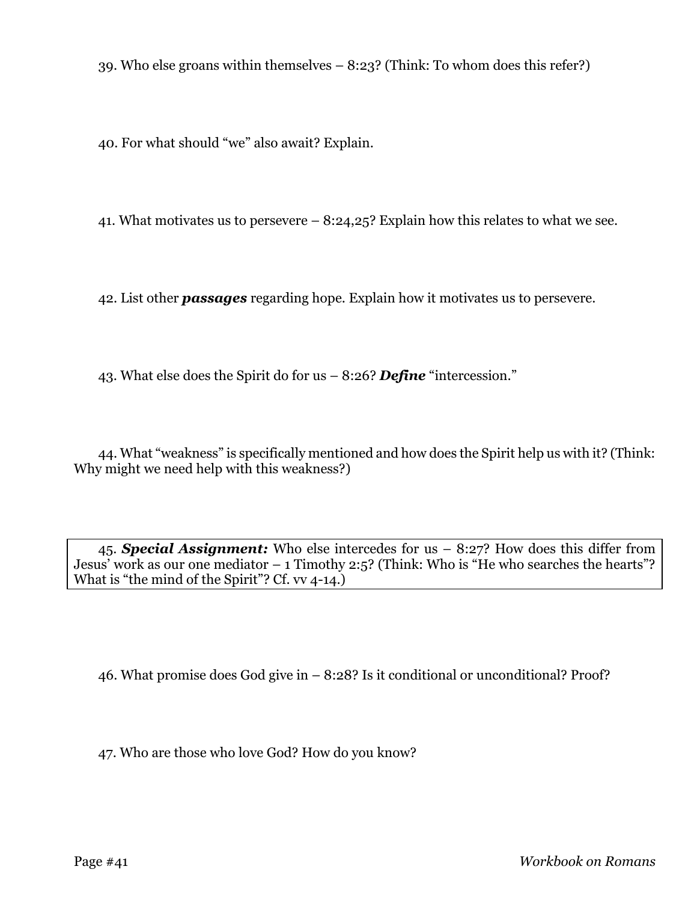39. Who else groans within themselves – 8:23? (Think: To whom does this refer?)

40. For what should "we" also await? Explain.

41. What motivates us to persevere – 8:24,25? Explain how this relates to what we see.

42. List other ***passages*** regarding hope. Explain how it motivates us to persevere.

43. What else does the Spirit do for us – 8:26? ***Define*** "intercession."

44. What "weakness" is specifically mentioned and how does the Spirit help us with it? (Think: Why might we need help with this weakness?)

45. ***Special Assignment:*** Who else intercedes for us – 8:27? How does this differ from Jesus' work as our one mediator – 1 Timothy 2:5? (Think: Who is "He who searches the hearts"? What is "the mind of the Spirit"? Cf. vv 4-14.)

46. What promise does God give in – 8:28? Is it conditional or unconditional? Proof?

47. Who are those who love God? How do you know?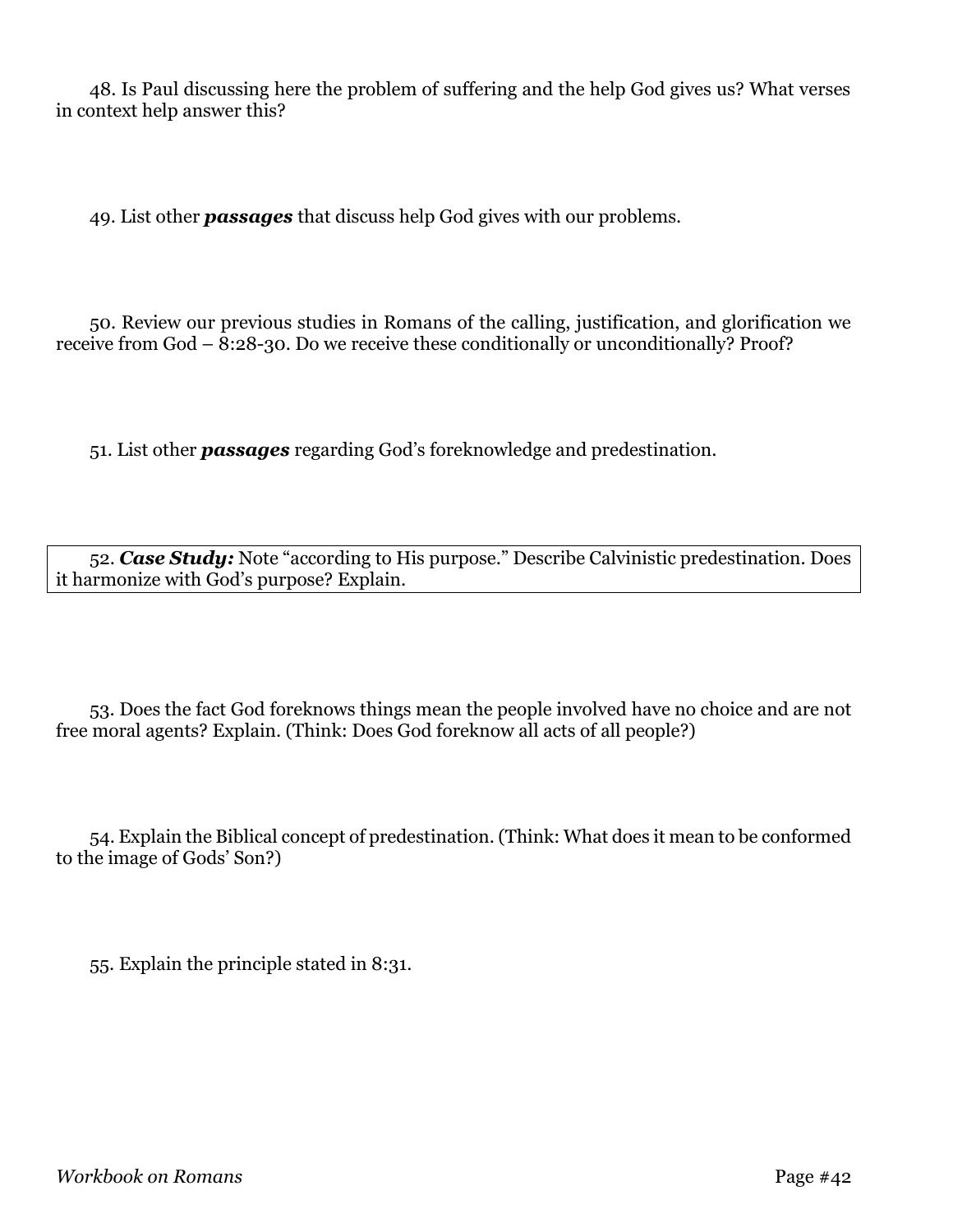48. Is Paul discussing here the problem of suffering and the help God gives us? What verses in context help answer this?

49. List other ***passages*** that discuss help God gives with our problems.

50. Review our previous studies in Romans of the calling, justification, and glorification we receive from God – 8:28-30. Do we receive these conditionally or unconditionally? Proof?

51. List other ***passages*** regarding God's foreknowledge and predestination.

52. ***Case Study:*** Note "according to His purpose." Describe Calvinistic predestination. Does it harmonize with God's purpose? Explain.

53. Does the fact God foreknows things mean the people involved have no choice and are not free moral agents? Explain. (Think: Does God foreknow all acts of all people?)

54. Explain the Biblical concept of predestination. (Think: What does it mean to be conformed to the image of Gods' Son?)

55. Explain the principle stated in 8:31.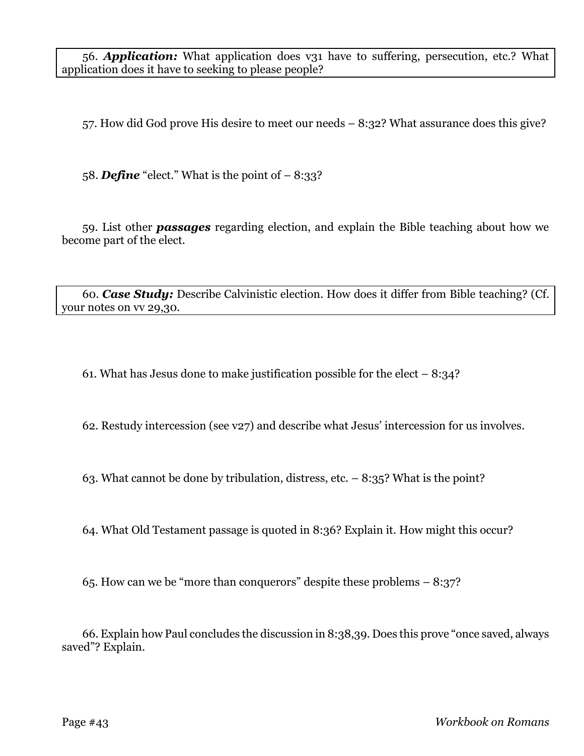56. ***Application:*** What application does v31 have to suffering, persecution, etc.? What application does it have to seeking to please people?

57. How did God prove His desire to meet our needs – 8:32? What assurance does this give?

58. ***Define*** "elect." What is the point of – 8:33?

59. List other ***passages*** regarding election, and explain the Bible teaching about how we become part of the elect.

60. ***Case Study:*** Describe Calvinistic election. How does it differ from Bible teaching? (Cf. your notes on vv 29,30.

61. What has Jesus done to make justification possible for the elect – 8:34?

62. Restudy intercession (see v27) and describe what Jesus' intercession for us involves.

63. What cannot be done by tribulation, distress, etc. – 8:35? What is the point?

64. What Old Testament passage is quoted in 8:36? Explain it. How might this occur?

65. How can we be "more than conquerors" despite these problems – 8:37?

66. Explain how Paul concludes the discussion in 8:38,39. Does this prove "once saved, always saved"? Explain.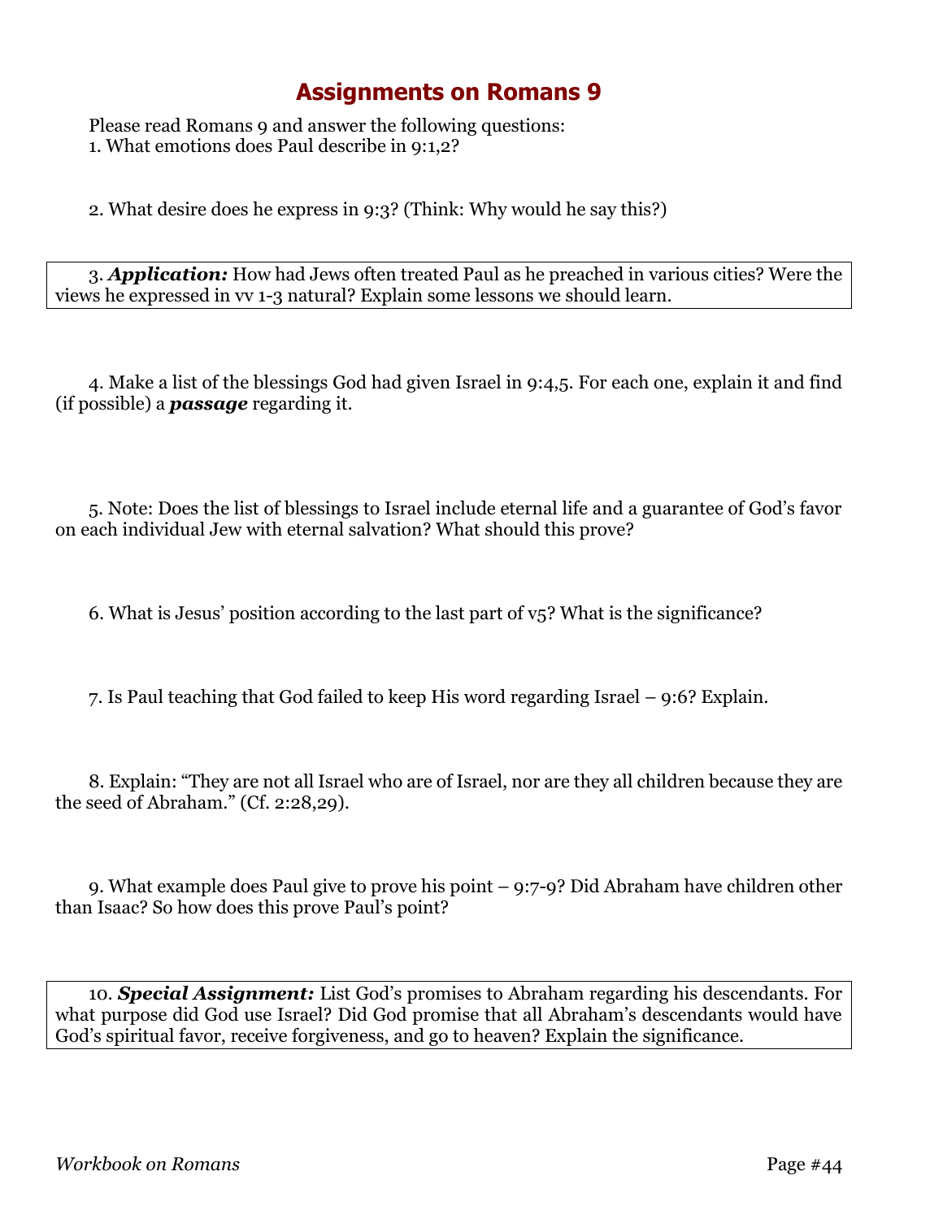# Assignments on Romans 9

Please read Romans 9 and answer the following questions:

1. What emotions does Paul describe in 9:1,2?

2. What desire does he express in 9:3? (Think: Why would he say this?)

3. ***Application:*** How had Jews often treated Paul as he preached in various cities? Were the views he expressed in vv 1-3 natural? Explain some lessons we should learn.

4. Make a list of the blessings God had given Israel in 9:4,5. For each one, explain it and find (if possible) a ***passage*** regarding it.

5. Note: Does the list of blessings to Israel include eternal life and a guarantee of God's favor on each individual Jew with eternal salvation? What should this prove?

6. What is Jesus' position according to the last part of v5? What is the significance?

7. Is Paul teaching that God failed to keep His word regarding Israel – 9:6? Explain.

8. Explain: "They are not all Israel who are of Israel, nor are they all children because they are the seed of Abraham." (Cf. 2:28,29).

9. What example does Paul give to prove his point – 9:7-9? Did Abraham have children other than Isaac? So how does this prove Paul's point?

10. ***Special Assignment:*** List God's promises to Abraham regarding his descendants. For what purpose did God use Israel? Did God promise that all Abraham's descendants would have God's spiritual favor, receive forgiveness, and go to heaven? Explain the significance.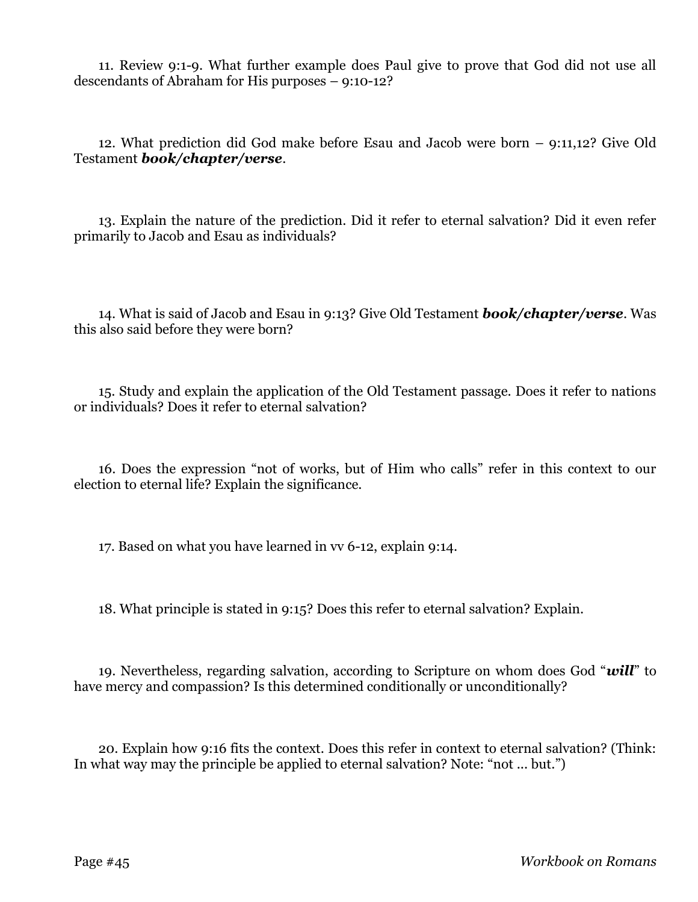11. Review 9:1-9. What further example does Paul give to prove that God did not use all descendants of Abraham for His purposes – 9:10-12?

12. What prediction did God make before Esau and Jacob were born – 9:11,12? Give Old Testament ***book/chapter/verse***.

13. Explain the nature of the prediction. Did it refer to eternal salvation? Did it even refer primarily to Jacob and Esau as individuals?

14. What is said of Jacob and Esau in 9:13? Give Old Testament ***book/chapter/verse***. Was this also said before they were born?

15. Study and explain the application of the Old Testament passage. Does it refer to nations or individuals? Does it refer to eternal salvation?

16. Does the expression "not of works, but of Him who calls" refer in this context to our election to eternal life? Explain the significance.

17. Based on what you have learned in vv 6-12, explain 9:14.

18. What principle is stated in 9:15? Does this refer to eternal salvation? Explain.

19. Nevertheless, regarding salvation, according to Scripture on whom does God "***will***" to have mercy and compassion? Is this determined conditionally or unconditionally?

20. Explain how 9:16 fits the context. Does this refer in context to eternal salvation? (Think: In what way may the principle be applied to eternal salvation? Note: "not ... but.")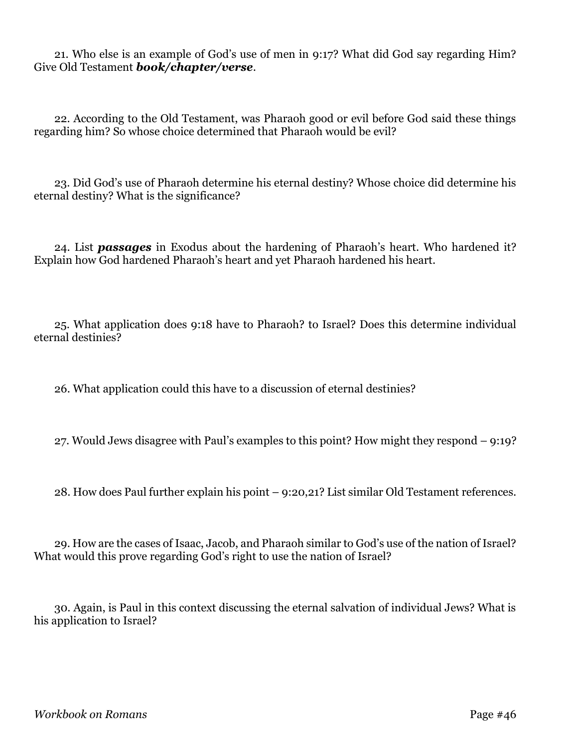21. Who else is an example of God's use of men in 9:17? What did God say regarding Him? Give Old Testament ***book/chapter/verse***.

22. According to the Old Testament, was Pharaoh good or evil before God said these things regarding him? So whose choice determined that Pharaoh would be evil?

23. Did God's use of Pharaoh determine his eternal destiny? Whose choice did determine his eternal destiny? What is the significance?

24. List ***passages*** in Exodus about the hardening of Pharaoh's heart. Who hardened it? Explain how God hardened Pharaoh's heart and yet Pharaoh hardened his heart.

25. What application does 9:18 have to Pharaoh? to Israel? Does this determine individual eternal destinies?

26. What application could this have to a discussion of eternal destinies?

27. Would Jews disagree with Paul's examples to this point? How might they respond – 9:19?

28. How does Paul further explain his point – 9:20,21? List similar Old Testament references.

29. How are the cases of Isaac, Jacob, and Pharaoh similar to God's use of the nation of Israel? What would this prove regarding God's right to use the nation of Israel?

30. Again, is Paul in this context discussing the eternal salvation of individual Jews? What is his application to Israel?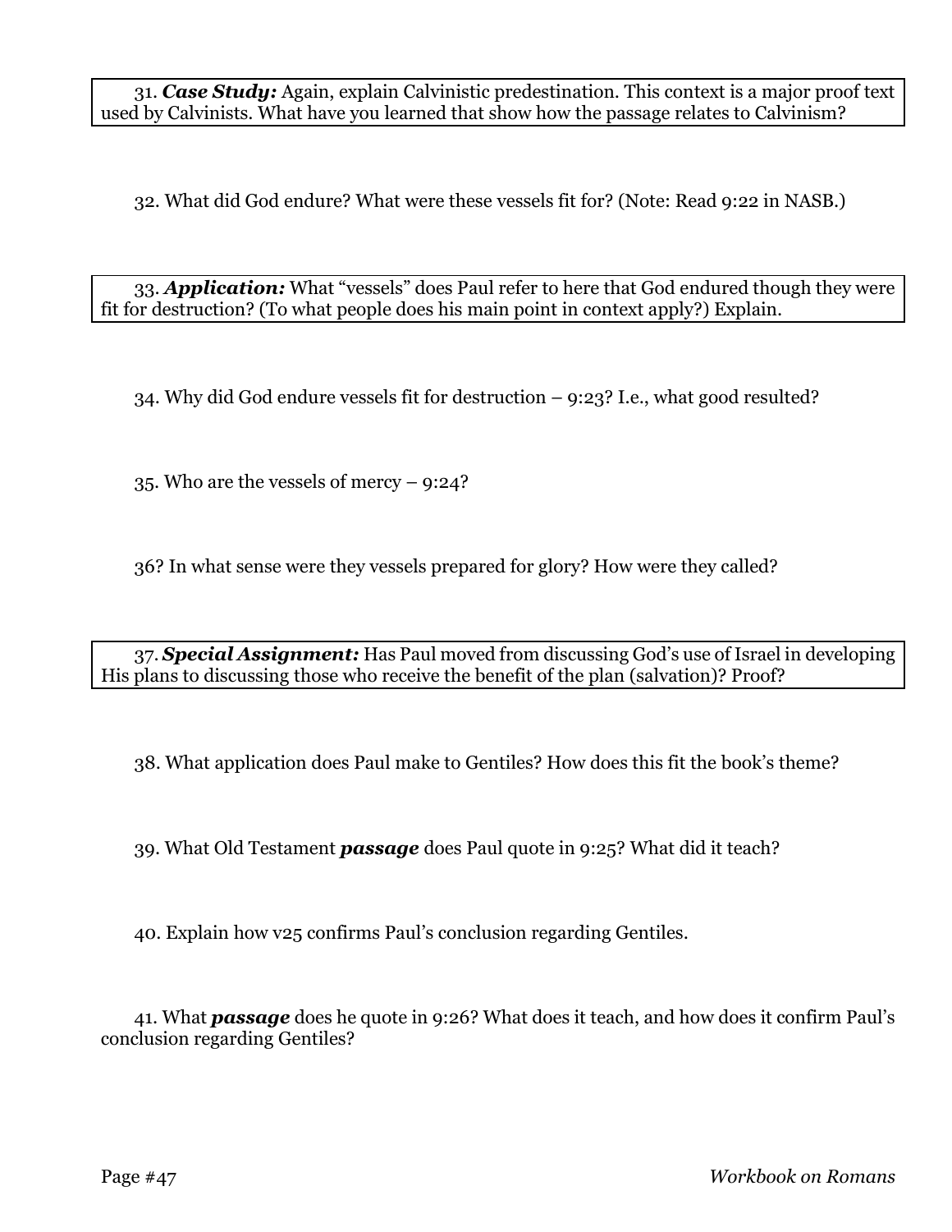31. ***Case Study:*** Again, explain Calvinistic predestination. This context is a major proof text used by Calvinists. What have you learned that show how the passage relates to Calvinism?

32. What did God endure? What were these vessels fit for? (Note: Read 9:22 in NASB.)

33. ***Application:*** What "vessels" does Paul refer to here that God endured though they were fit for destruction? (To what people does his main point in context apply?) Explain.

34. Why did God endure vessels fit for destruction – 9:23? I.e., what good resulted?

35. Who are the vessels of mercy – 9:24?

36? In what sense were they vessels prepared for glory? How were they called?

37. ***Special Assignment:*** Has Paul moved from discussing God's use of Israel in developing His plans to discussing those who receive the benefit of the plan (salvation)? Proof?

38. What application does Paul make to Gentiles? How does this fit the book's theme?

39. What Old Testament ***passage*** does Paul quote in 9:25? What did it teach?

40. Explain how v25 confirms Paul's conclusion regarding Gentiles.

41. What ***passage*** does he quote in 9:26? What does it teach, and how does it confirm Paul's conclusion regarding Gentiles?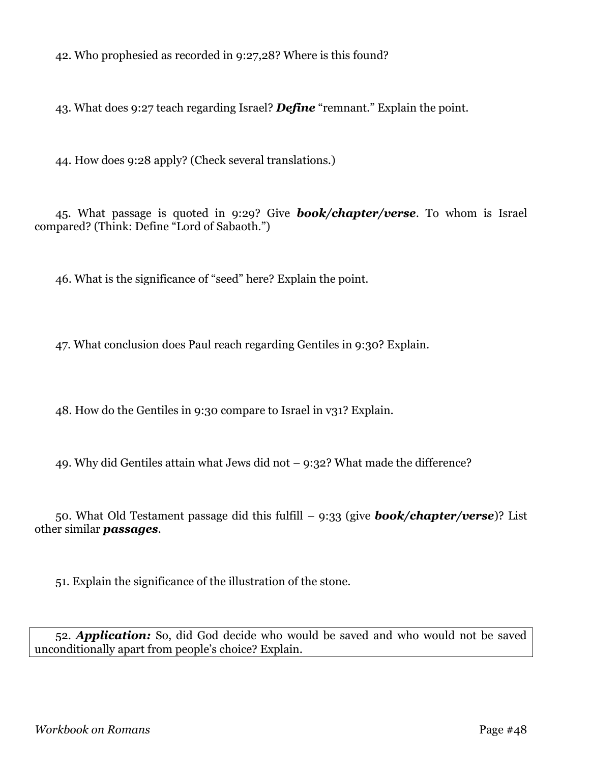42. Who prophesied as recorded in 9:27,28? Where is this found?

43. What does 9:27 teach regarding Israel? ***Define*** "remnant." Explain the point.

44. How does 9:28 apply? (Check several translations.)

45. What passage is quoted in 9:29? Give ***book/chapter/verse***. To whom is Israel compared? (Think: Define "Lord of Sabaoth.")

46. What is the significance of "seed" here? Explain the point.

47. What conclusion does Paul reach regarding Gentiles in 9:30? Explain.

48. How do the Gentiles in 9:30 compare to Israel in v31? Explain.

49. Why did Gentiles attain what Jews did not – 9:32? What made the difference?

50. What Old Testament passage did this fulfill – 9:33 (give ***book/chapter/verse***)? List other similar ***passages***.

51. Explain the significance of the illustration of the stone.

52. ***Application:*** So, did God decide who would be saved and who would not be saved unconditionally apart from people's choice? Explain.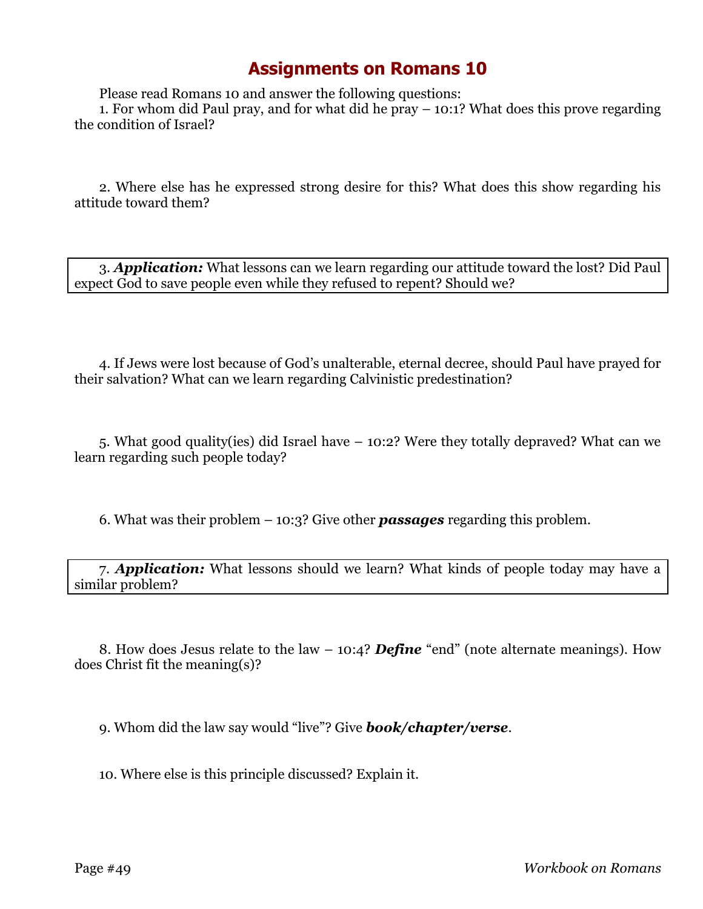# Assignments on Romans 10

Please read Romans 10 and answer the following questions:

1. For whom did Paul pray, and for what did he pray – 10:1? What does this prove regarding the condition of Israel?

2. Where else has he expressed strong desire for this? What does this show regarding his attitude toward them?

3. ***Application:*** What lessons can we learn regarding our attitude toward the lost? Did Paul expect God to save people even while they refused to repent? Should we?

4. If Jews were lost because of God's unalterable, eternal decree, should Paul have prayed for their salvation? What can we learn regarding Calvinistic predestination?

5. What good quality(ies) did Israel have – 10:2? Were they totally depraved? What can we learn regarding such people today?

6. What was their problem – 10:3? Give other ***passages*** regarding this problem.

7. ***Application:*** What lessons should we learn? What kinds of people today may have a similar problem?

8. How does Jesus relate to the law – 10:4? ***Define*** "end" (note alternate meanings). How does Christ fit the meaning(s)?

9. Whom did the law say would "live"? Give ***book/chapter/verse***.

10. Where else is this principle discussed? Explain it.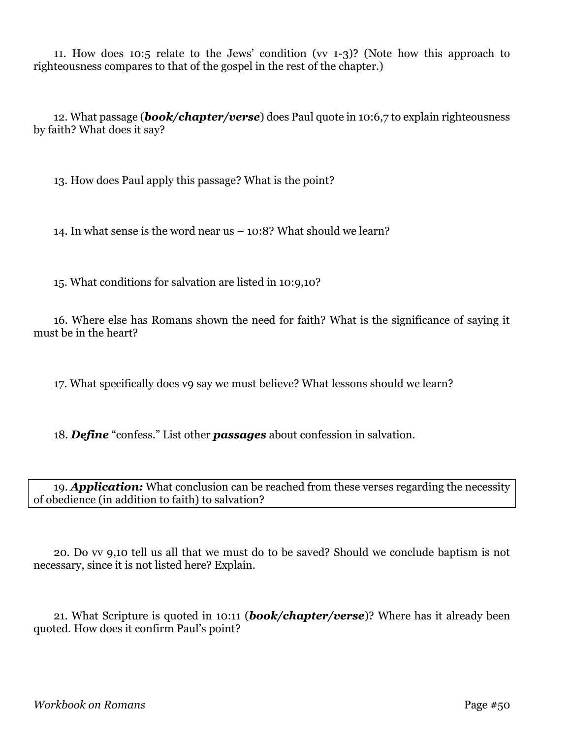11. How does 10:5 relate to the Jews' condition (vv 1-3)? (Note how this approach to righteousness compares to that of the gospel in the rest of the chapter.)

12. What passage (***book/chapter/verse***) does Paul quote in 10:6,7 to explain righteousness by faith? What does it say?

13. How does Paul apply this passage? What is the point?

14. In what sense is the word near us – 10:8? What should we learn?

15. What conditions for salvation are listed in 10:9,10?

16. Where else has Romans shown the need for faith? What is the significance of saying it must be in the heart?

17. What specifically does v9 say we must believe? What lessons should we learn?

18. ***Define*** "confess." List other ***passages*** about confession in salvation.

19. ***Application:*** What conclusion can be reached from these verses regarding the necessity of obedience (in addition to faith) to salvation?

20. Do vv 9,10 tell us all that we must do to be saved? Should we conclude baptism is not necessary, since it is not listed here? Explain.

21. What Scripture is quoted in 10:11 (***book/chapter/verse***)? Where has it already been quoted. How does it confirm Paul's point?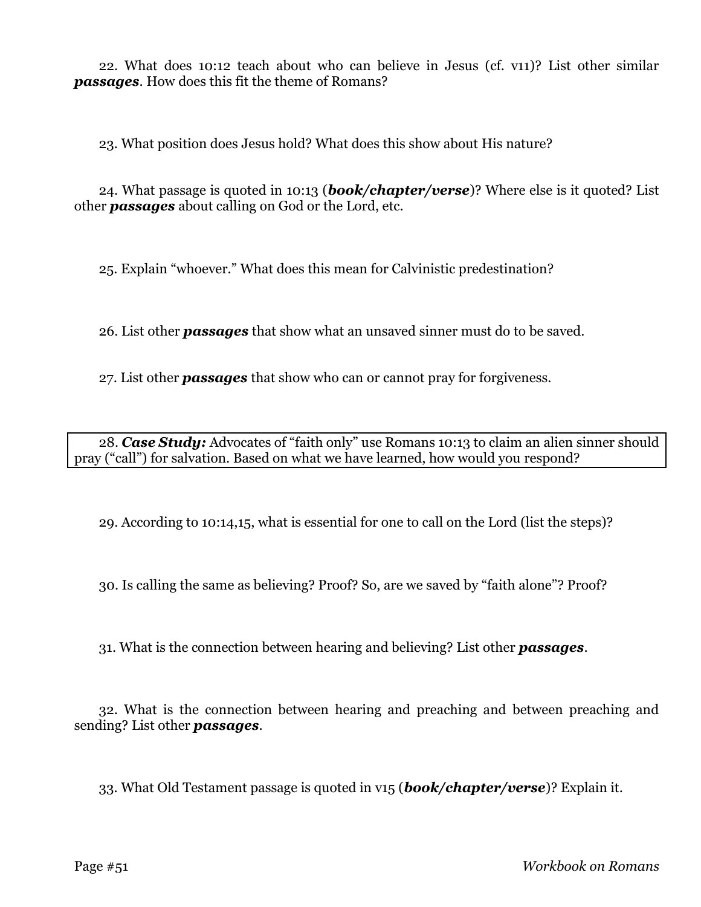22. What does 10:12 teach about who can believe in Jesus (cf. v11)? List other similar ***passages***. How does this fit the theme of Romans?

23. What position does Jesus hold? What does this show about His nature?

24. What passage is quoted in 10:13 (***book/chapter/verse***)? Where else is it quoted? List other ***passages*** about calling on God or the Lord, etc.

25. Explain "whoever." What does this mean for Calvinistic predestination?

26. List other ***passages*** that show what an unsaved sinner must do to be saved.

27. List other ***passages*** that show who can or cannot pray for forgiveness.

28. ***Case Study:*** Advocates of "faith only" use Romans 10:13 to claim an alien sinner should pray ("call") for salvation. Based on what we have learned, how would you respond?

29. According to 10:14,15, what is essential for one to call on the Lord (list the steps)?

30. Is calling the same as believing? Proof? So, are we saved by "faith alone"? Proof?

31. What is the connection between hearing and believing? List other ***passages***.

32. What is the connection between hearing and preaching and between preaching and sending? List other ***passages***.

33. What Old Testament passage is quoted in v15 (***book/chapter/verse***)? Explain it.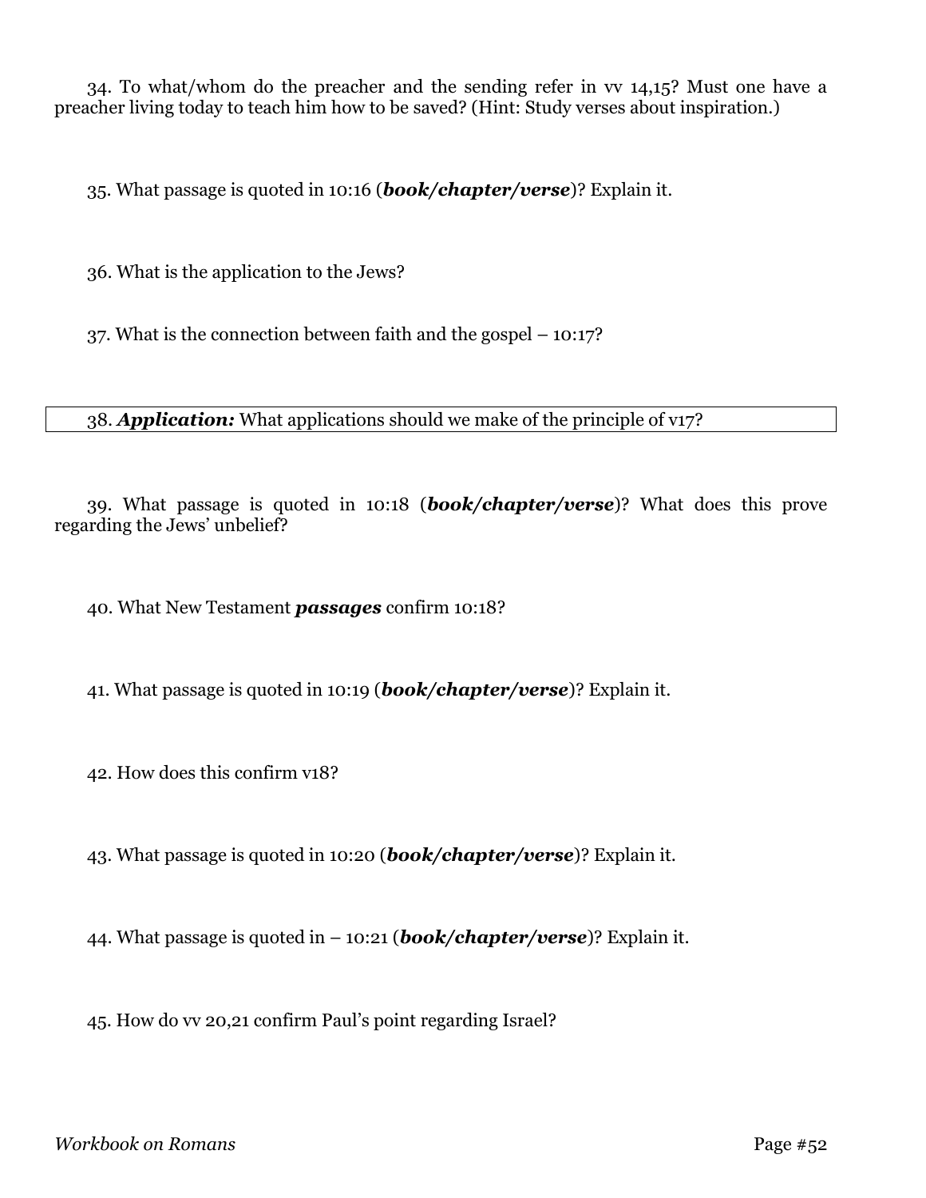34. To what/whom do the preacher and the sending refer in vv 14,15? Must one have a preacher living today to teach him how to be saved? (Hint: Study verses about inspiration.)

35. What passage is quoted in 10:16 (***book/chapter/verse***)? Explain it.

36. What is the application to the Jews?

37. What is the connection between faith and the gospel – 10:17?

38. ***Application:*** What applications should we make of the principle of v17?

39. What passage is quoted in 10:18 (***book/chapter/verse***)? What does this prove regarding the Jews' unbelief?

40. What New Testament ***passages*** confirm 10:18?

41. What passage is quoted in 10:19 (***book/chapter/verse***)? Explain it.

42. How does this confirm v18?

43. What passage is quoted in 10:20 (***book/chapter/verse***)? Explain it.

44. What passage is quoted in – 10:21 (***book/chapter/verse***)? Explain it.

45. How do vv 20,21 confirm Paul's point regarding Israel?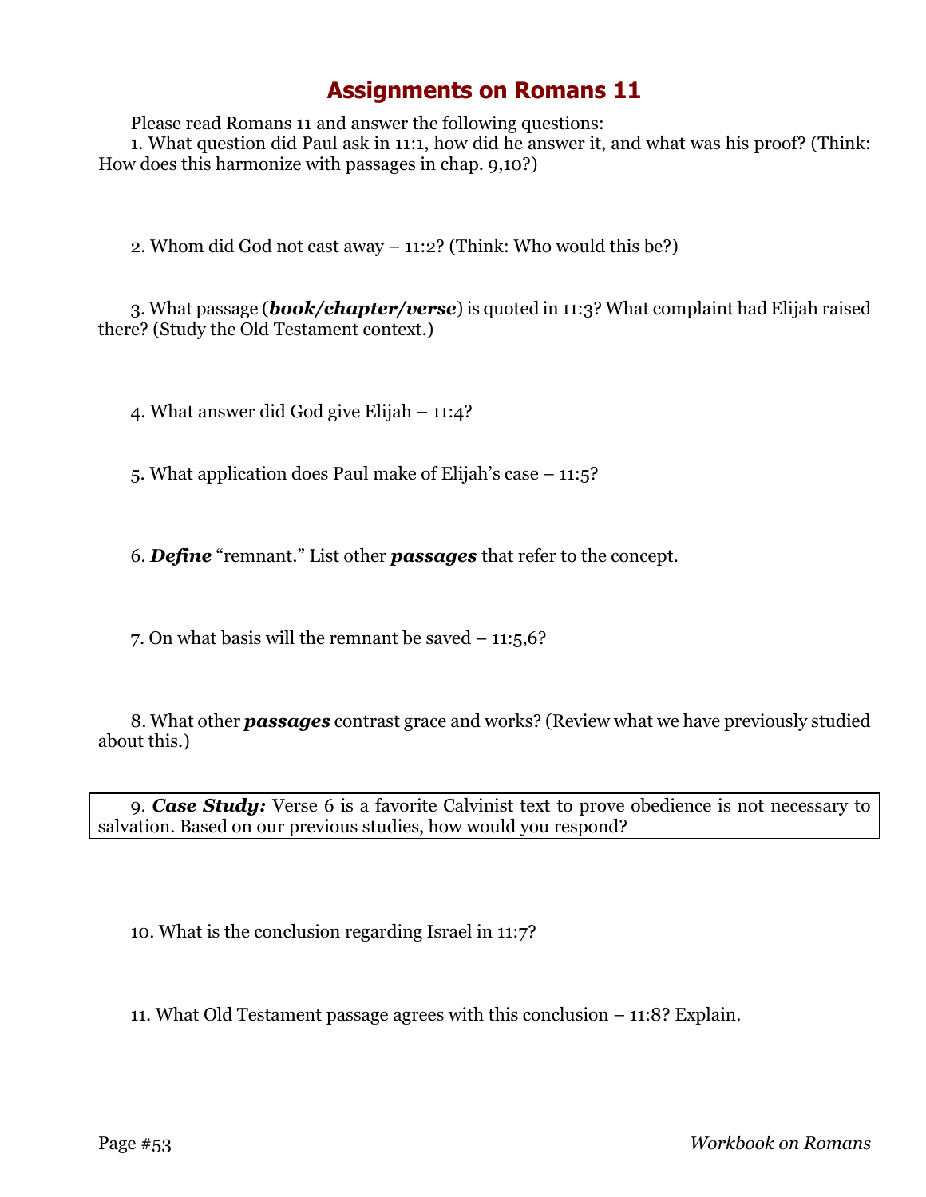# Assignments on Romans 11

Please read Romans 11 and answer the following questions:

1. What question did Paul ask in 11:1, how did he answer it, and what was his proof? (Think: How does this harmonize with passages in chap. 9,10?)

2. Whom did God not cast away – 11:2? (Think: Who would this be?)

3. What passage (***book/chapter/verse***) is quoted in 11:3? What complaint had Elijah raised there? (Study the Old Testament context.)

4. What answer did God give Elijah – 11:4?

5. What application does Paul make of Elijah's case – 11:5?

6. ***Define*** "remnant." List other ***passages*** that refer to the concept.

7. On what basis will the remnant be saved – 11:5,6?

8. What other ***passages*** contrast grace and works? (Review what we have previously studied about this.)

9. ***Case Study:*** Verse 6 is a favorite Calvinist text to prove obedience is not necessary to salvation. Based on our previous studies, how would you respond?

10. What is the conclusion regarding Israel in 11:7?

11. What Old Testament passage agrees with this conclusion – 11:8? Explain.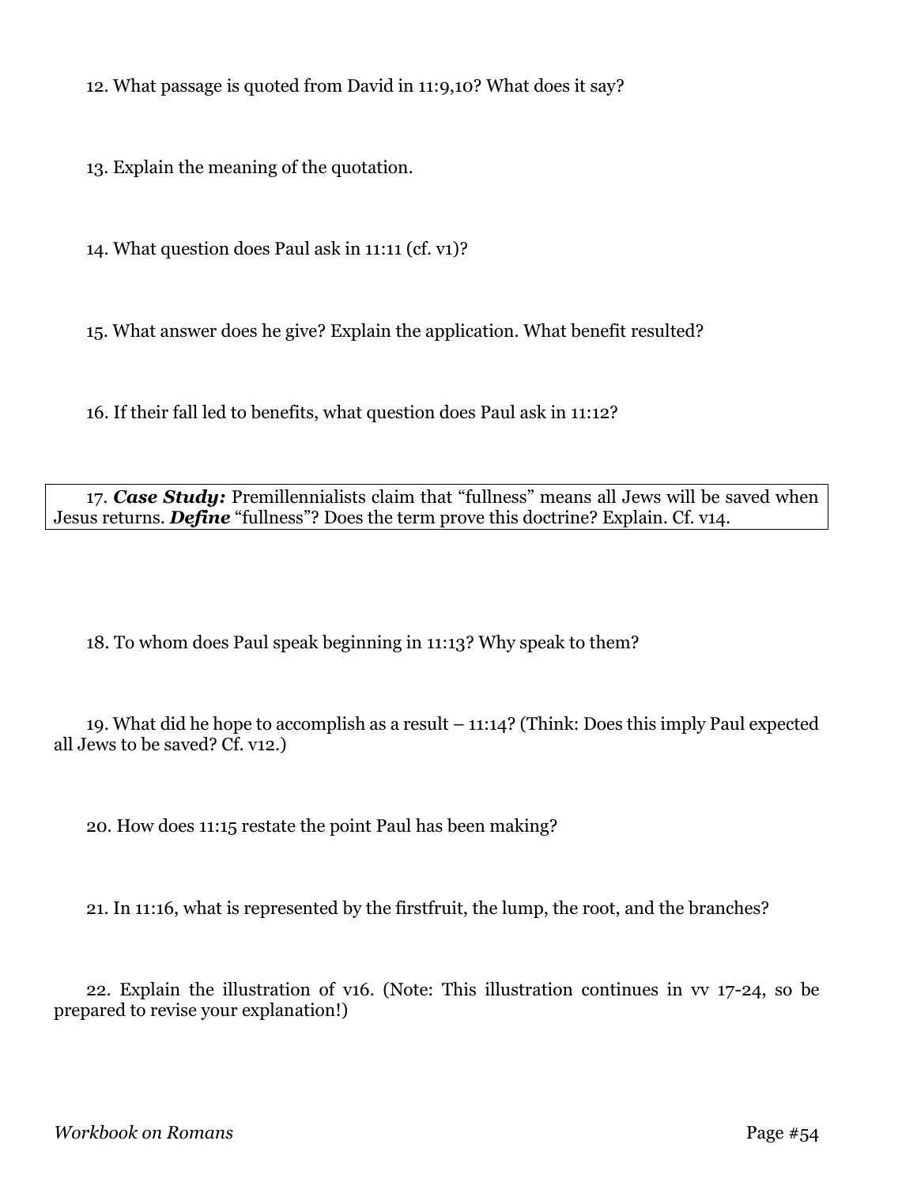12. What passage is quoted from David in 11:9,10? What does it say?

13. Explain the meaning of the quotation.

14. What question does Paul ask in 11:11 (cf. v1)?

15. What answer does he give? Explain the application. What benefit resulted?

16. If their fall led to benefits, what question does Paul ask in 11:12?

17. ***Case Study:*** Premillennialists claim that "fullness" means all Jews will be saved when Jesus returns. ***Define*** "fullness"? Does the term prove this doctrine? Explain. Cf. v14.

18. To whom does Paul speak beginning in 11:13? Why speak to them?

19. What did he hope to accomplish as a result – 11:14? (Think: Does this imply Paul expected all Jews to be saved? Cf. v12.)

20. How does 11:15 restate the point Paul has been making?

21. In 11:16, what is represented by the firstfruit, the lump, the root, and the branches?

22. Explain the illustration of v16. (Note: This illustration continues in vv 17-24, so be prepared to revise your explanation!)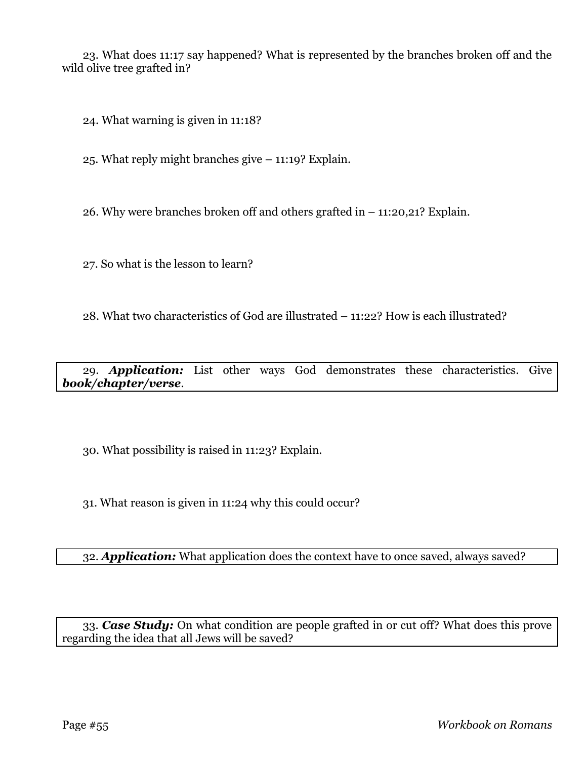23. What does 11:17 say happened? What is represented by the branches broken off and the wild olive tree grafted in?

24. What warning is given in 11:18?

25. What reply might branches give – 11:19? Explain.

26. Why were branches broken off and others grafted in – 11:20,21? Explain.

27. So what is the lesson to learn?

28. What two characteristics of God are illustrated – 11:22? How is each illustrated?

29. ***Application:*** List other ways God demonstrates these characteristics. Give ***book/chapter/verse***.

30. What possibility is raised in 11:23? Explain.

31. What reason is given in 11:24 why this could occur?

32. ***Application:*** What application does the context have to once saved, always saved?

33. ***Case Study:*** On what condition are people grafted in or cut off? What does this prove regarding the idea that all Jews will be saved?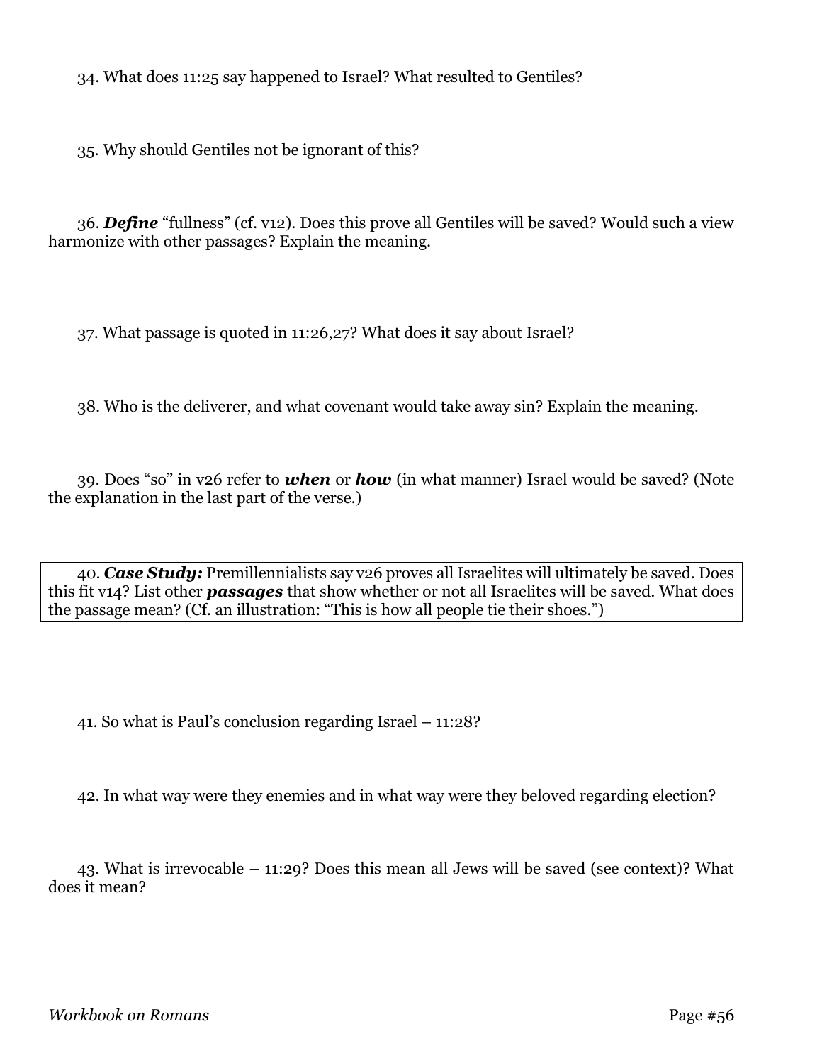34. What does 11:25 say happened to Israel? What resulted to Gentiles?

35. Why should Gentiles not be ignorant of this?

36. ***Define*** "fullness" (cf. v12). Does this prove all Gentiles will be saved? Would such a view harmonize with other passages? Explain the meaning.

37. What passage is quoted in 11:26,27? What does it say about Israel?

38. Who is the deliverer, and what covenant would take away sin? Explain the meaning.

39. Does "so" in v26 refer to ***when*** or ***how*** (in what manner) Israel would be saved? (Note the explanation in the last part of the verse.)

40. ***Case Study:*** Premillennialists say v26 proves all Israelites will ultimately be saved. Does this fit v14? List other ***passages*** that show whether or not all Israelites will be saved. What does the passage mean? (Cf. an illustration: "This is how all people tie their shoes.")

41. So what is Paul's conclusion regarding Israel – 11:28?

42. In what way were they enemies and in what way were they beloved regarding election?

43. What is irrevocable – 11:29? Does this mean all Jews will be saved (see context)? What does it mean?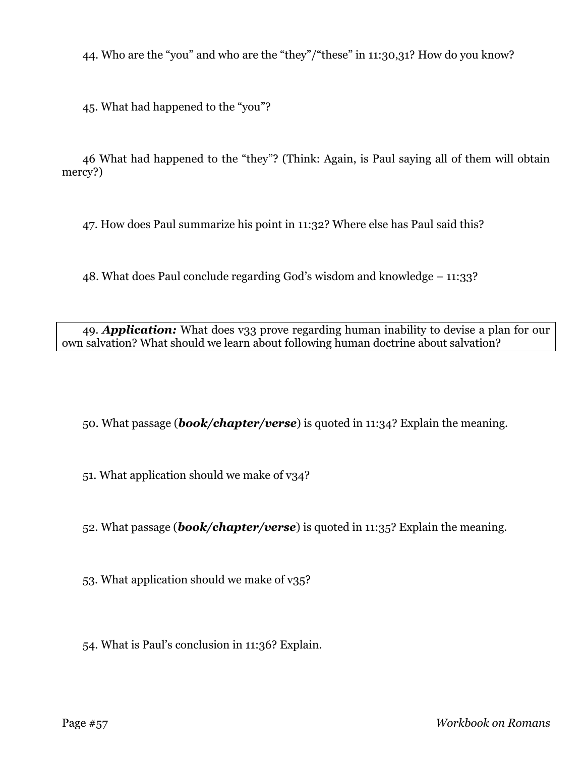44. Who are the "you" and who are the "they"/"these" in 11:30,31? How do you know?

45. What had happened to the "you"?

46 What had happened to the "they"? (Think: Again, is Paul saying all of them will obtain mercy?)

47. How does Paul summarize his point in 11:32? Where else has Paul said this?

48. What does Paul conclude regarding God's wisdom and knowledge – 11:33?

49. ***Application:*** What does v33 prove regarding human inability to devise a plan for our own salvation? What should we learn about following human doctrine about salvation?

50. What passage (***book/chapter/verse***) is quoted in 11:34? Explain the meaning.

51. What application should we make of v34?

52. What passage (***book/chapter/verse***) is quoted in 11:35? Explain the meaning.

53. What application should we make of v35?

54. What is Paul's conclusion in 11:36? Explain.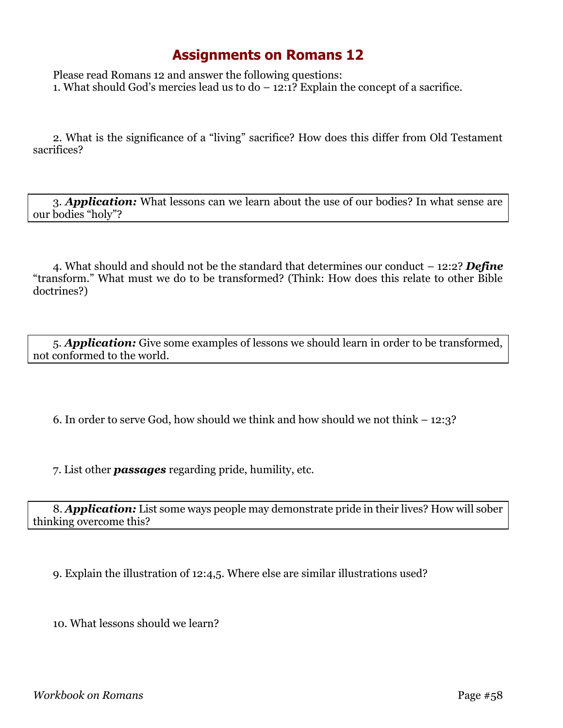# Assignments on Romans 12

Please read Romans 12 and answer the following questions:

1. What should God's mercies lead us to do – 12:1? Explain the concept of a sacrifice.

2. What is the significance of a "living" sacrifice? How does this differ from Old Testament sacrifices?

3. ***Application:*** What lessons can we learn about the use of our bodies? In what sense are our bodies "holy"?

4. What should and should not be the standard that determines our conduct – 12:2? ***Define*** "transform." What must we do to be transformed? (Think: How does this relate to other Bible doctrines?)

5. ***Application:*** Give some examples of lessons we should learn in order to be transformed, not conformed to the world.

6. In order to serve God, how should we think and how should we not think – 12:3?

7. List other ***passages*** regarding pride, humility, etc.

8. ***Application:*** List some ways people may demonstrate pride in their lives? How will sober thinking overcome this?

9. Explain the illustration of 12:4,5. Where else are similar illustrations used?

10. What lessons should we learn?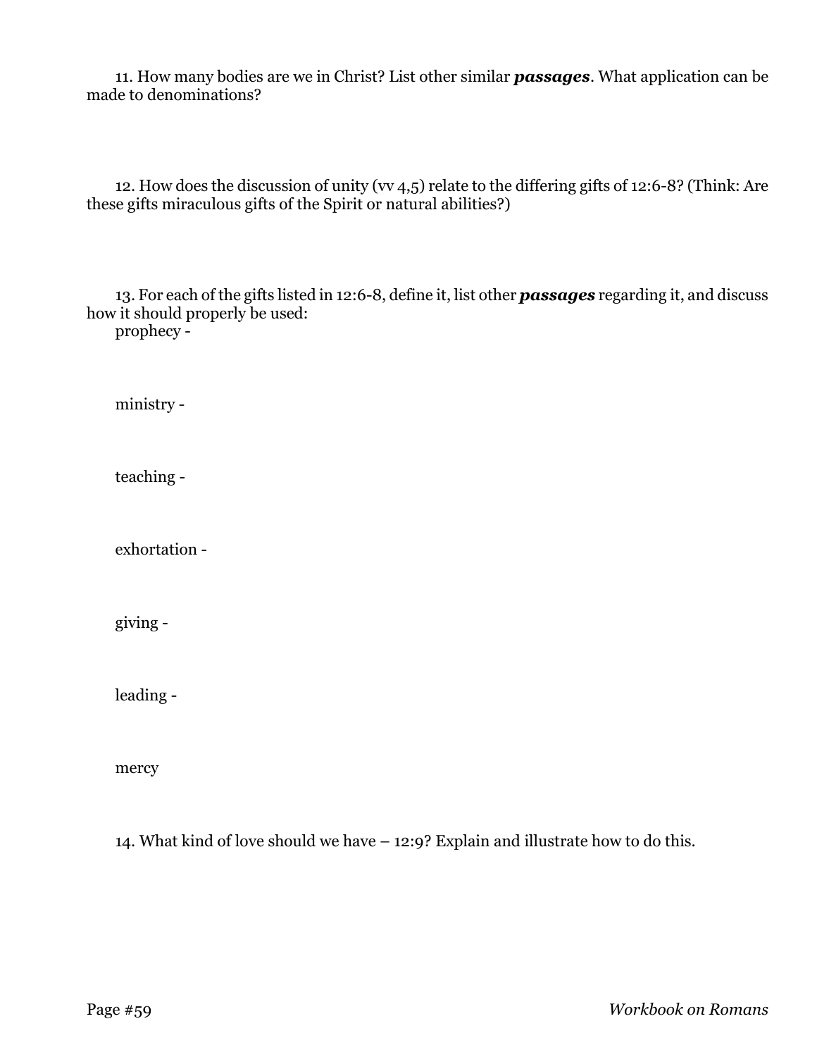11. How many bodies are we in Christ? List other similar ***passages***. What application can be made to denominations?

12. How does the discussion of unity (vv 4,5) relate to the differing gifts of 12:6-8? (Think: Are these gifts miraculous gifts of the Spirit or natural abilities?)

13. For each of the gifts listed in 12:6-8, define it, list other ***passages*** regarding it, and discuss how it should properly be used:

prophecy -

ministry -

teaching -

exhortation -

giving -

leading -

mercy

14. What kind of love should we have – 12:9? Explain and illustrate how to do this.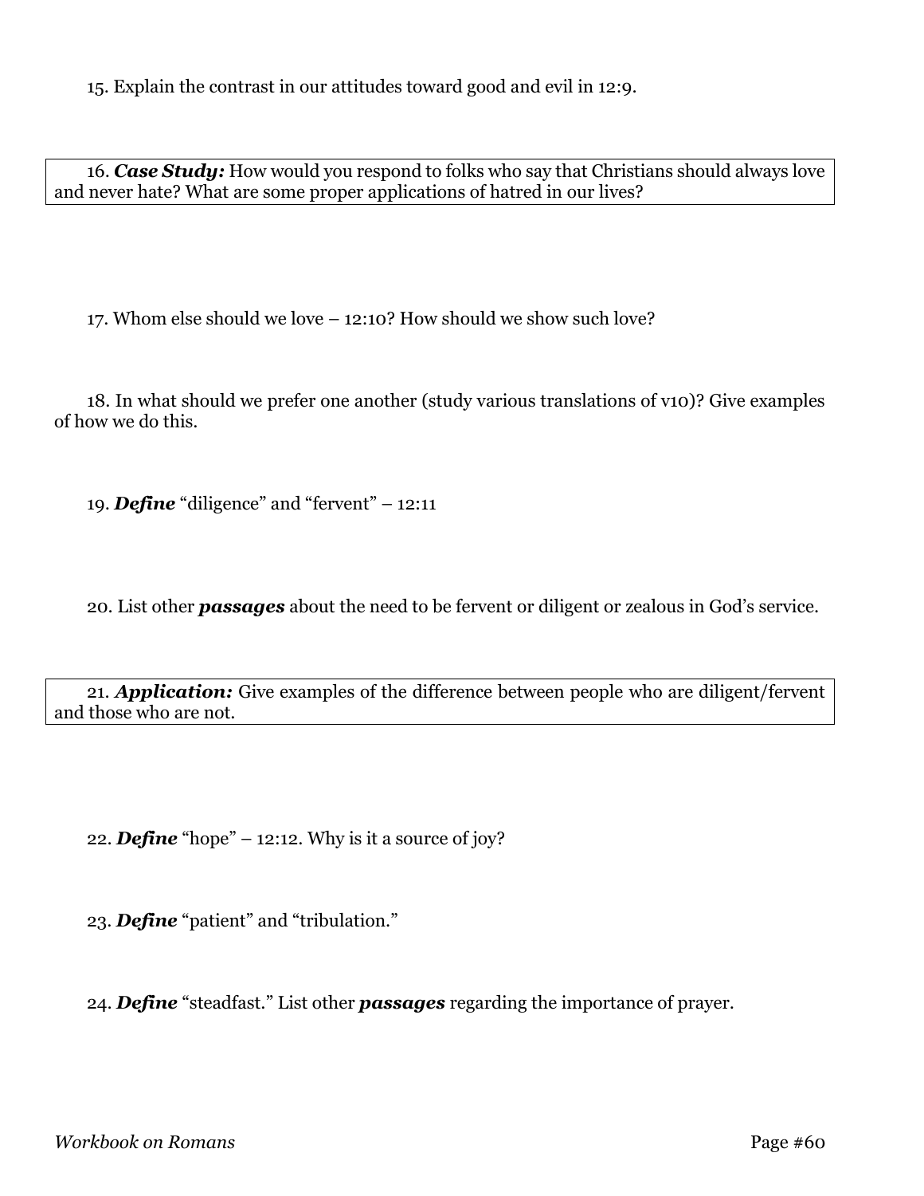15. Explain the contrast in our attitudes toward good and evil in 12:9.

16. ***Case Study:*** How would you respond to folks who say that Christians should always love and never hate? What are some proper applications of hatred in our lives?

17. Whom else should we love – 12:10? How should we show such love?

18. In what should we prefer one another (study various translations of v10)? Give examples of how we do this.

19. ***Define*** "diligence" and "fervent" – 12:11

20. List other ***passages*** about the need to be fervent or diligent or zealous in God's service.

21. ***Application:*** Give examples of the difference between people who are diligent/fervent and those who are not.

22. ***Define*** "hope" – 12:12. Why is it a source of joy?

23. ***Define*** "patient" and "tribulation."

24. ***Define*** "steadfast." List other ***passages*** regarding the importance of prayer.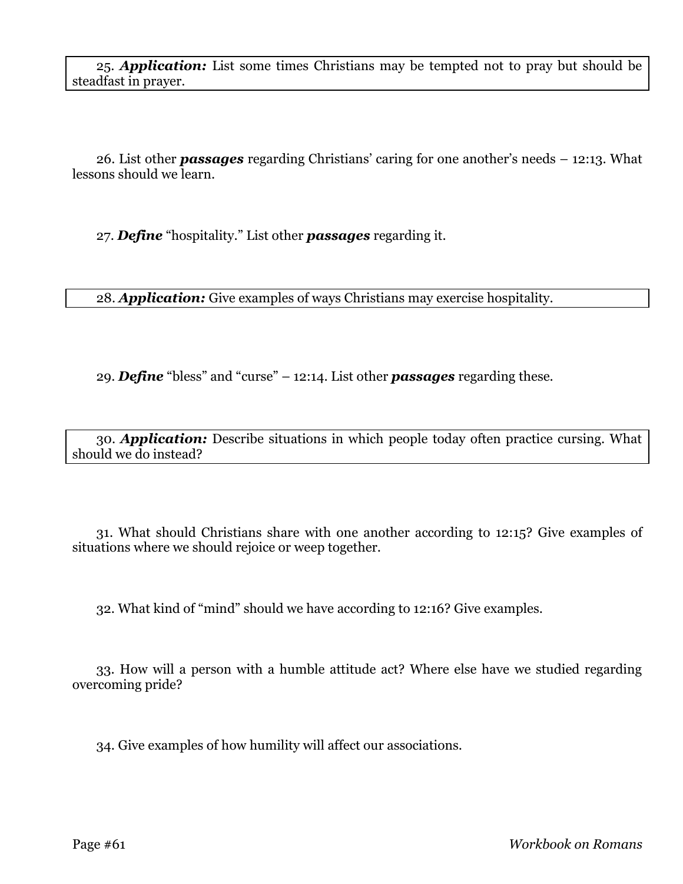25. ***Application:*** List some times Christians may be tempted not to pray but should be steadfast in prayer.

26. List other ***passages*** regarding Christians' caring for one another's needs – 12:13. What lessons should we learn.

27. ***Define*** "hospitality." List other ***passages*** regarding it.

28. ***Application:*** Give examples of ways Christians may exercise hospitality.

29. ***Define*** "bless" and "curse" – 12:14. List other ***passages*** regarding these.

30. ***Application:*** Describe situations in which people today often practice cursing. What should we do instead?

31. What should Christians share with one another according to 12:15? Give examples of situations where we should rejoice or weep together.

32. What kind of "mind" should we have according to 12:16? Give examples.

33. How will a person with a humble attitude act? Where else have we studied regarding overcoming pride?

34. Give examples of how humility will affect our associations.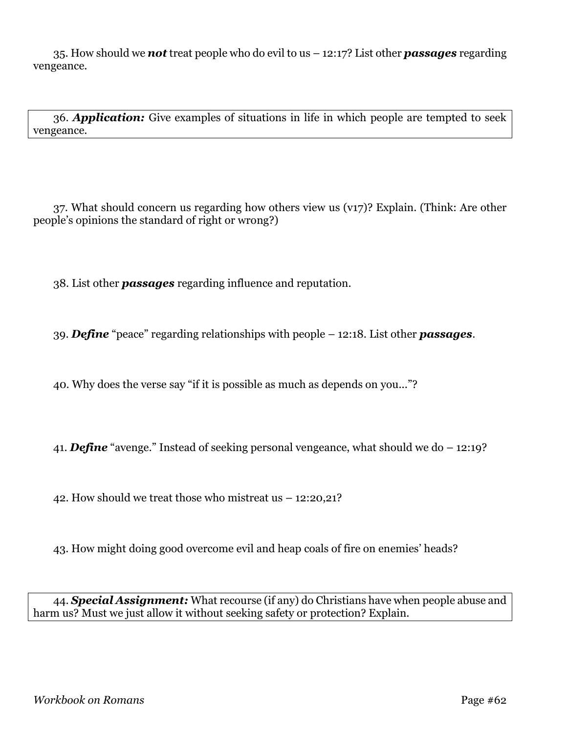35. How should we ***not*** treat people who do evil to us – 12:17? List other ***passages*** regarding vengeance.

36. ***Application:*** Give examples of situations in life in which people are tempted to seek vengeance.

37. What should concern us regarding how others view us (v17)? Explain. (Think: Are other people's opinions the standard of right or wrong?)

38. List other ***passages*** regarding influence and reputation.

39. ***Define*** "peace" regarding relationships with people – 12:18. List other ***passages***.

40. Why does the verse say "if it is possible as much as depends on you..."?

41. ***Define*** "avenge." Instead of seeking personal vengeance, what should we do – 12:19?

42. How should we treat those who mistreat us – 12:20,21?

43. How might doing good overcome evil and heap coals of fire on enemies' heads?

44. ***Special Assignment:*** What recourse (if any) do Christians have when people abuse and harm us? Must we just allow it without seeking safety or protection? Explain.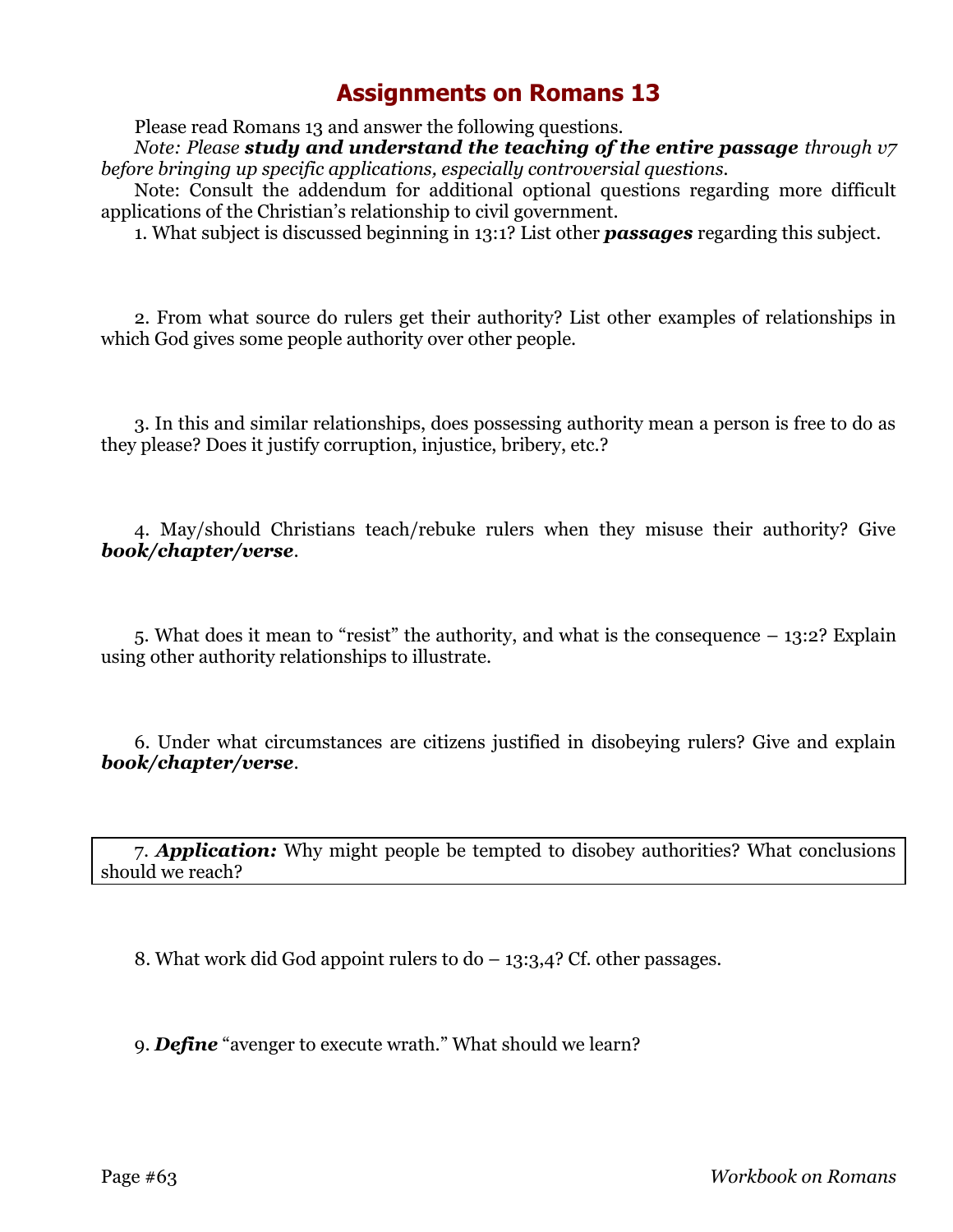# Assignments on Romans 13

Please read Romans 13 and answer the following questions.

*Note: Please **study and understand the teaching of the entire passage** through v7 before bringing up specific applications, especially controversial questions.*

Note: Consult the addendum for additional optional questions regarding more difficult applications of the Christian's relationship to civil government.

1. What subject is discussed beginning in 13:1? List other ***passages*** regarding this subject.

2. From what source do rulers get their authority? List other examples of relationships in which God gives some people authority over other people.

3. In this and similar relationships, does possessing authority mean a person is free to do as they please? Does it justify corruption, injustice, bribery, etc.?

4. May/should Christians teach/rebuke rulers when they misuse their authority? Give ***book/chapter/verse***.

5. What does it mean to "resist" the authority, and what is the consequence – 13:2? Explain using other authority relationships to illustrate.

6. Under what circumstances are citizens justified in disobeying rulers? Give and explain ***book/chapter/verse***.

7. ***Application:*** Why might people be tempted to disobey authorities? What conclusions should we reach?

8. What work did God appoint rulers to do – 13:3,4? Cf. other passages.

9. ***Define*** "avenger to execute wrath." What should we learn?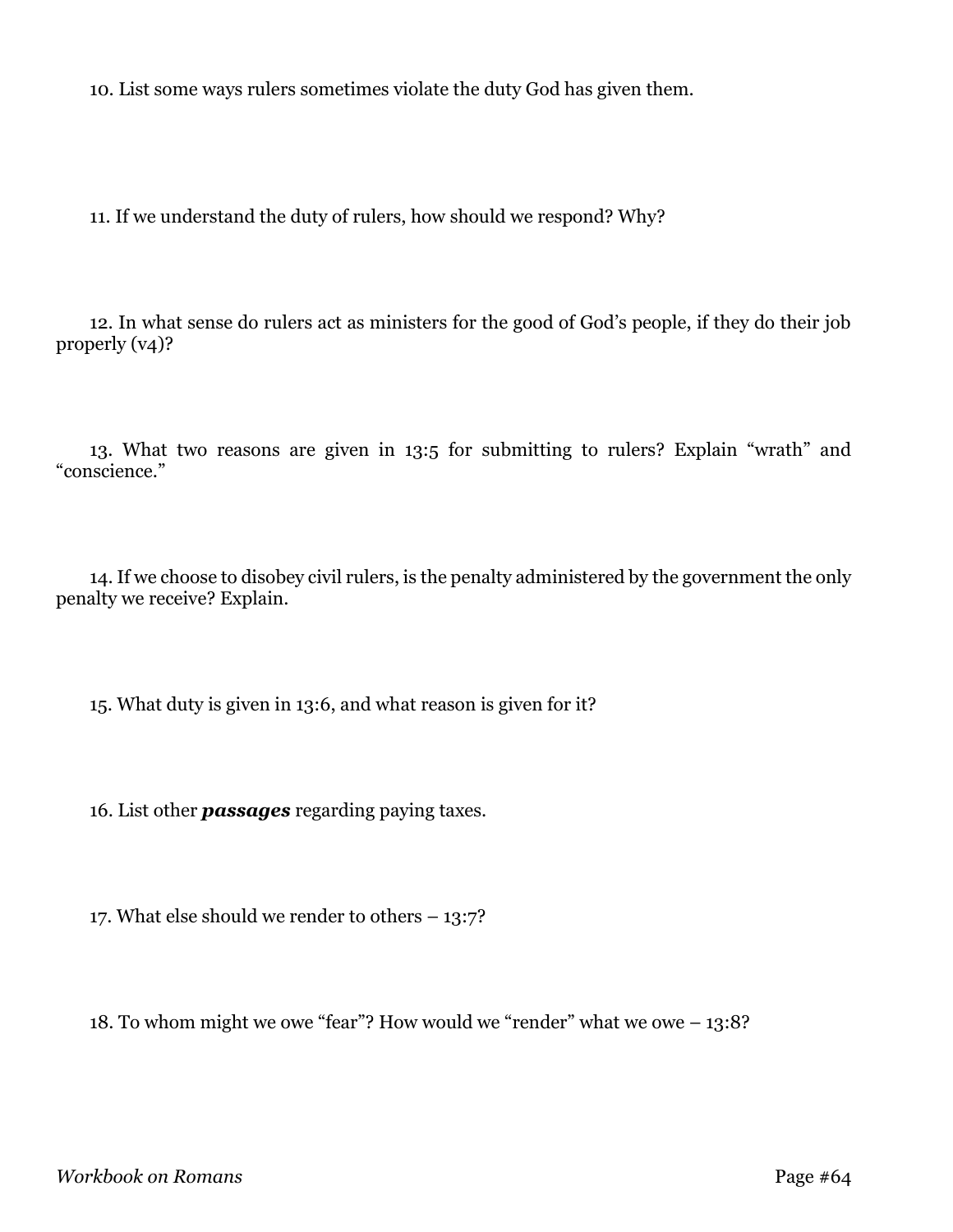10. List some ways rulers sometimes violate the duty God has given them.

11. If we understand the duty of rulers, how should we respond? Why?

12. In what sense do rulers act as ministers for the good of God's people, if they do their job properly (v4)?

13. What two reasons are given in 13:5 for submitting to rulers? Explain "wrath" and "conscience."

14. If we choose to disobey civil rulers, is the penalty administered by the government the only penalty we receive? Explain.

15. What duty is given in 13:6, and what reason is given for it?

16. List other ***passages*** regarding paying taxes.

17. What else should we render to others – 13:7?

18. To whom might we owe "fear"? How would we "render" what we owe – 13:8?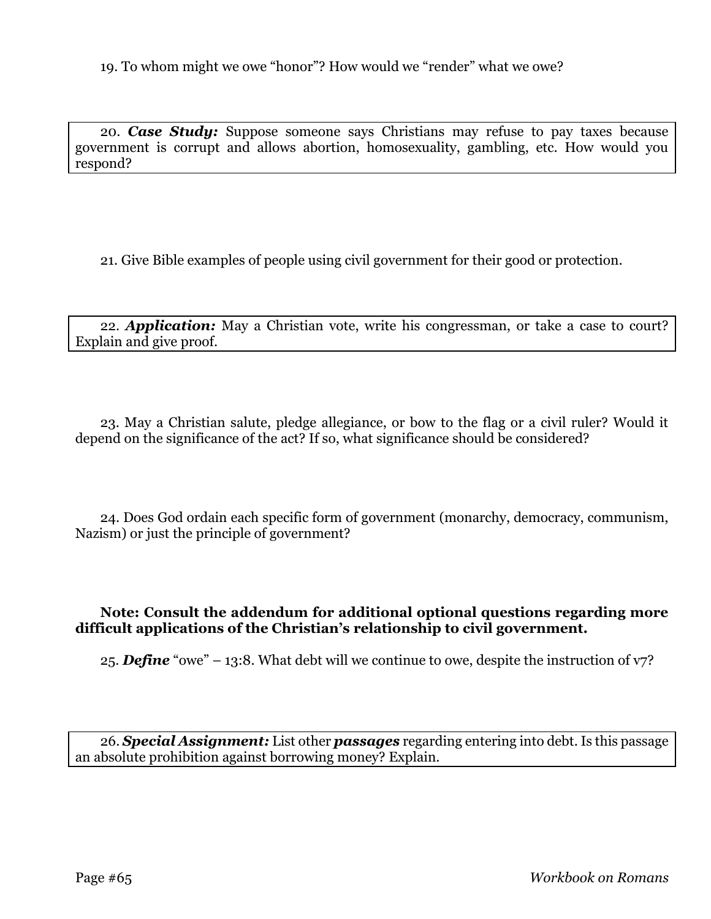19. To whom might we owe "honor"? How would we "render" what we owe?

20. ***Case Study:*** Suppose someone says Christians may refuse to pay taxes because government is corrupt and allows abortion, homosexuality, gambling, etc. How would you respond?

21. Give Bible examples of people using civil government for their good or protection.

22. ***Application:*** May a Christian vote, write his congressman, or take a case to court? Explain and give proof.

23. May a Christian salute, pledge allegiance, or bow to the flag or a civil ruler? Would it depend on the significance of the act? If so, what significance should be considered?

24. Does God ordain each specific form of government (monarchy, democracy, communism, Nazism) or just the principle of government?

**Note: Consult the addendum for additional optional questions regarding more difficult applications of the Christian's relationship to civil government.**

25. ***Define*** "owe" – 13:8. What debt will we continue to owe, despite the instruction of v7?

26. ***Special Assignment:*** List other ***passages*** regarding entering into debt. Is this passage an absolute prohibition against borrowing money? Explain.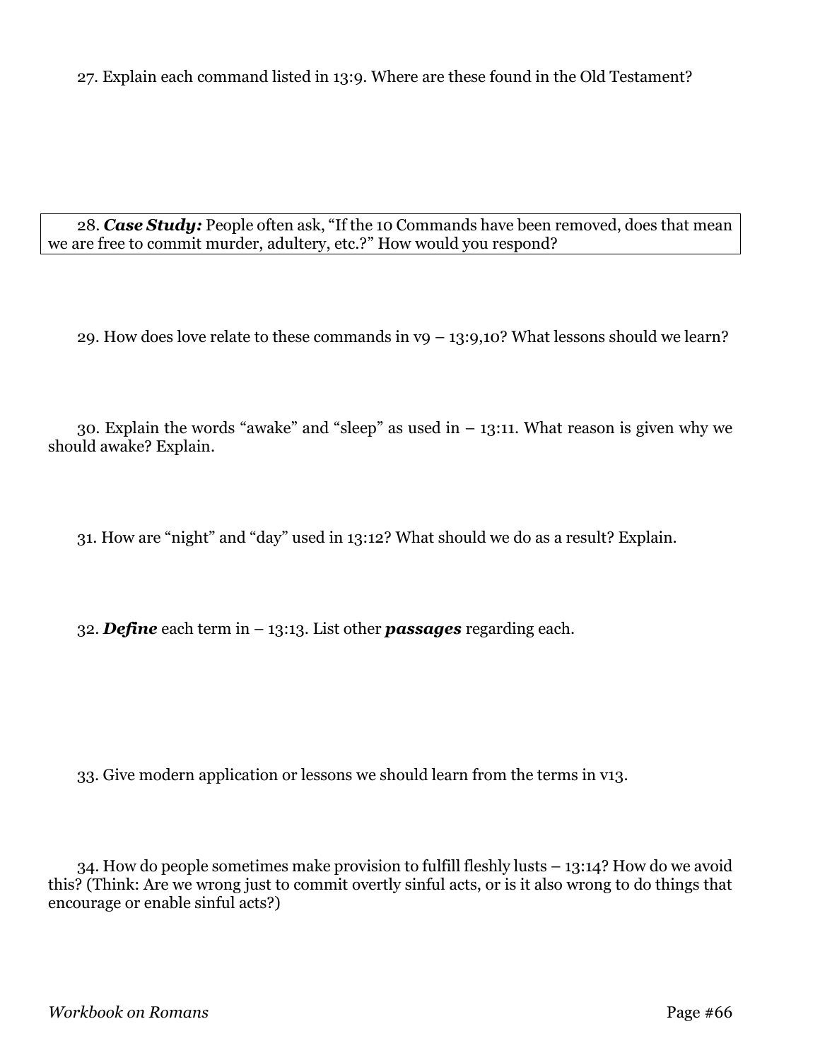27. Explain each command listed in 13:9. Where are these found in the Old Testament?

28. ***Case Study:*** People often ask, "If the 10 Commands have been removed, does that mean we are free to commit murder, adultery, etc.?" How would you respond?

29. How does love relate to these commands in v9 – 13:9,10? What lessons should we learn?

30. Explain the words "awake" and "sleep" as used in – 13:11. What reason is given why we should awake? Explain.

31. How are "night" and "day" used in 13:12? What should we do as a result? Explain.

32. ***Define*** each term in – 13:13. List other ***passages*** regarding each.

33. Give modern application or lessons we should learn from the terms in v13.

34. How do people sometimes make provision to fulfill fleshly lusts – 13:14? How do we avoid this? (Think: Are we wrong just to commit overtly sinful acts, or is it also wrong to do things that encourage or enable sinful acts?)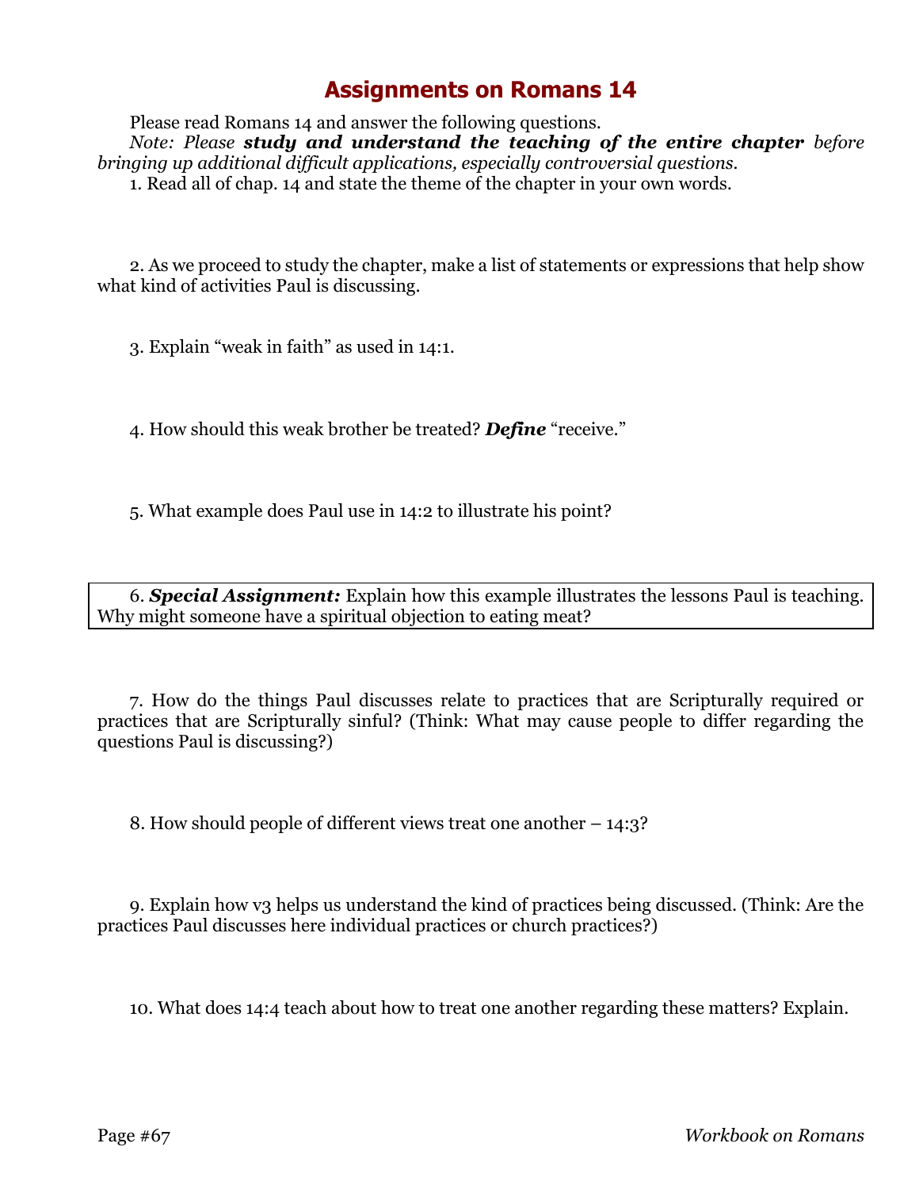# Assignments on Romans 14

Please read Romans 14 and answer the following questions.

*Note: Please **study and understand the teaching of the entire chapter** before bringing up additional difficult applications, especially controversial questions.*

1. Read all of chap. 14 and state the theme of the chapter in your own words.

2. As we proceed to study the chapter, make a list of statements or expressions that help show what kind of activities Paul is discussing.

3. Explain "weak in faith" as used in 14:1.

4. How should this weak brother be treated? ***Define*** "receive."

5. What example does Paul use in 14:2 to illustrate his point?

6. ***Special Assignment:*** Explain how this example illustrates the lessons Paul is teaching. Why might someone have a spiritual objection to eating meat?

7. How do the things Paul discusses relate to practices that are Scripturally required or practices that are Scripturally sinful? (Think: What may cause people to differ regarding the questions Paul is discussing?)

8. How should people of different views treat one another – 14:3?

9. Explain how v3 helps us understand the kind of practices being discussed. (Think: Are the practices Paul discusses here individual practices or church practices?)

10. What does 14:4 teach about how to treat one another regarding these matters? Explain.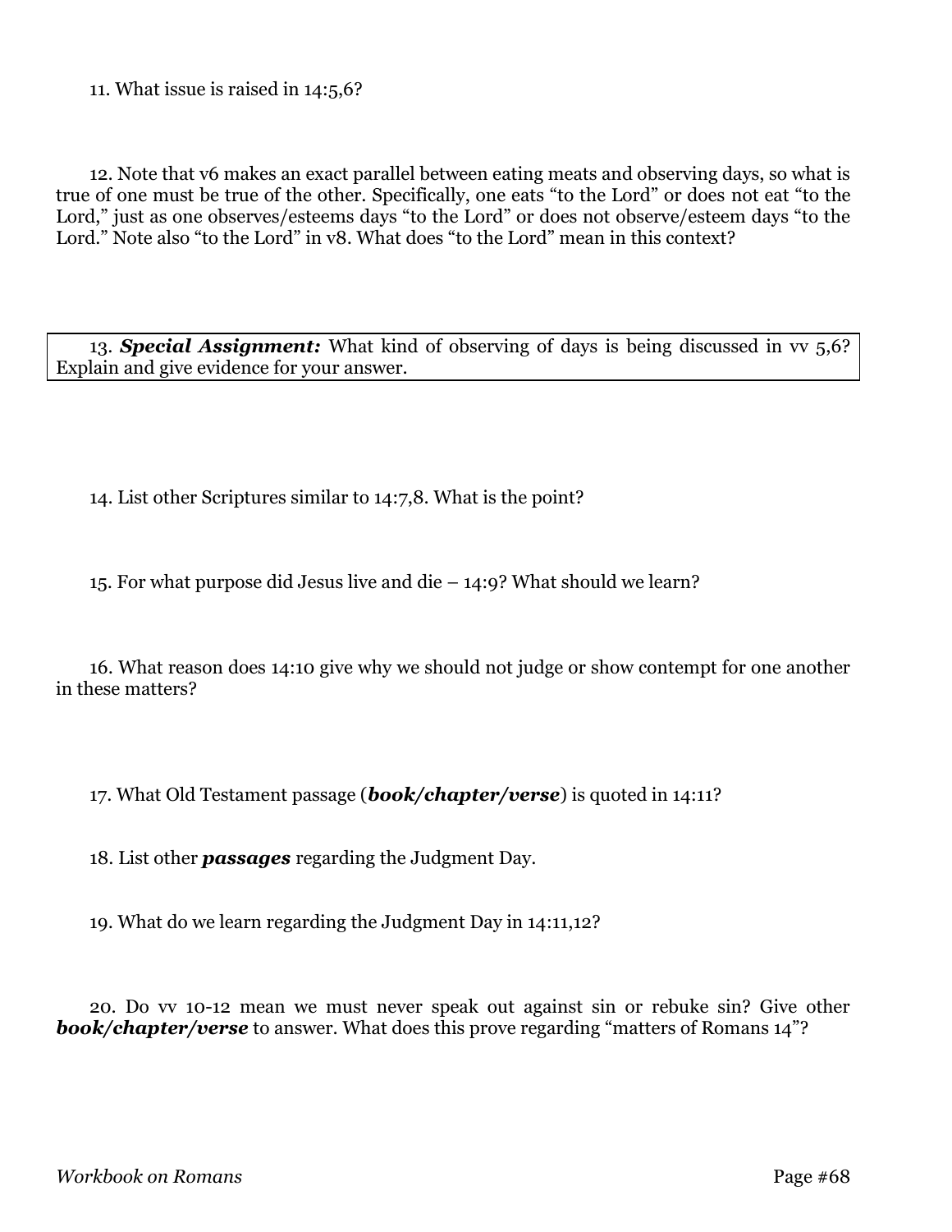11. What issue is raised in 14:5,6?

12. Note that v6 makes an exact parallel between eating meats and observing days, so what is true of one must be true of the other. Specifically, one eats "to the Lord" or does not eat "to the Lord," just as one observes/esteems days "to the Lord" or does not observe/esteem days "to the Lord." Note also "to the Lord" in v8. What does "to the Lord" mean in this context?

13. ***Special Assignment:*** What kind of observing of days is being discussed in vv 5,6? Explain and give evidence for your answer.

14. List other Scriptures similar to 14:7,8. What is the point?

15. For what purpose did Jesus live and die – 14:9? What should we learn?

16. What reason does 14:10 give why we should not judge or show contempt for one another in these matters?

17. What Old Testament passage (***book/chapter/verse***) is quoted in 14:11?

18. List other ***passages*** regarding the Judgment Day.

19. What do we learn regarding the Judgment Day in 14:11,12?

20. Do vv 10-12 mean we must never speak out against sin or rebuke sin? Give other ***book/chapter/verse*** to answer. What does this prove regarding "matters of Romans 14"?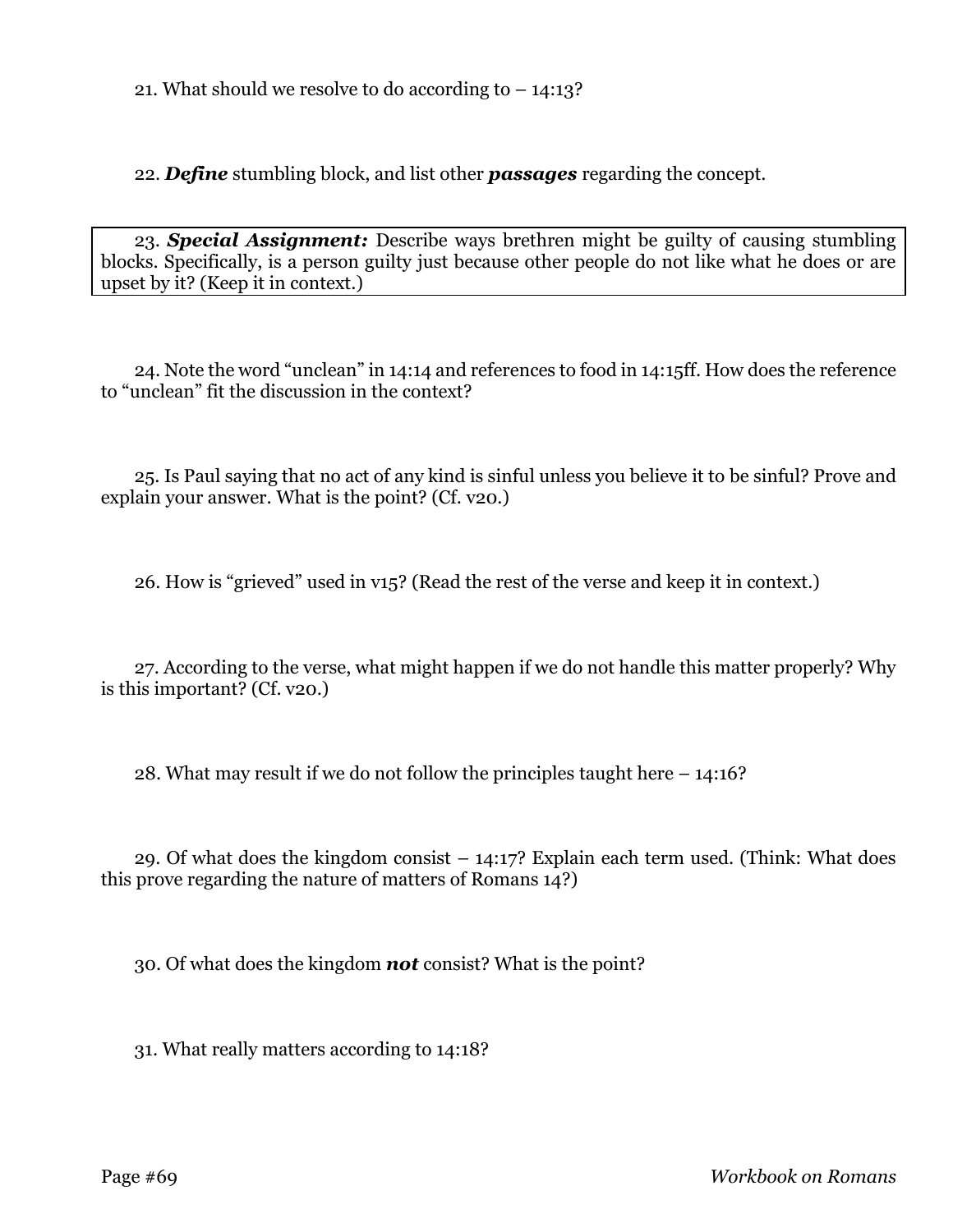21. What should we resolve to do according to – 14:13?

22. ***Define*** stumbling block, and list other ***passages*** regarding the concept.

23. ***Special Assignment:*** Describe ways brethren might be guilty of causing stumbling blocks. Specifically, is a person guilty just because other people do not like what he does or are upset by it? (Keep it in context.)

24. Note the word "unclean" in 14:14 and references to food in 14:15ff. How does the reference to "unclean" fit the discussion in the context?

25. Is Paul saying that no act of any kind is sinful unless you believe it to be sinful? Prove and explain your answer. What is the point? (Cf. v20.)

26. How is "grieved" used in v15? (Read the rest of the verse and keep it in context.)

27. According to the verse, what might happen if we do not handle this matter properly? Why is this important? (Cf. v20.)

28. What may result if we do not follow the principles taught here – 14:16?

29. Of what does the kingdom consist – 14:17? Explain each term used. (Think: What does this prove regarding the nature of matters of Romans 14?)

30. Of what does the kingdom ***not*** consist? What is the point?

31. What really matters according to 14:18?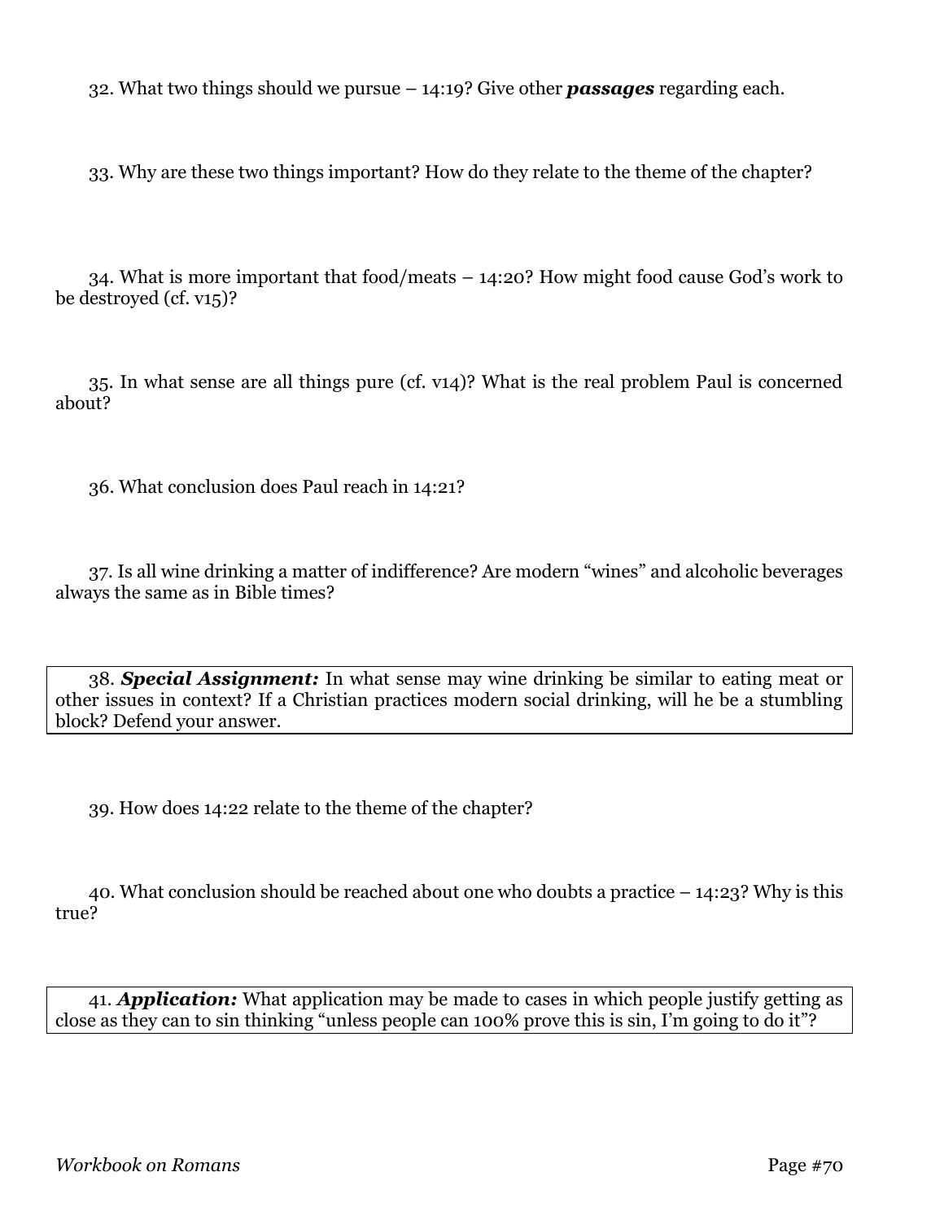32. What two things should we pursue – 14:19? Give other ***passages*** regarding each.

33. Why are these two things important? How do they relate to the theme of the chapter?

34. What is more important that food/meats – 14:20? How might food cause God's work to be destroyed (cf. v15)?

35. In what sense are all things pure (cf. v14)? What is the real problem Paul is concerned about?

36. What conclusion does Paul reach in 14:21?

37. Is all wine drinking a matter of indifference? Are modern "wines" and alcoholic beverages always the same as in Bible times?

38. ***Special Assignment:*** In what sense may wine drinking be similar to eating meat or other issues in context? If a Christian practices modern social drinking, will he be a stumbling block? Defend your answer.

39. How does 14:22 relate to the theme of the chapter?

40. What conclusion should be reached about one who doubts a practice – 14:23? Why is this true?

41. ***Application:*** What application may be made to cases in which people justify getting as close as they can to sin thinking "unless people can 100% prove this is sin, I'm going to do it"?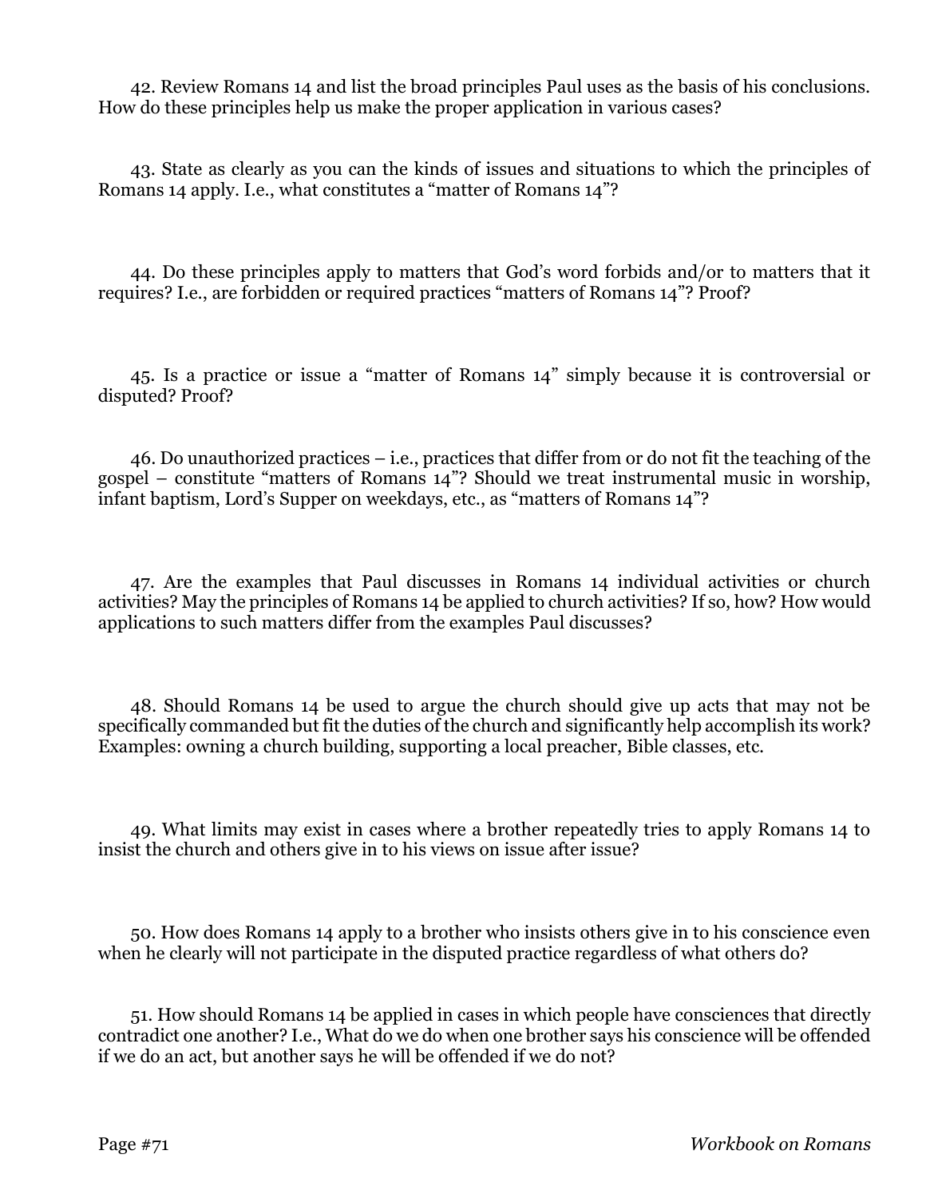42. Review Romans 14 and list the broad principles Paul uses as the basis of his conclusions. How do these principles help us make the proper application in various cases?

43. State as clearly as you can the kinds of issues and situations to which the principles of Romans 14 apply. I.e., what constitutes a "matter of Romans 14"?

44. Do these principles apply to matters that God's word forbids and/or to matters that it requires? I.e., are forbidden or required practices "matters of Romans 14"? Proof?

45. Is a practice or issue a "matter of Romans 14" simply because it is controversial or disputed? Proof?

46. Do unauthorized practices – i.e., practices that differ from or do not fit the teaching of the gospel – constitute "matters of Romans 14"? Should we treat instrumental music in worship, infant baptism, Lord's Supper on weekdays, etc., as "matters of Romans 14"?

47. Are the examples that Paul discusses in Romans 14 individual activities or church activities? May the principles of Romans 14 be applied to church activities? If so, how? How would applications to such matters differ from the examples Paul discusses?

48. Should Romans 14 be used to argue the church should give up acts that may not be specifically commanded but fit the duties of the church and significantly help accomplish its work? Examples: owning a church building, supporting a local preacher, Bible classes, etc.

49. What limits may exist in cases where a brother repeatedly tries to apply Romans 14 to insist the church and others give in to his views on issue after issue?

50. How does Romans 14 apply to a brother who insists others give in to his conscience even when he clearly will not participate in the disputed practice regardless of what others do?

51. How should Romans 14 be applied in cases in which people have consciences that directly contradict one another? I.e., What do we do when one brother says his conscience will be offended if we do an act, but another says he will be offended if we do not?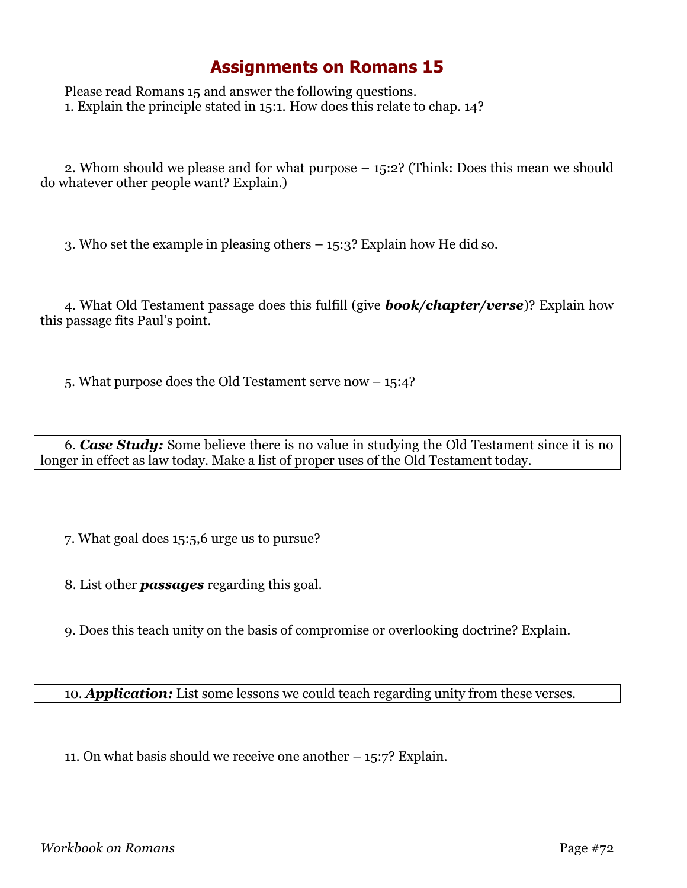# Assignments on Romans 15

Please read Romans 15 and answer the following questions.

1. Explain the principle stated in 15:1. How does this relate to chap. 14?

2. Whom should we please and for what purpose – 15:2? (Think: Does this mean we should do whatever other people want? Explain.)

3. Who set the example in pleasing others – 15:3? Explain how He did so.

4. What Old Testament passage does this fulfill (give ***book/chapter/verse***)? Explain how this passage fits Paul's point.

5. What purpose does the Old Testament serve now – 15:4?

6. ***Case Study:*** Some believe there is no value in studying the Old Testament since it is no longer in effect as law today. Make a list of proper uses of the Old Testament today.

7. What goal does 15:5,6 urge us to pursue?

8. List other ***passages*** regarding this goal.

9. Does this teach unity on the basis of compromise or overlooking doctrine? Explain.

10. ***Application:*** List some lessons we could teach regarding unity from these verses.

11. On what basis should we receive one another – 15:7? Explain.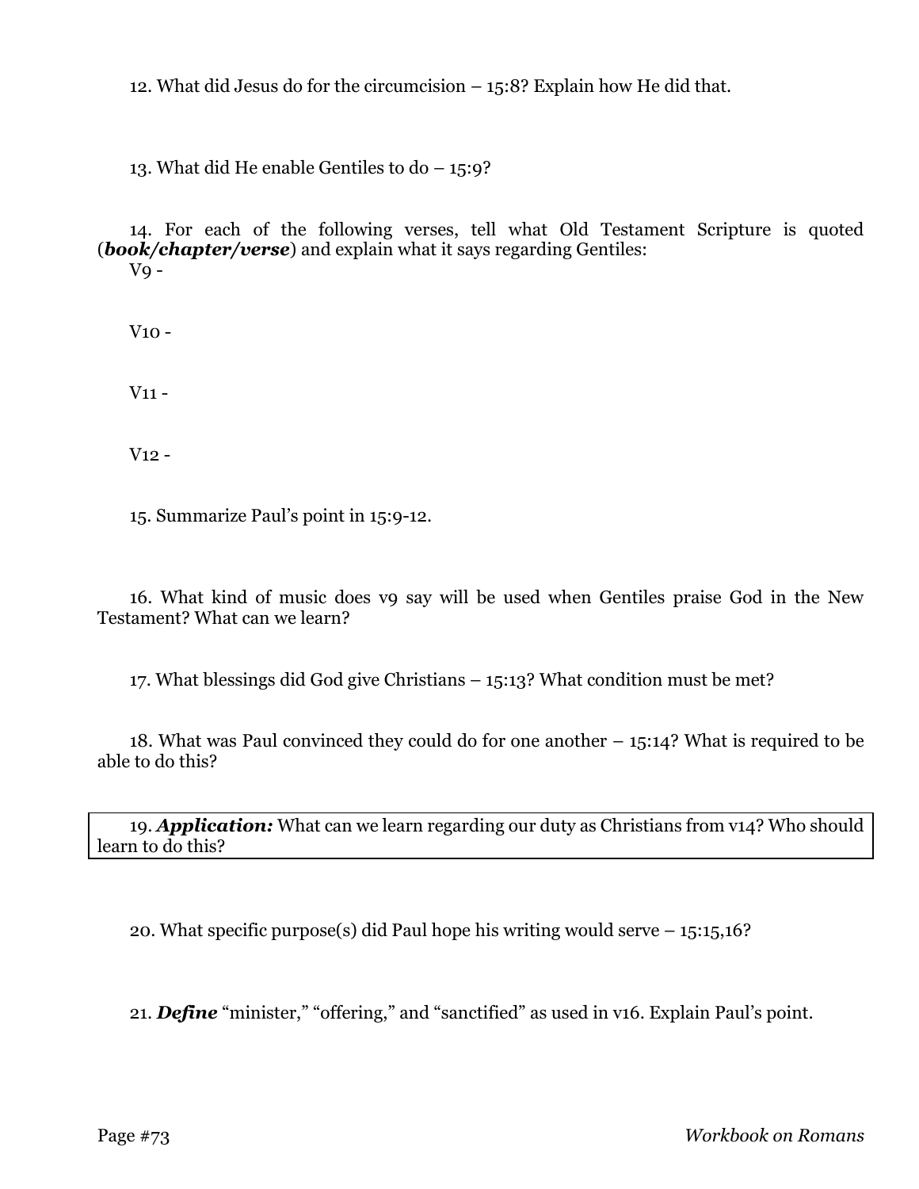12. What did Jesus do for the circumcision – 15:8? Explain how He did that.

13. What did He enable Gentiles to do – 15:9?

14. For each of the following verses, tell what Old Testament Scripture is quoted (***book/chapter/verse***) and explain what it says regarding Gentiles:

V9 -

V10 -

V11 -

V12 -

15. Summarize Paul's point in 15:9-12.

16. What kind of music does v9 say will be used when Gentiles praise God in the New Testament? What can we learn?

17. What blessings did God give Christians – 15:13? What condition must be met?

18. What was Paul convinced they could do for one another – 15:14? What is required to be able to do this?

19. ***Application:*** What can we learn regarding our duty as Christians from v14? Who should learn to do this?

20. What specific purpose(s) did Paul hope his writing would serve – 15:15,16?

21. ***Define*** "minister," "offering," and "sanctified" as used in v16. Explain Paul's point.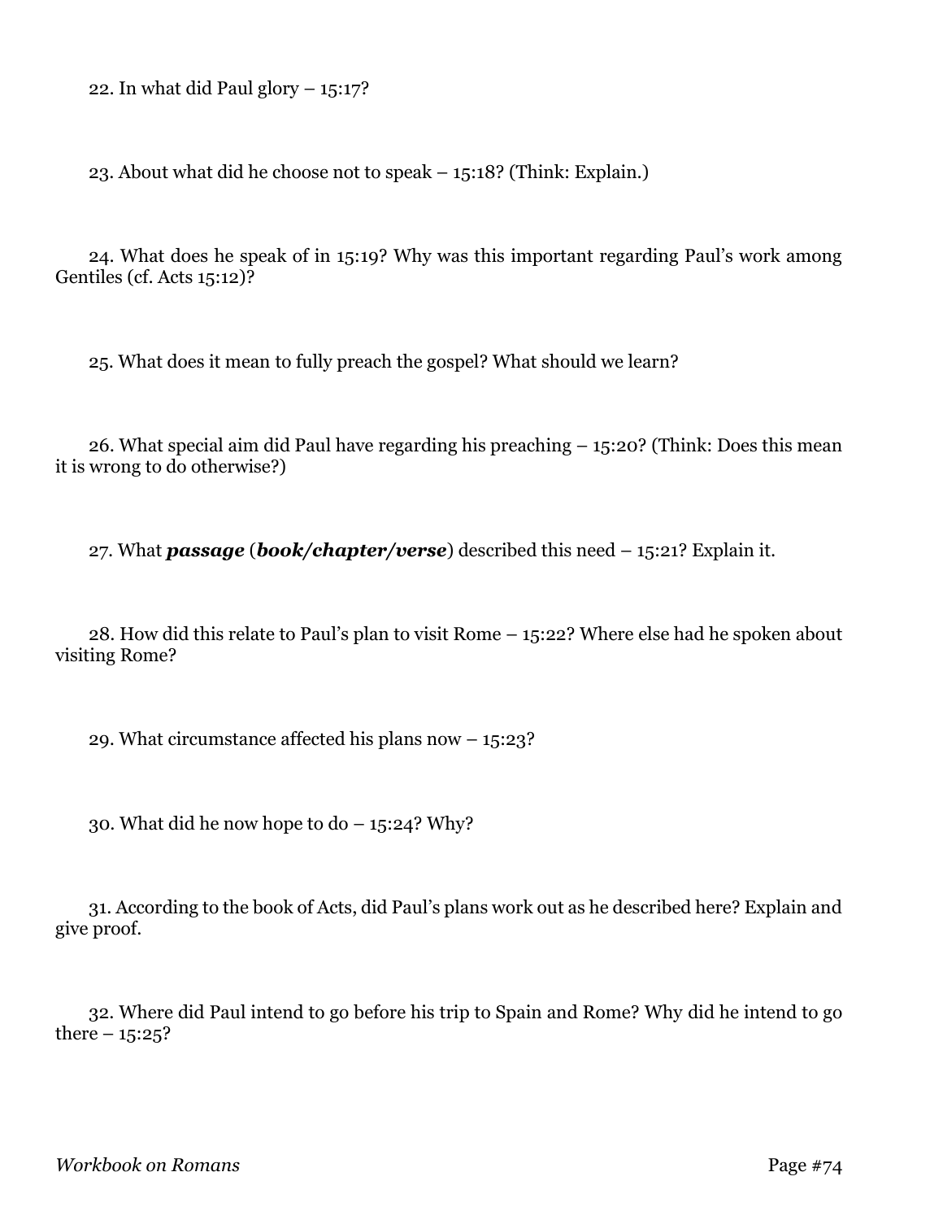22. In what did Paul glory – 15:17?

23. About what did he choose not to speak – 15:18? (Think: Explain.)

24. What does he speak of in 15:19? Why was this important regarding Paul's work among Gentiles (cf. Acts 15:12)?

25. What does it mean to fully preach the gospel? What should we learn?

26. What special aim did Paul have regarding his preaching – 15:20? (Think: Does this mean it is wrong to do otherwise?)

27. What ***passage*** (***book/chapter/verse***) described this need – 15:21? Explain it.

28. How did this relate to Paul's plan to visit Rome – 15:22? Where else had he spoken about visiting Rome?

29. What circumstance affected his plans now – 15:23?

30. What did he now hope to do – 15:24? Why?

31. According to the book of Acts, did Paul's plans work out as he described here? Explain and give proof.

32. Where did Paul intend to go before his trip to Spain and Rome? Why did he intend to go there – 15:25?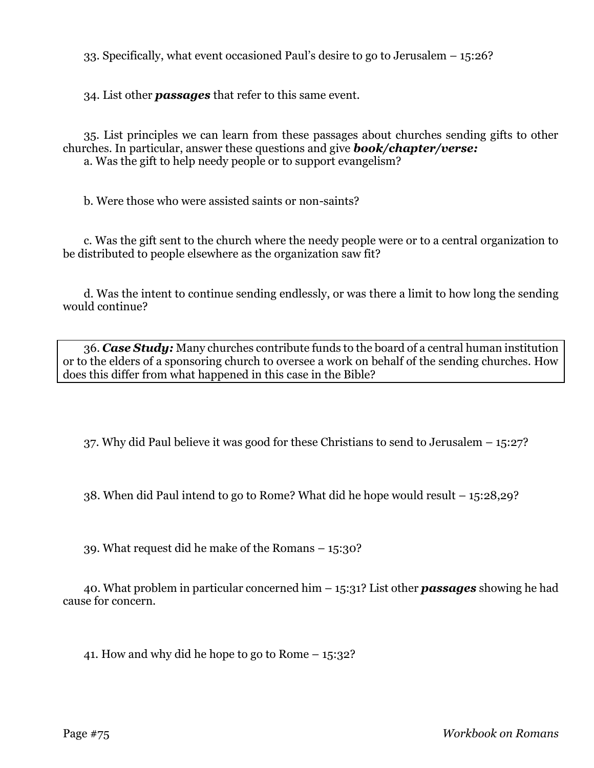33. Specifically, what event occasioned Paul's desire to go to Jerusalem – 15:26?

34. List other ***passages*** that refer to this same event.

35. List principles we can learn from these passages about churches sending gifts to other churches. In particular, answer these questions and give ***book/chapter/verse:***

a. Was the gift to help needy people or to support evangelism?

b. Were those who were assisted saints or non-saints?

c. Was the gift sent to the church where the needy people were or to a central organization to be distributed to people elsewhere as the organization saw fit?

d. Was the intent to continue sending endlessly, or was there a limit to how long the sending would continue?

36. ***Case Study:*** Many churches contribute funds to the board of a central human institution or to the elders of a sponsoring church to oversee a work on behalf of the sending churches. How does this differ from what happened in this case in the Bible?

37. Why did Paul believe it was good for these Christians to send to Jerusalem – 15:27?

38. When did Paul intend to go to Rome? What did he hope would result – 15:28,29?

39. What request did he make of the Romans – 15:30?

40. What problem in particular concerned him – 15:31? List other ***passages*** showing he had cause for concern.

41. How and why did he hope to go to Rome – 15:32?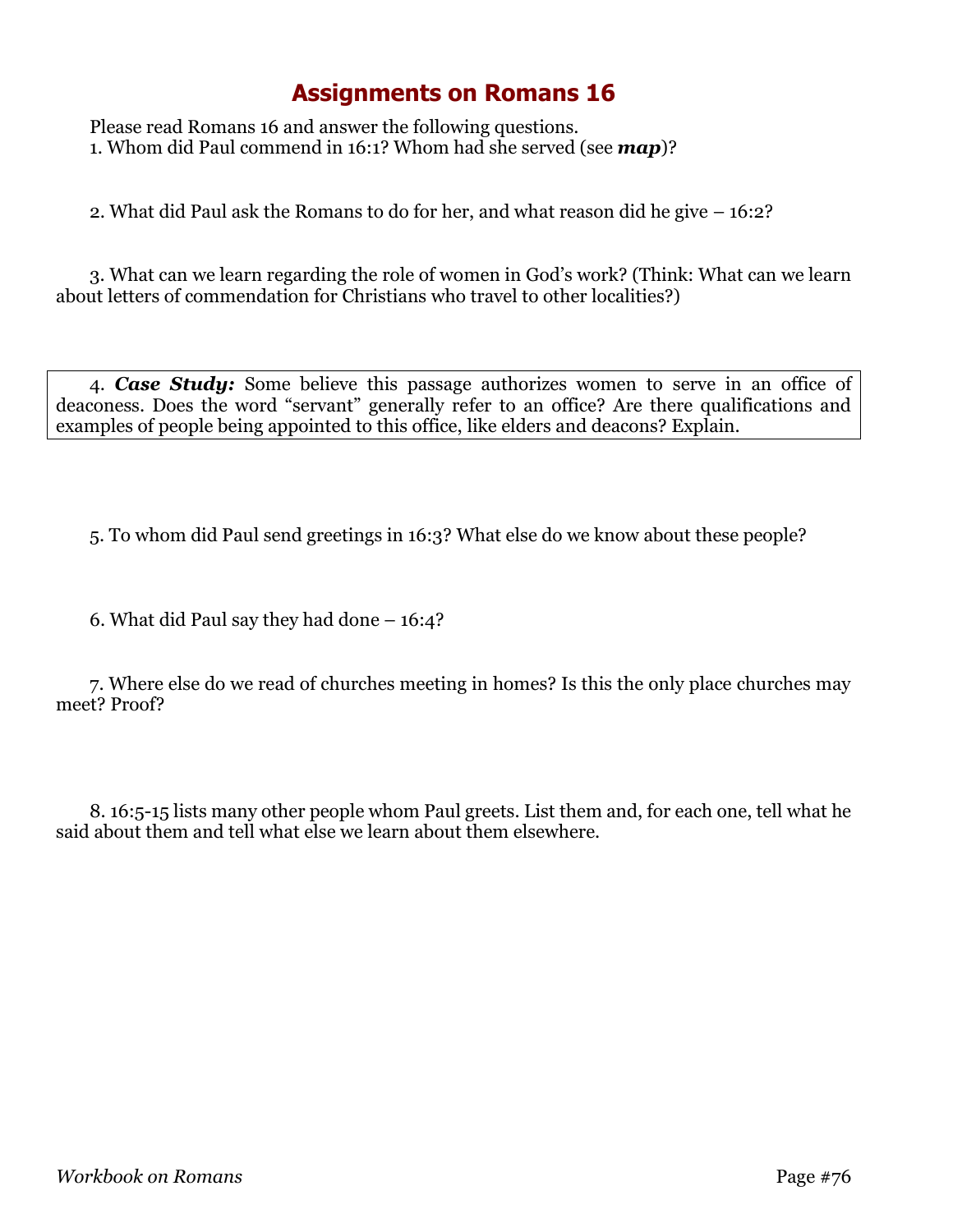# Assignments on Romans 16

Please read Romans 16 and answer the following questions.

1. Whom did Paul commend in 16:1? Whom had she served (see ***map***)?

2. What did Paul ask the Romans to do for her, and what reason did he give – 16:2?

3. What can we learn regarding the role of women in God's work? (Think: What can we learn about letters of commendation for Christians who travel to other localities?)

4. ***Case Study:*** Some believe this passage authorizes women to serve in an office of deaconess. Does the word "servant" generally refer to an office? Are there qualifications and examples of people being appointed to this office, like elders and deacons? Explain.

5. To whom did Paul send greetings in 16:3? What else do we know about these people?

6. What did Paul say they had done – 16:4?

7. Where else do we read of churches meeting in homes? Is this the only place churches may meet? Proof?

8. 16:5-15 lists many other people whom Paul greets. List them and, for each one, tell what he said about them and tell what else we learn about them elsewhere.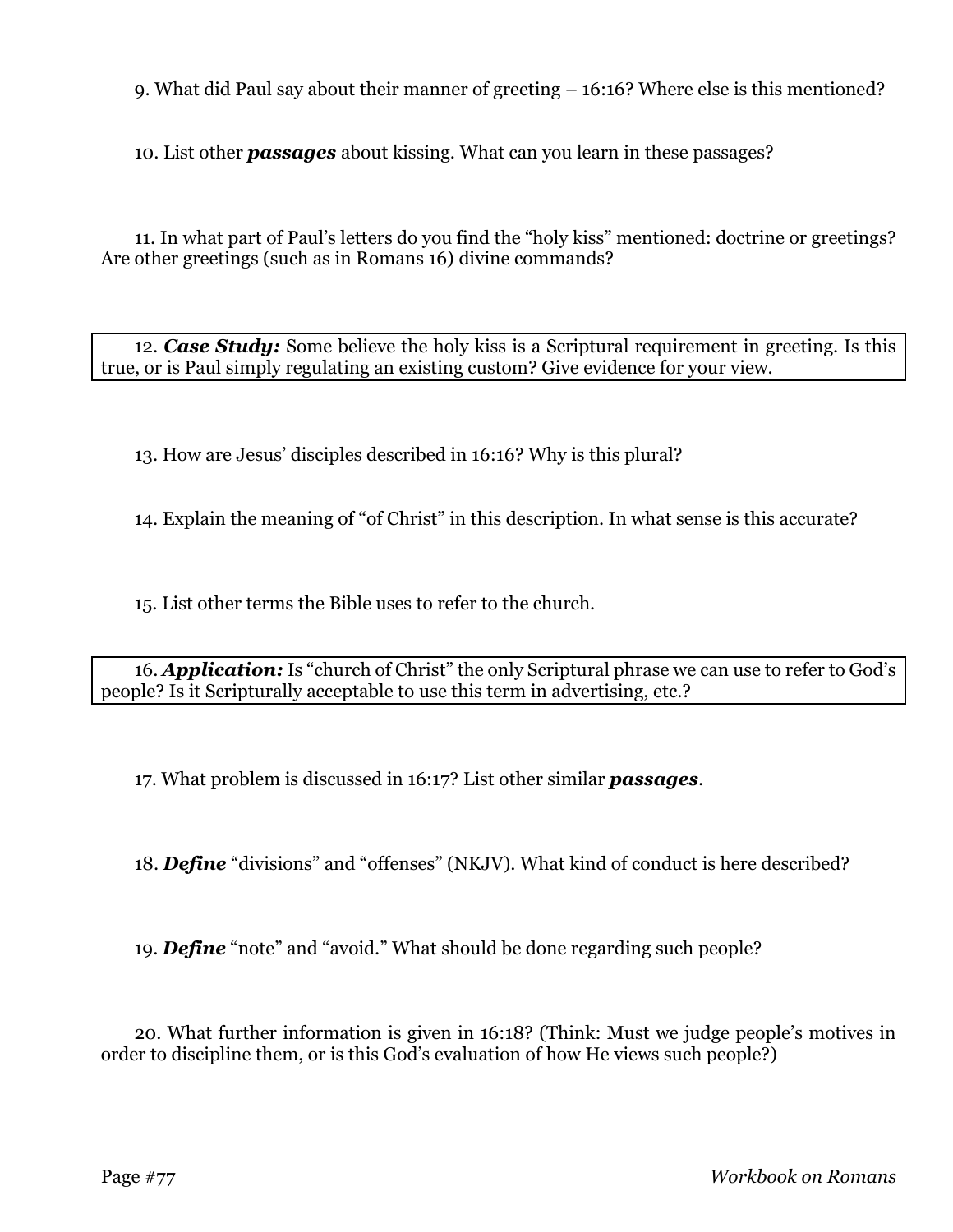9. What did Paul say about their manner of greeting – 16:16? Where else is this mentioned?

10. List other ***passages*** about kissing. What can you learn in these passages?

11. In what part of Paul's letters do you find the "holy kiss" mentioned: doctrine or greetings? Are other greetings (such as in Romans 16) divine commands?

12. ***Case Study:*** Some believe the holy kiss is a Scriptural requirement in greeting. Is this true, or is Paul simply regulating an existing custom? Give evidence for your view.

13. How are Jesus' disciples described in 16:16? Why is this plural?

14. Explain the meaning of "of Christ" in this description. In what sense is this accurate?

15. List other terms the Bible uses to refer to the church.

16. ***Application:*** Is "church of Christ" the only Scriptural phrase we can use to refer to God's people? Is it Scripturally acceptable to use this term in advertising, etc.?

17. What problem is discussed in 16:17? List other similar ***passages***.

18. ***Define*** "divisions" and "offenses" (NKJV). What kind of conduct is here described?

19. ***Define*** "note" and "avoid." What should be done regarding such people?

20. What further information is given in 16:18? (Think: Must we judge people's motives in order to discipline them, or is this God's evaluation of how He views such people?)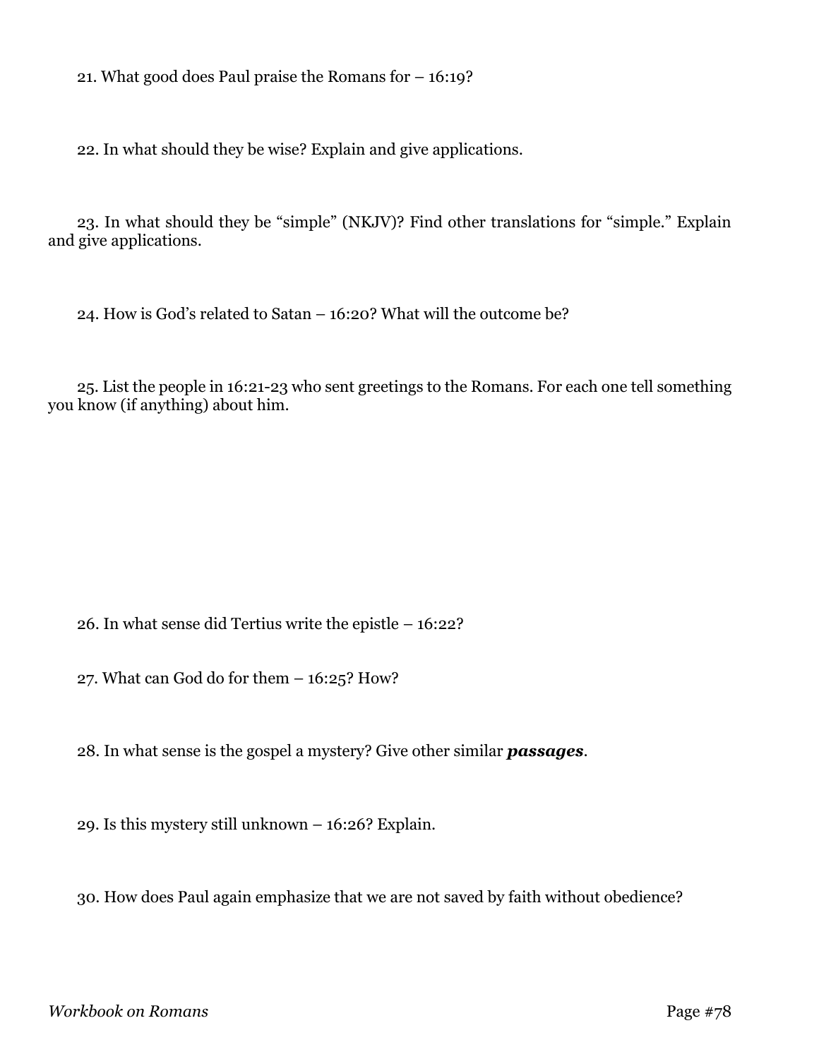21. What good does Paul praise the Romans for – 16:19?

22. In what should they be wise? Explain and give applications.

23. In what should they be “simple” (NKJV)? Find other translations for “simple.” Explain and give applications.

24. How is God’s related to Satan – 16:20? What will the outcome be?

25. List the people in 16:21-23 who sent greetings to the Romans. For each one tell something you know (if anything) about him.

26. In what sense did Tertius write the epistle – 16:22?

27. What can God do for them – 16:25? How?

28. In what sense is the gospel a mystery? Give other similar ***passages***.

29. Is this mystery still unknown – 16:26? Explain.

30. How does Paul again emphasize that we are not saved by faith without obedience?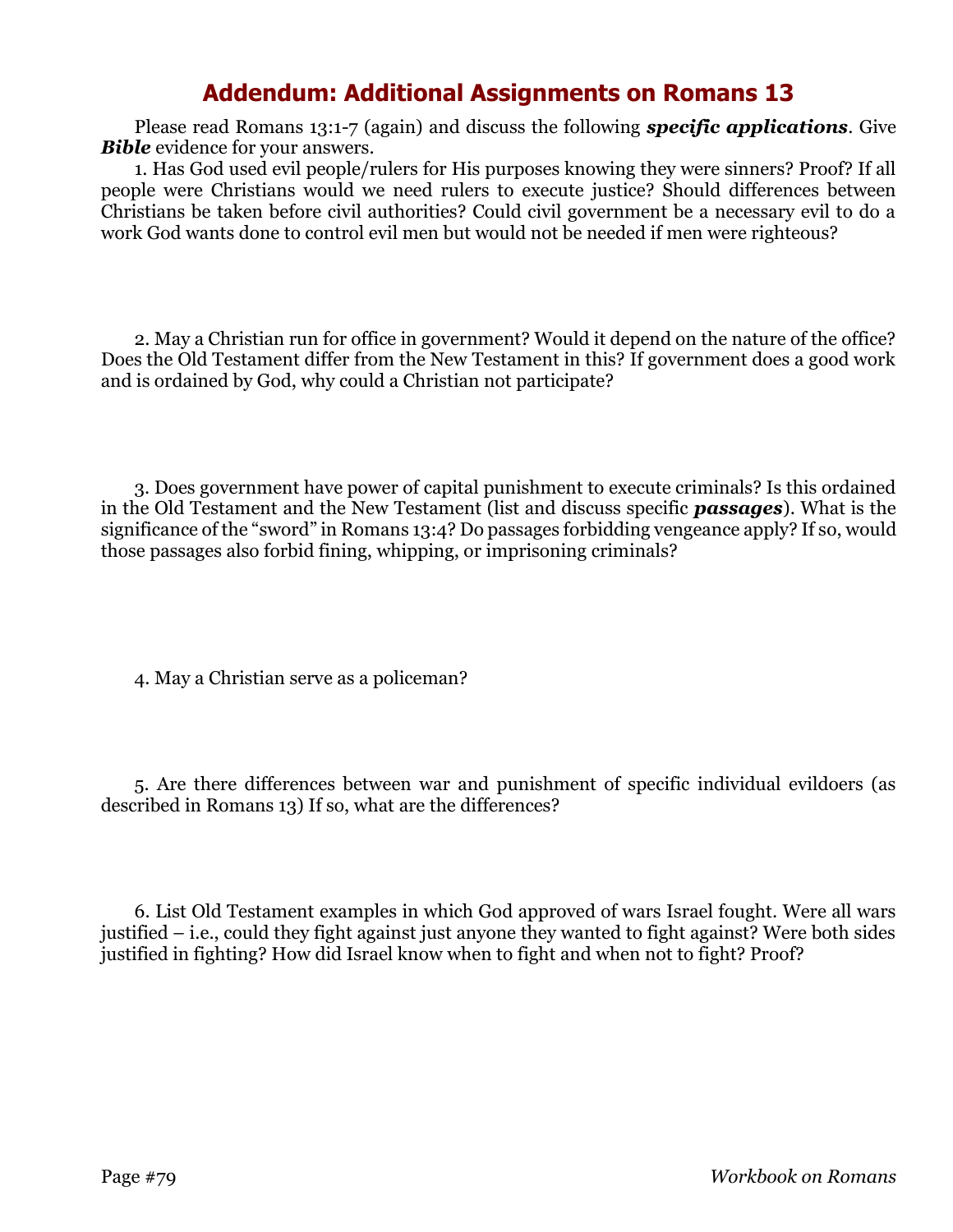# Addendum: Additional Assignments on Romans 13

Please read Romans 13:1-7 (again) and discuss the following ***specific applications***. Give ***Bible*** evidence for your answers.

1. Has God used evil people/rulers for His purposes knowing they were sinners? Proof? If all people were Christians would we need rulers to execute justice? Should differences between Christians be taken before civil authorities? Could civil government be a necessary evil to do a work God wants done to control evil men but would not be needed if men were righteous?

2. May a Christian run for office in government? Would it depend on the nature of the office? Does the Old Testament differ from the New Testament in this? If government does a good work and is ordained by God, why could a Christian not participate?

3. Does government have power of capital punishment to execute criminals? Is this ordained in the Old Testament and the New Testament (list and discuss specific ***passages***). What is the significance of the "sword" in Romans 13:4? Do passages forbidding vengeance apply? If so, would those passages also forbid fining, whipping, or imprisoning criminals?

4. May a Christian serve as a policeman?

5. Are there differences between war and punishment of specific individual evildoers (as described in Romans 13) If so, what are the differences?

6. List Old Testament examples in which God approved of wars Israel fought. Were all wars justified – i.e., could they fight against just anyone they wanted to fight against? Were both sides justified in fighting? How did Israel know when to fight and when not to fight? Proof?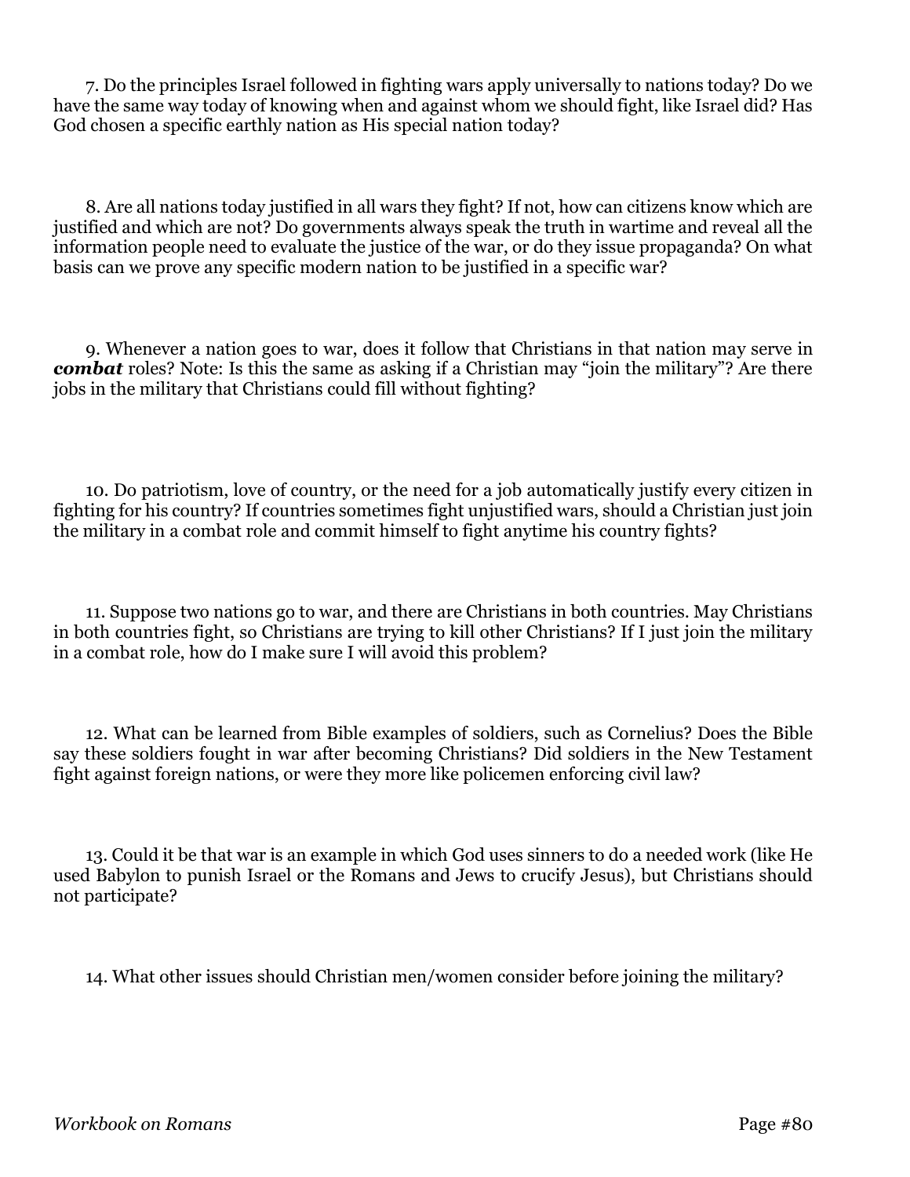7. Do the principles Israel followed in fighting wars apply universally to nations today? Do we have the same way today of knowing when and against whom we should fight, like Israel did? Has God chosen a specific earthly nation as His special nation today?

8. Are all nations today justified in all wars they fight? If not, how can citizens know which are justified and which are not? Do governments always speak the truth in wartime and reveal all the information people need to evaluate the justice of the war, or do they issue propaganda? On what basis can we prove any specific modern nation to be justified in a specific war?

9. Whenever a nation goes to war, does it follow that Christians in that nation may serve in ***combat*** roles? Note: Is this the same as asking if a Christian may "join the military"? Are there jobs in the military that Christians could fill without fighting?

10. Do patriotism, love of country, or the need for a job automatically justify every citizen in fighting for his country? If countries sometimes fight unjustified wars, should a Christian just join the military in a combat role and commit himself to fight anytime his country fights?

11. Suppose two nations go to war, and there are Christians in both countries. May Christians in both countries fight, so Christians are trying to kill other Christians? If I just join the military in a combat role, how do I make sure I will avoid this problem?

12. What can be learned from Bible examples of soldiers, such as Cornelius? Does the Bible say these soldiers fought in war after becoming Christians? Did soldiers in the New Testament fight against foreign nations, or were they more like policemen enforcing civil law?

13. Could it be that war is an example in which God uses sinners to do a needed work (like He used Babylon to punish Israel or the Romans and Jews to crucify Jesus), but Christians should not participate?

14. What other issues should Christian men/women consider before joining the military?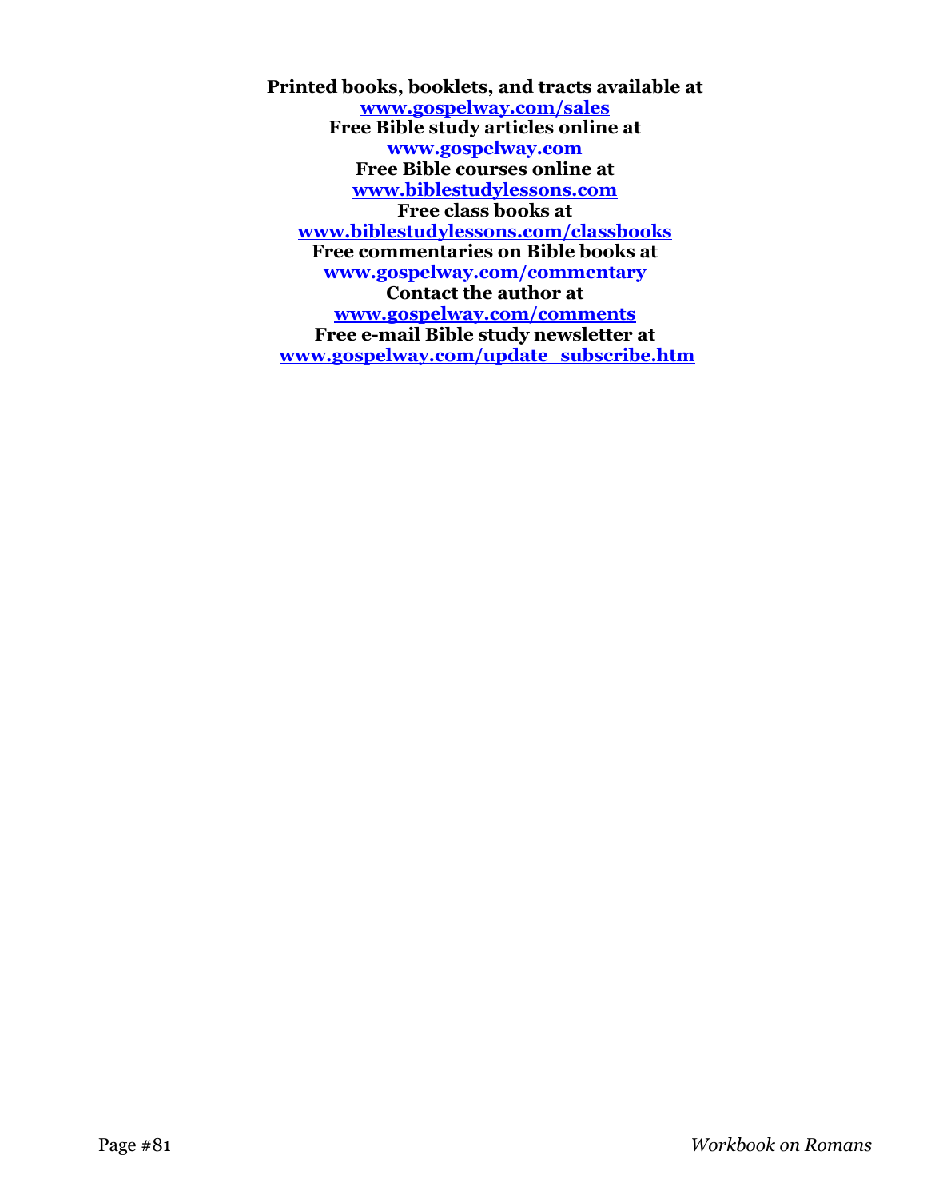**Printed books, booklets, and tracts available at**
**www.gospelway.com/sales**
**Free Bible study articles online at**
**www.gospelway.com**
**Free Bible courses online at**
**www.biblestudylessons.com**
**Free class books at**
**www.biblestudylessons.com/classbooks**
**Free commentaries on Bible books at**
**www.gospelway.com/commentary**
**Contact the author at**
**www.gospelway.com/comments**
**Free e-mail Bible study newsletter at**
**www.gospelway.com/update_subscribe.htm**